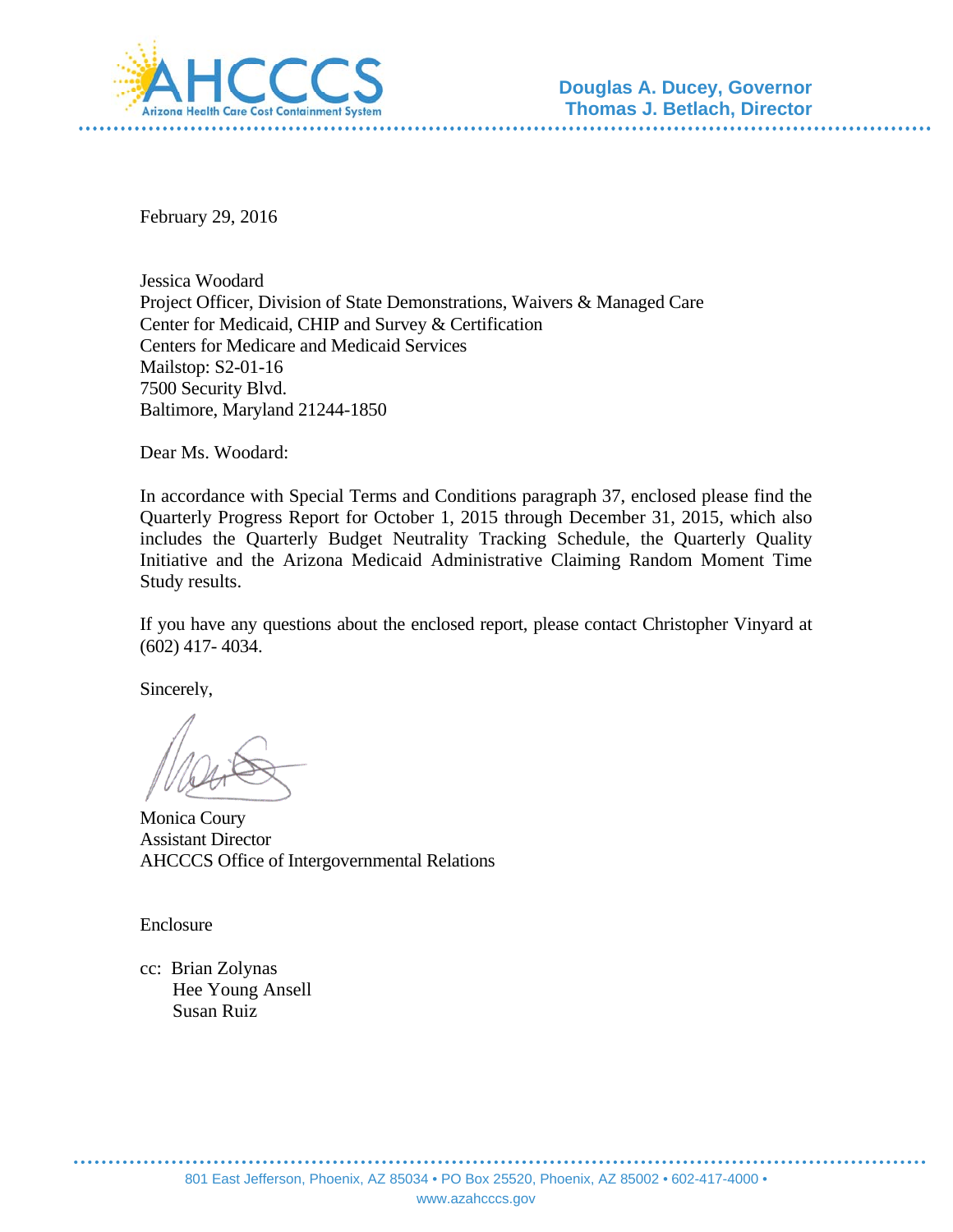AHCCCS

Arizona Health Care Cost Containment System

**Douglas A. Ducey, Governor**
**Thomas J. Betlach, Director**

February 29, 2016

Jessica Woodard
Project Officer, Division of State Demonstrations, Waivers & Managed Care
Center for Medicaid, CHIP and Survey & Certification
Centers for Medicare and Medicaid Services
Mailstop: S2-01-16
7500 Security Blvd.
Baltimore, Maryland 21244-1850

Dear Ms. Woodard:

In accordance with Special Terms and Conditions paragraph 37, enclosed please find the Quarterly Progress Report for October 1, 2015 through December 31, 2015, which also includes the Quarterly Budget Neutrality Tracking Schedule, the Quarterly Quality Initiative and the Arizona Medicaid Administrative Claiming Random Moment Time Study results.

If you have any questions about the enclosed report, please contact Christopher Vinyard at (602) 417- 4034.

Sincerely,

Monica Coury
Assistant Director
AHCCCS Office of Intergovernmental Relations

Enclosure

cc: Brian Zolynas
Hee Young Ansell
Susan Ruiz

801 East Jefferson, Phoenix, AZ 85034 • PO Box 25520, Phoenix, AZ 85002 • 602-417-4000 • www.azahcccs.gov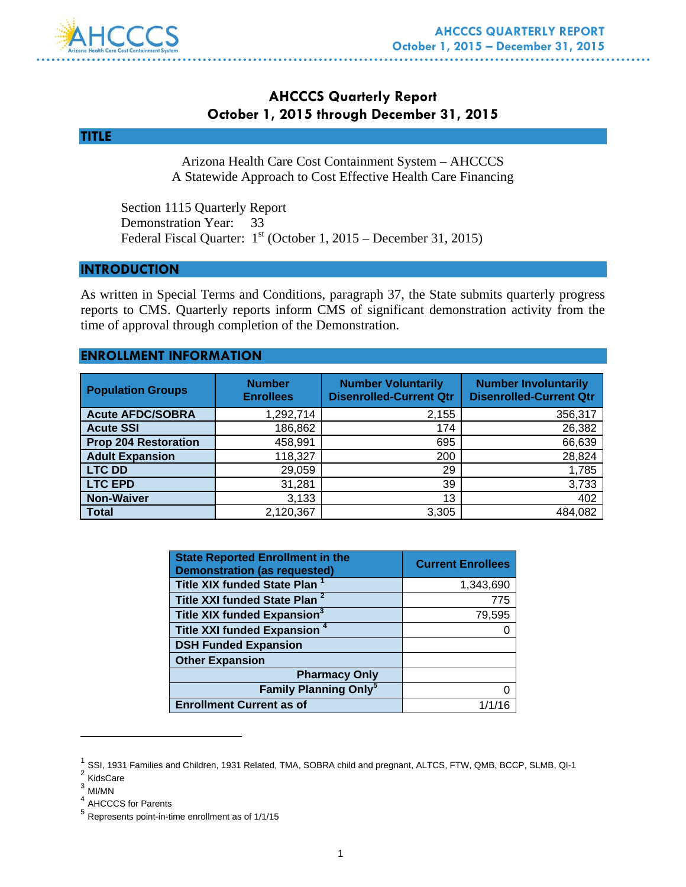# AHCCCS Quarterly Report
## October 1, 2015 through December 31, 2015

## TITLE

Arizona Health Care Cost Containment System – AHCCCS
A Statewide Approach to Cost Effective Health Care Financing

Section 1115 Quarterly Report
Demonstration Year: 33
Federal Fiscal Quarter: 1st (October 1, 2015 – December 31, 2015)

## INTRODUCTION

As written in Special Terms and Conditions, paragraph 37, the State submits quarterly progress reports to CMS. Quarterly reports inform CMS of significant demonstration activity from the time of approval through completion of the Demonstration.

## ENROLLMENT INFORMATION

| Population Groups | Number Enrollees | Number Voluntarily Disenrolled-Current Qtr | Number Involuntarily Disenrolled-Current Qtr |
|---|---|---|---|
| Acute AFDC/SOBRA | 1,292,714 | 2,155 | 356,317 |
| Acute SSI | 186,862 | 174 | 26,382 |
| Prop 204 Restoration | 458,991 | 695 | 66,639 |
| Adult Expansion | 118,327 | 200 | 28,824 |
| LTC DD | 29,059 | 29 | 1,785 |
| LTC EPD | 31,281 | 39 | 3,733 |
| Non-Waiver | 3,133 | 13 | 402 |
| Total | 2,120,367 | 3,305 | 484,082 |

| State Reported Enrollment in the Demonstration (as requested) | Current Enrollees |
|---|---|
| Title XIX funded State Plan [1] | 1,343,690 |
| Title XXI funded State Plan [2] | 775 |
| Title XIX funded Expansion[3] | 79,595 |
| Title XXI funded Expansion [4] | 0 |
| DSH Funded Expansion | |
| Other Expansion | |
| Pharmacy Only | |
| Family Planning Only[5] | 0 |
| Enrollment Current as of | 1/1/16 |

[1] SSI, 1931 Families and Children, 1931 Related, TMA, SOBRA child and pregnant, ALTCS, FTW, QMB, BCCP, SLMB, QI-1
[2] KidsCare
[3] MI/MN
[4] AHCCCS for Parents
[5] Represents point-in-time enrollment as of 1/1/15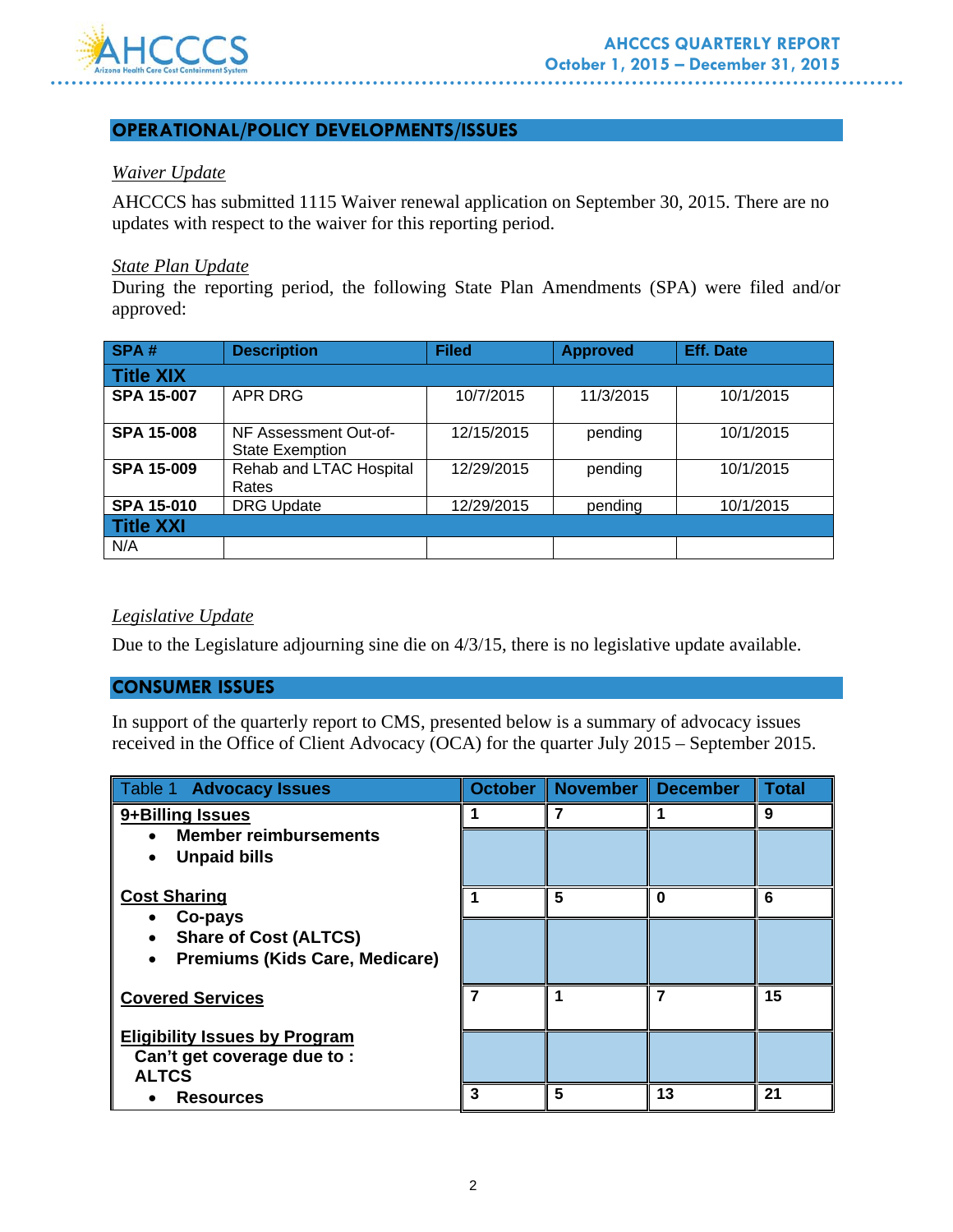## OPERATIONAL/POLICY DEVELOPMENTS/ISSUES

*Waiver Update*

AHCCCS has submitted 1115 Waiver renewal application on September 30, 2015. There are no updates with respect to the waiver for this reporting period.

*State Plan Update*

During the reporting period, the following State Plan Amendments (SPA) were filed and/or approved:

| SPA # | Description | Filed | Approved | Eff. Date |
|---|---|---|---|---|
| **Title XIX** | | | | |
| **SPA 15-007** | APR DRG | 10/7/2015 | 11/3/2015 | 10/1/2015 |
| **SPA 15-008** | NF Assessment Out-of-State Exemption | 12/15/2015 | pending | 10/1/2015 |
| **SPA 15-009** | Rehab and LTAC Hospital Rates | 12/29/2015 | pending | 10/1/2015 |
| **SPA 15-010** | DRG Update | 12/29/2015 | pending | 10/1/2015 |
| **Title XXI** | | | | |
| N/A | | | | |

*Legislative Update*

Due to the Legislature adjourning sine die on 4/3/15, there is no legislative update available.

## CONSUMER ISSUES

In support of the quarterly report to CMS, presented below is a summary of advocacy issues received in the Office of Client Advocacy (OCA) for the quarter July 2015 – September 2015.

| Table 1 **Advocacy Issues** | October | November | December | Total |
|---|---|---|---|---|
| **9+Billing Issues** | **1** | **7** | **1** | **9** |
| • **Member reimbursements**<br>• **Unpaid bills** | | | | |
| **Cost Sharing** | **1** | **5** | **0** | **6** |
| • **Co-pays**<br>• **Share of Cost (ALTCS)**<br>• **Premiums (Kids Care, Medicare)** | | | | |
| **Covered Services** | **7** | **1** | **7** | **15** |
| **Eligibility Issues by Program**<br>**Can't get coverage due to :**<br>**ALTCS** | | | | |
| • **Resources** | **3** | **5** | **13** | **21** |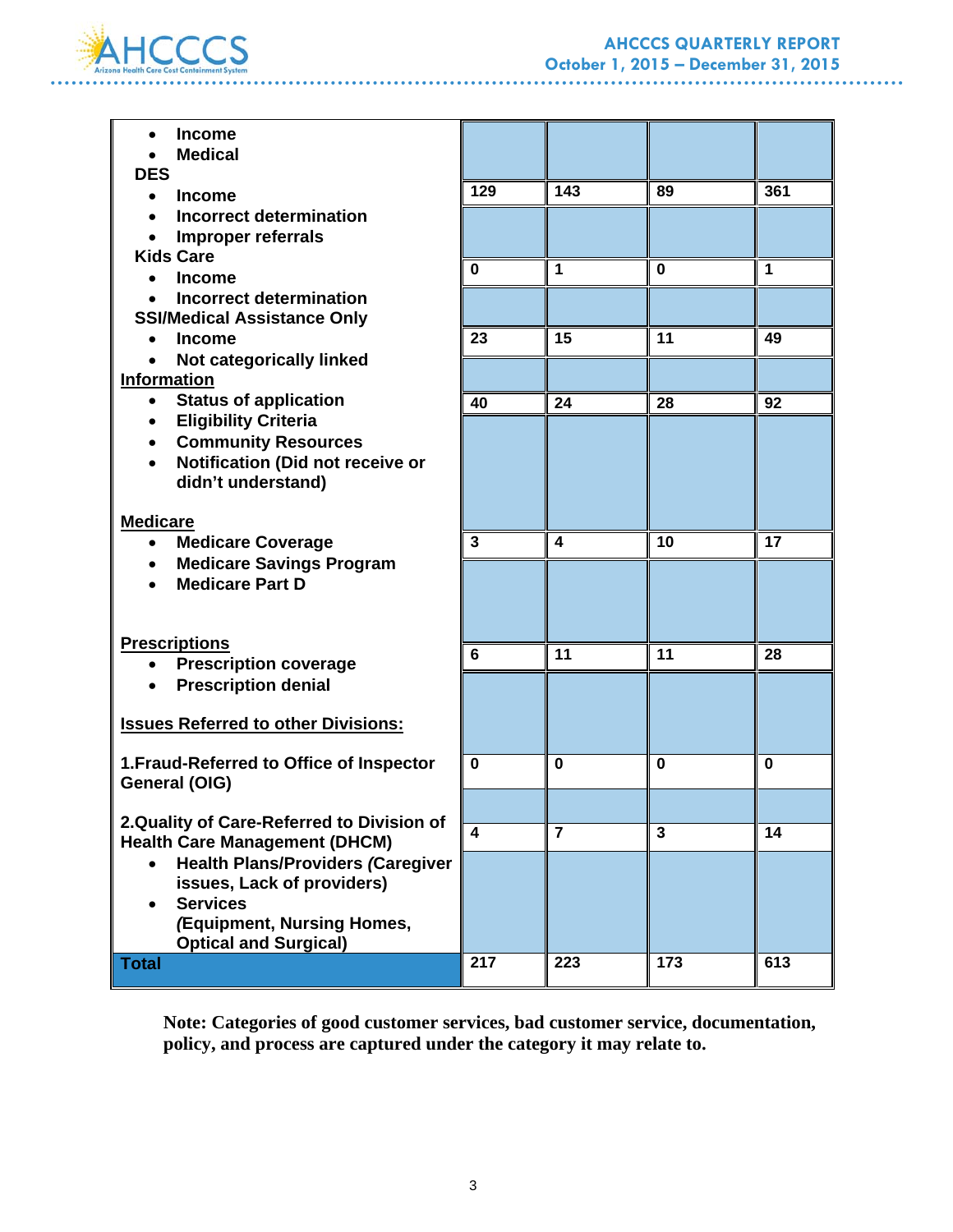| | | | | |
|---|---|---|---|---|
| • Income<br>• Medical<br>**DES**<br>• Income<br>• Incorrect determination<br>• Improper referrals | 129 | 143 | 89 | 361 |
| **Kids Care**<br>• Income<br>• Incorrect determination | 0 | 1 | 0 | 1 |
| **SSI/Medical Assistance Only**<br>• Income<br>• Not categorically linked | 23 | 15 | 11 | 49 |
| **Information**<br>• Status of application<br>• Eligibility Criteria<br>• Community Resources<br>• Notification (Did not receive or didn't understand) | 40 | 24 | 28 | 92 |
| **Medicare**<br>• Medicare Coverage<br>• Medicare Savings Program<br>• Medicare Part D | 3 | 4 | 10 | 17 |
| **Prescriptions**<br>• Prescription coverage<br>• Prescription denial | 6 | 11 | 11 | 28 |
| **Issues Referred to other Divisions:** | | | | |
| **1.Fraud-Referred to Office of Inspector General (OIG)** | 0 | 0 | 0 | 0 |
| **2.Quality of Care-Referred to Division of Health Care Management (DHCM)**<br>• Health Plans/Providers (Caregiver issues, Lack of providers)<br>• Services (Equipment, Nursing Homes, Optical and Surgical) | 4 | 7 | 3 | 14 |
| **Total** | 217 | 223 | 173 | 613 |

**Note: Categories of good customer services, bad customer service, documentation, policy, and process are captured under the category it may relate to.**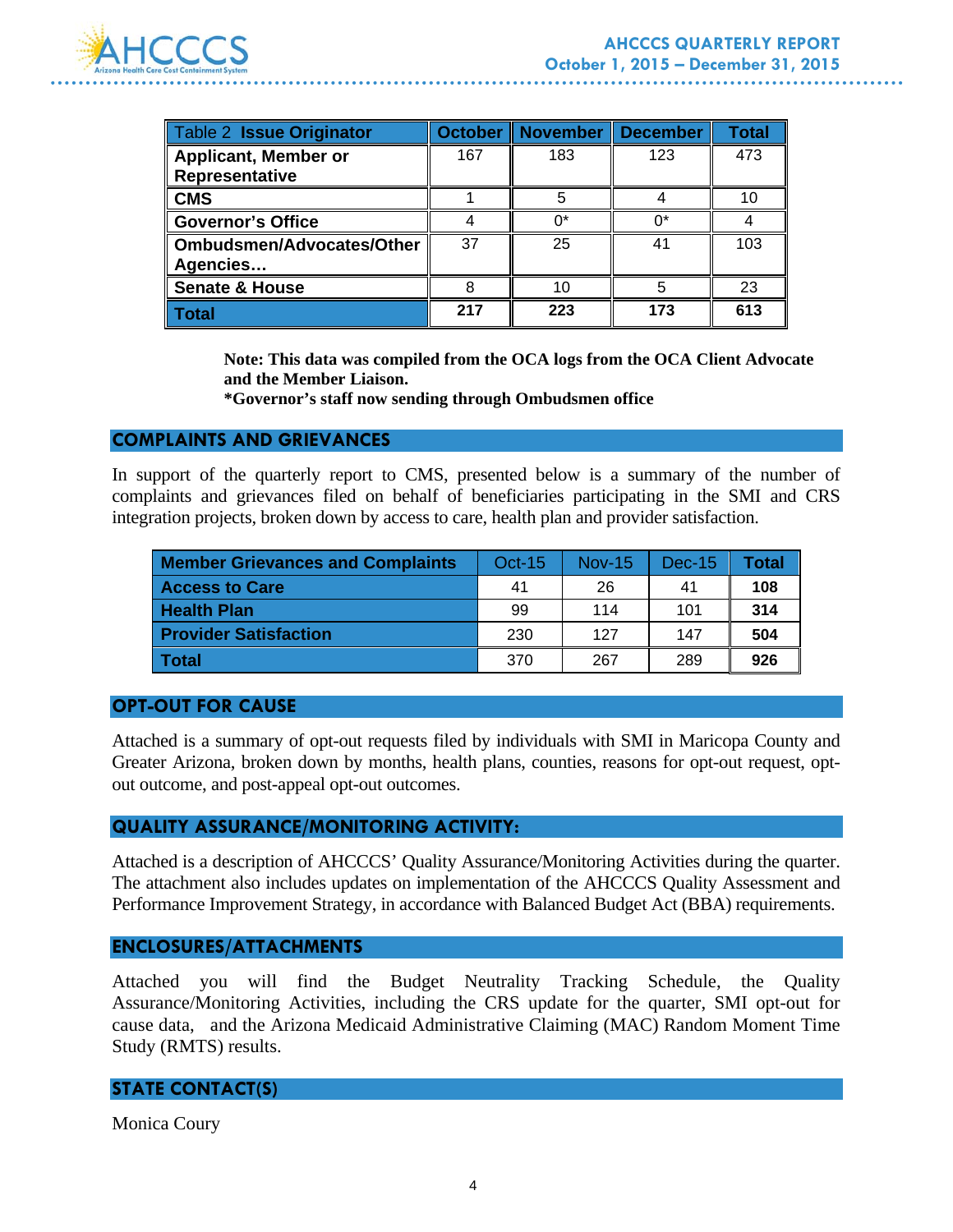| Table 2 **Issue Originator** | **October** | **November** | **December** | **Total** |
| --- | --- | --- | --- | --- |
| **Applicant, Member or Representative** | 167 | 183 | 123 | 473 |
| **CMS** | 1 | 5 | 4 | 10 |
| **Governor's Office** | 4 | 0* | 0* | 4 |
| **Ombudsmen/Advocates/Other Agencies…** | 37 | 25 | 41 | 103 |
| **Senate & House** | 8 | 10 | 5 | 23 |
| **Total** | **217** | **223** | **173** | **613** |

**Note: This data was compiled from the OCA logs from the OCA Client Advocate and the Member Liaison.**
**\*Governor's staff now sending through Ombudsmen office**

## COMPLAINTS AND GRIEVANCES

In support of the quarterly report to CMS, presented below is a summary of the number of complaints and grievances filed on behalf of beneficiaries participating in the SMI and CRS integration projects, broken down by access to care, health plan and provider satisfaction.

| **Member Grievances and Complaints** | Oct-15 | Nov-15 | Dec-15 | **Total** |
| --- | --- | --- | --- | --- |
| **Access to Care** | 41 | 26 | 41 | **108** |
| **Health Plan** | 99 | 114 | 101 | **314** |
| **Provider Satisfaction** | 230 | 127 | 147 | **504** |
| **Total** | 370 | 267 | 289 | **926** |

## OPT-OUT FOR CAUSE

Attached is a summary of opt-out requests filed by individuals with SMI in Maricopa County and Greater Arizona, broken down by months, health plans, counties, reasons for opt-out request, opt-out outcome, and post-appeal opt-out outcomes.

## QUALITY ASSURANCE/MONITORING ACTIVITY:

Attached is a description of AHCCCS' Quality Assurance/Monitoring Activities during the quarter. The attachment also includes updates on implementation of the AHCCCS Quality Assessment and Performance Improvement Strategy, in accordance with Balanced Budget Act (BBA) requirements.

## ENCLOSURES/ATTACHMENTS

Attached you will find the Budget Neutrality Tracking Schedule, the Quality Assurance/Monitoring Activities, including the CRS update for the quarter, SMI opt-out for cause data, and the Arizona Medicaid Administrative Claiming (MAC) Random Moment Time Study (RMTS) results.

## STATE CONTACT(S)

Monica Coury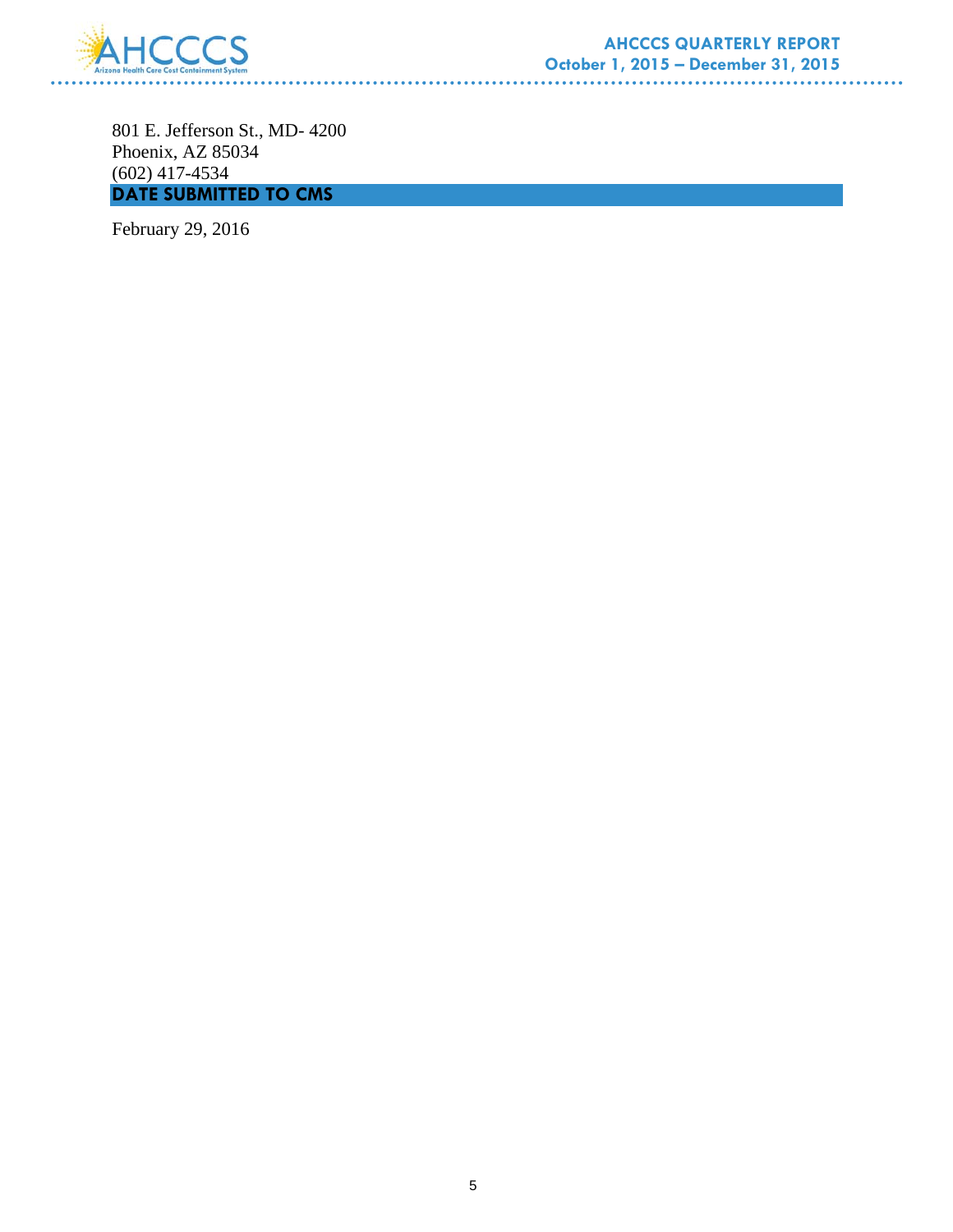801 E. Jefferson St., MD- 4200
Phoenix, AZ 85034
(602) 417-4534

## DATE SUBMITTED TO CMS

February 29, 2016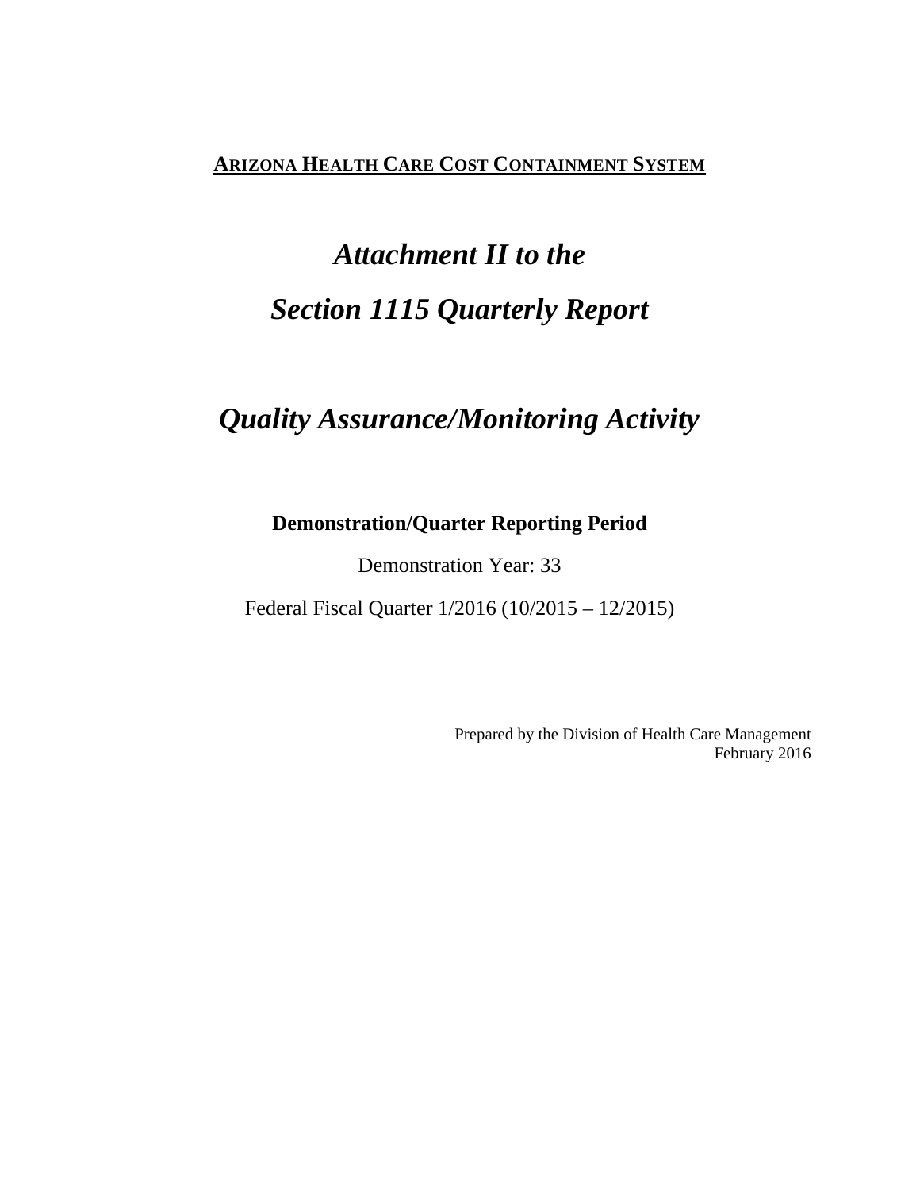**ARIZONA HEALTH CARE COST CONTAINMENT SYSTEM**

# *Attachment II to the Section 1115 Quarterly Report*

## *Quality Assurance/Monitoring Activity*

**Demonstration/Quarter Reporting Period**

Demonstration Year: 33

Federal Fiscal Quarter 1/2016 (10/2015 – 12/2015)

Prepared by the Division of Health Care Management
February 2016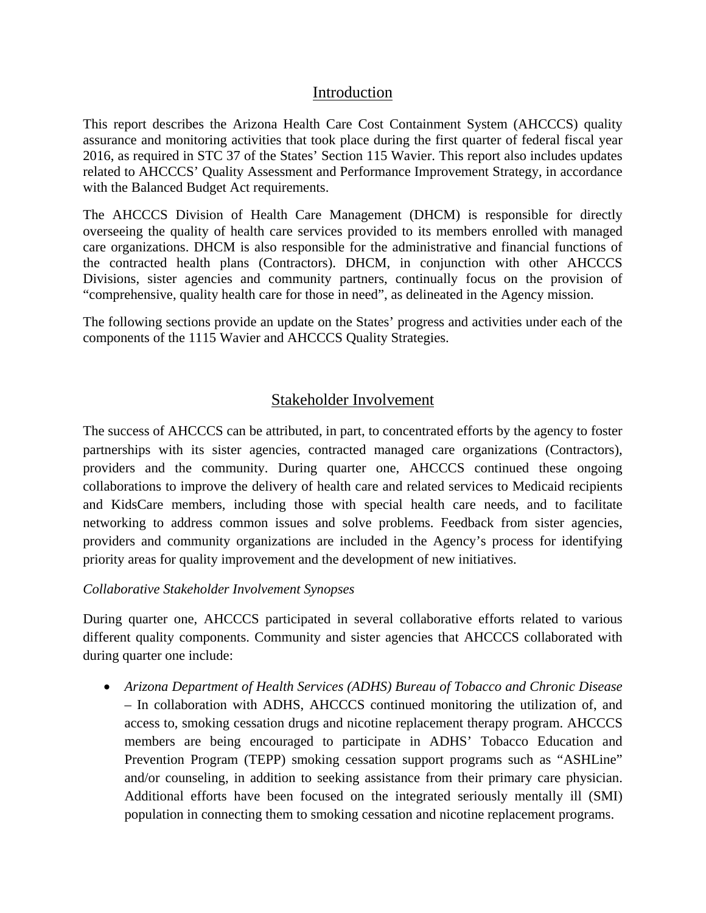## Introduction

This report describes the Arizona Health Care Cost Containment System (AHCCCS) quality assurance and monitoring activities that took place during the first quarter of federal fiscal year 2016, as required in STC 37 of the States' Section 115 Wavier. This report also includes updates related to AHCCCS' Quality Assessment and Performance Improvement Strategy, in accordance with the Balanced Budget Act requirements.

The AHCCCS Division of Health Care Management (DHCM) is responsible for directly overseeing the quality of health care services provided to its members enrolled with managed care organizations. DHCM is also responsible for the administrative and financial functions of the contracted health plans (Contractors). DHCM, in conjunction with other AHCCCS Divisions, sister agencies and community partners, continually focus on the provision of "comprehensive, quality health care for those in need", as delineated in the Agency mission.

The following sections provide an update on the States' progress and activities under each of the components of the 1115 Wavier and AHCCCS Quality Strategies.

## Stakeholder Involvement

The success of AHCCCS can be attributed, in part, to concentrated efforts by the agency to foster partnerships with its sister agencies, contracted managed care organizations (Contractors), providers and the community. During quarter one, AHCCCS continued these ongoing collaborations to improve the delivery of health care and related services to Medicaid recipients and KidsCare members, including those with special health care needs, and to facilitate networking to address common issues and solve problems. Feedback from sister agencies, providers and community organizations are included in the Agency's process for identifying priority areas for quality improvement and the development of new initiatives.

*Collaborative Stakeholder Involvement Synopses*

During quarter one, AHCCCS participated in several collaborative efforts related to various different quality components. Community and sister agencies that AHCCCS collaborated with during quarter one include:

- *Arizona Department of Health Services (ADHS) Bureau of Tobacco and Chronic Disease* – In collaboration with ADHS, AHCCCS continued monitoring the utilization of, and access to, smoking cessation drugs and nicotine replacement therapy program. AHCCCS members are being encouraged to participate in ADHS' Tobacco Education and Prevention Program (TEPP) smoking cessation support programs such as "ASHLine" and/or counseling, in addition to seeking assistance from their primary care physician. Additional efforts have been focused on the integrated seriously mentally ill (SMI) population in connecting them to smoking cessation and nicotine replacement programs.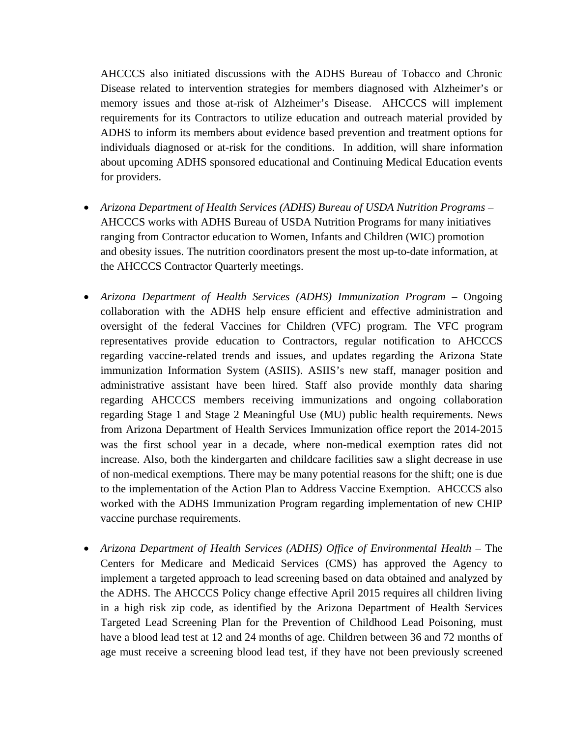AHCCCS also initiated discussions with the ADHS Bureau of Tobacco and Chronic Disease related to intervention strategies for members diagnosed with Alzheimer's or memory issues and those at-risk of Alzheimer's Disease. AHCCCS will implement requirements for its Contractors to utilize education and outreach material provided by ADHS to inform its members about evidence based prevention and treatment options for individuals diagnosed or at-risk for the conditions. In addition, will share information about upcoming ADHS sponsored educational and Continuing Medical Education events for providers.

- *Arizona Department of Health Services (ADHS) Bureau of USDA Nutrition Programs* – AHCCCS works with ADHS Bureau of USDA Nutrition Programs for many initiatives ranging from Contractor education to Women, Infants and Children (WIC) promotion and obesity issues. The nutrition coordinators present the most up-to-date information, at the AHCCCS Contractor Quarterly meetings.

- *Arizona Department of Health Services (ADHS) Immunization Program* – Ongoing collaboration with the ADHS help ensure efficient and effective administration and oversight of the federal Vaccines for Children (VFC) program. The VFC program representatives provide education to Contractors, regular notification to AHCCCS regarding vaccine-related trends and issues, and updates regarding the Arizona State immunization Information System (ASIIS). ASIIS's new staff, manager position and administrative assistant have been hired. Staff also provide monthly data sharing regarding AHCCCS members receiving immunizations and ongoing collaboration regarding Stage 1 and Stage 2 Meaningful Use (MU) public health requirements. News from Arizona Department of Health Services Immunization office report the 2014-2015 was the first school year in a decade, where non-medical exemption rates did not increase. Also, both the kindergarten and childcare facilities saw a slight decrease in use of non-medical exemptions. There may be many potential reasons for the shift; one is due to the implementation of the Action Plan to Address Vaccine Exemption. AHCCCS also worked with the ADHS Immunization Program regarding implementation of new CHIP vaccine purchase requirements.

- *Arizona Department of Health Services (ADHS) Office of Environmental Health* – The Centers for Medicare and Medicaid Services (CMS) has approved the Agency to implement a targeted approach to lead screening based on data obtained and analyzed by the ADHS. The AHCCCS Policy change effective April 2015 requires all children living in a high risk zip code, as identified by the Arizona Department of Health Services Targeted Lead Screening Plan for the Prevention of Childhood Lead Poisoning, must have a blood lead test at 12 and 24 months of age. Children between 36 and 72 months of age must receive a screening blood lead test, if they have not been previously screened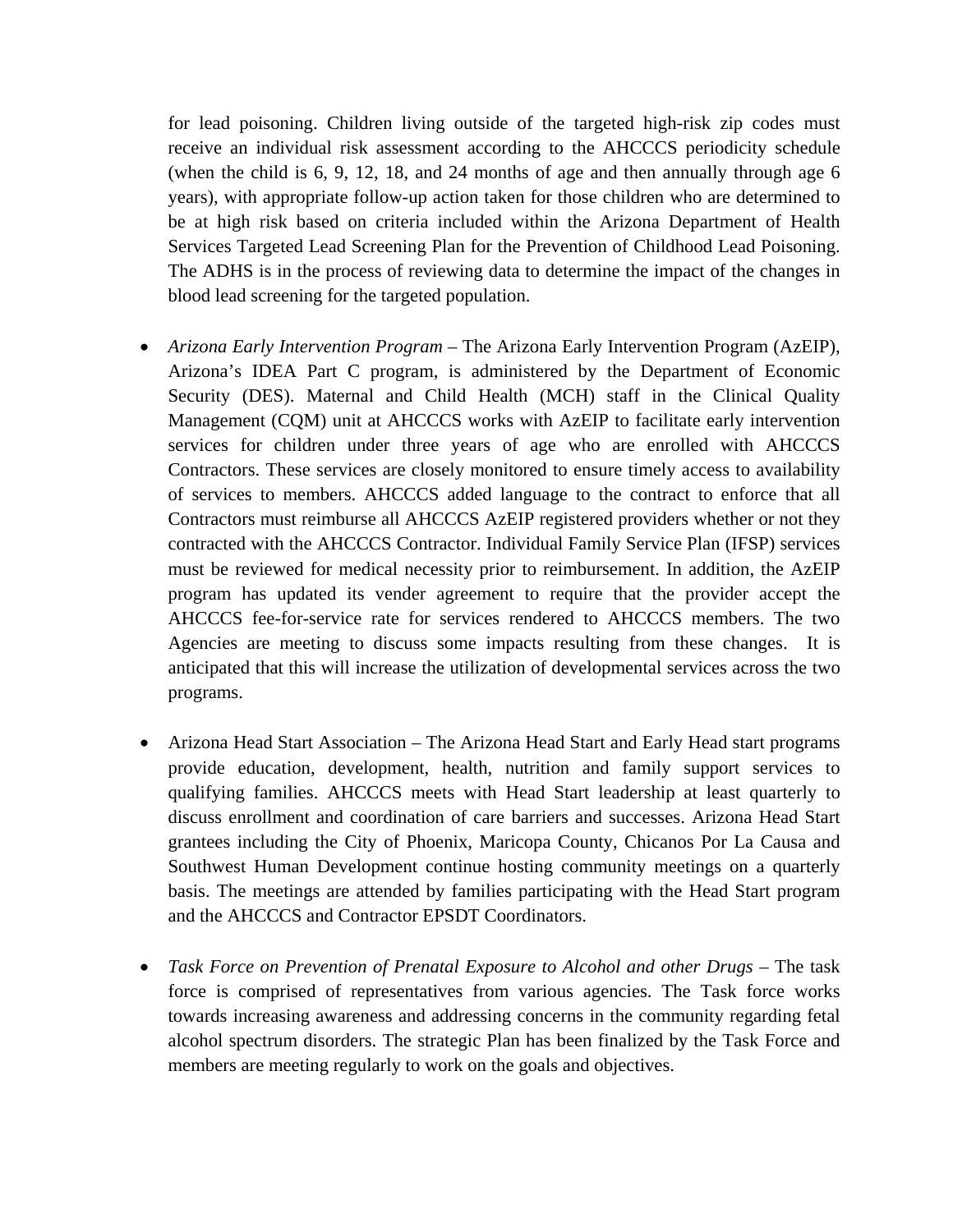for lead poisoning. Children living outside of the targeted high-risk zip codes must receive an individual risk assessment according to the AHCCCS periodicity schedule (when the child is 6, 9, 12, 18, and 24 months of age and then annually through age 6 years), with appropriate follow-up action taken for those children who are determined to be at high risk based on criteria included within the Arizona Department of Health Services Targeted Lead Screening Plan for the Prevention of Childhood Lead Poisoning. The ADHS is in the process of reviewing data to determine the impact of the changes in blood lead screening for the targeted population.

- *Arizona Early Intervention Program* – The Arizona Early Intervention Program (AzEIP), Arizona's IDEA Part C program, is administered by the Department of Economic Security (DES). Maternal and Child Health (MCH) staff in the Clinical Quality Management (CQM) unit at AHCCCS works with AzEIP to facilitate early intervention services for children under three years of age who are enrolled with AHCCCS Contractors. These services are closely monitored to ensure timely access to availability of services to members. AHCCCS added language to the contract to enforce that all Contractors must reimburse all AHCCCS AzEIP registered providers whether or not they contracted with the AHCCCS Contractor. Individual Family Service Plan (IFSP) services must be reviewed for medical necessity prior to reimbursement. In addition, the AzEIP program has updated its vender agreement to require that the provider accept the AHCCCS fee-for-service rate for services rendered to AHCCCS members. The two Agencies are meeting to discuss some impacts resulting from these changes. It is anticipated that this will increase the utilization of developmental services across the two programs.

- Arizona Head Start Association – The Arizona Head Start and Early Head start programs provide education, development, health, nutrition and family support services to qualifying families. AHCCCS meets with Head Start leadership at least quarterly to discuss enrollment and coordination of care barriers and successes. Arizona Head Start grantees including the City of Phoenix, Maricopa County, Chicanos Por La Causa and Southwest Human Development continue hosting community meetings on a quarterly basis. The meetings are attended by families participating with the Head Start program and the AHCCCS and Contractor EPSDT Coordinators.

- *Task Force on Prevention of Prenatal Exposure to Alcohol and other Drugs* – The task force is comprised of representatives from various agencies. The Task force works towards increasing awareness and addressing concerns in the community regarding fetal alcohol spectrum disorders. The strategic Plan has been finalized by the Task Force and members are meeting regularly to work on the goals and objectives.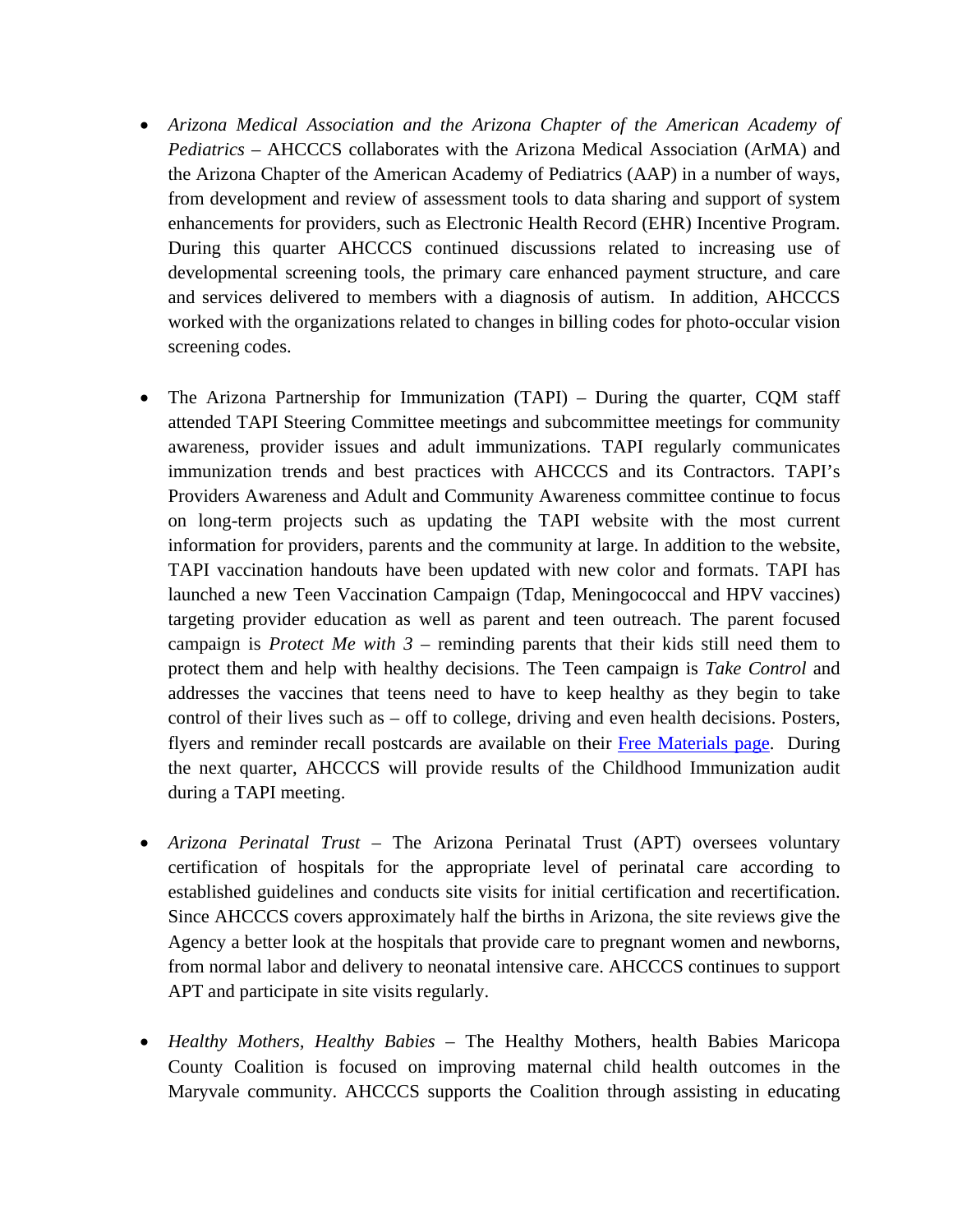- *Arizona Medical Association and the Arizona Chapter of the American Academy of Pediatrics* – AHCCCS collaborates with the Arizona Medical Association (ArMA) and the Arizona Chapter of the American Academy of Pediatrics (AAP) in a number of ways, from development and review of assessment tools to data sharing and support of system enhancements for providers, such as Electronic Health Record (EHR) Incentive Program. During this quarter AHCCCS continued discussions related to increasing use of developmental screening tools, the primary care enhanced payment structure, and care and services delivered to members with a diagnosis of autism. In addition, AHCCCS worked with the organizations related to changes in billing codes for photo-occular vision screening codes.

- The Arizona Partnership for Immunization (TAPI) – During the quarter, CQM staff attended TAPI Steering Committee meetings and subcommittee meetings for community awareness, provider issues and adult immunizations. TAPI regularly communicates immunization trends and best practices with AHCCCS and its Contractors. TAPI's Providers Awareness and Adult and Community Awareness committee continue to focus on long-term projects such as updating the TAPI website with the most current information for providers, parents and the community at large. In addition to the website, TAPI vaccination handouts have been updated with new color and formats. TAPI has launched a new Teen Vaccination Campaign (Tdap, Meningococcal and HPV vaccines) targeting provider education as well as parent and teen outreach. The parent focused campaign is *Protect Me with 3* – reminding parents that their kids still need them to protect them and help with healthy decisions. The Teen campaign is *Take Control* and addresses the vaccines that teens need to have to keep healthy as they begin to take control of their lives such as – off to college, driving and even health decisions. Posters, flyers and reminder recall postcards are available on their Free Materials page. During the next quarter, AHCCCS will provide results of the Childhood Immunization audit during a TAPI meeting.

- *Arizona Perinatal Trust* – The Arizona Perinatal Trust (APT) oversees voluntary certification of hospitals for the appropriate level of perinatal care according to established guidelines and conducts site visits for initial certification and recertification. Since AHCCCS covers approximately half the births in Arizona, the site reviews give the Agency a better look at the hospitals that provide care to pregnant women and newborns, from normal labor and delivery to neonatal intensive care. AHCCCS continues to support APT and participate in site visits regularly.

- *Healthy Mothers, Healthy Babies* – The Healthy Mothers, health Babies Maricopa County Coalition is focused on improving maternal child health outcomes in the Maryvale community. AHCCCS supports the Coalition through assisting in educating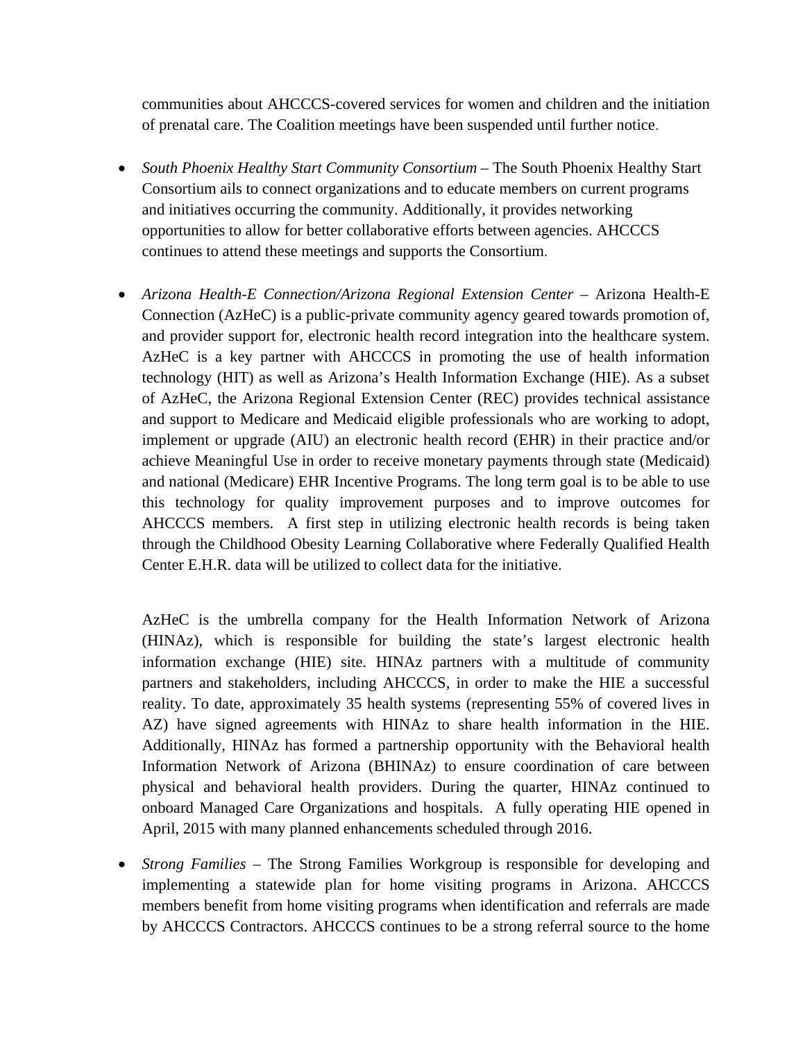communities about AHCCCS-covered services for women and children and the initiation of prenatal care. The Coalition meetings have been suspended until further notice.

- *South Phoenix Healthy Start Community Consortium* – The South Phoenix Healthy Start Consortium ails to connect organizations and to educate members on current programs and initiatives occurring the community. Additionally, it provides networking opportunities to allow for better collaborative efforts between agencies. AHCCCS continues to attend these meetings and supports the Consortium.

- *Arizona Health-E Connection/Arizona Regional Extension Center* – Arizona Health-E Connection (AzHeC) is a public-private community agency geared towards promotion of, and provider support for, electronic health record integration into the healthcare system. AzHeC is a key partner with AHCCCS in promoting the use of health information technology (HIT) as well as Arizona's Health Information Exchange (HIE). As a subset of AzHeC, the Arizona Regional Extension Center (REC) provides technical assistance and support to Medicare and Medicaid eligible professionals who are working to adopt, implement or upgrade (AIU) an electronic health record (EHR) in their practice and/or achieve Meaningful Use in order to receive monetary payments through state (Medicaid) and national (Medicare) EHR Incentive Programs. The long term goal is to be able to use this technology for quality improvement purposes and to improve outcomes for AHCCCS members. A first step in utilizing electronic health records is being taken through the Childhood Obesity Learning Collaborative where Federally Qualified Health Center E.H.R. data will be utilized to collect data for the initiative.

  AzHeC is the umbrella company for the Health Information Network of Arizona (HINAz), which is responsible for building the state's largest electronic health information exchange (HIE) site. HINAz partners with a multitude of community partners and stakeholders, including AHCCCS, in order to make the HIE a successful reality. To date, approximately 35 health systems (representing 55% of covered lives in AZ) have signed agreements with HINAz to share health information in the HIE. Additionally, HINAz has formed a partnership opportunity with the Behavioral health Information Network of Arizona (BHINAz) to ensure coordination of care between physical and behavioral health providers. During the quarter, HINAz continued to onboard Managed Care Organizations and hospitals. A fully operating HIE opened in April, 2015 with many planned enhancements scheduled through 2016.

- *Strong Families* – The Strong Families Workgroup is responsible for developing and implementing a statewide plan for home visiting programs in Arizona. AHCCCS members benefit from home visiting programs when identification and referrals are made by AHCCCS Contractors. AHCCCS continues to be a strong referral source to the home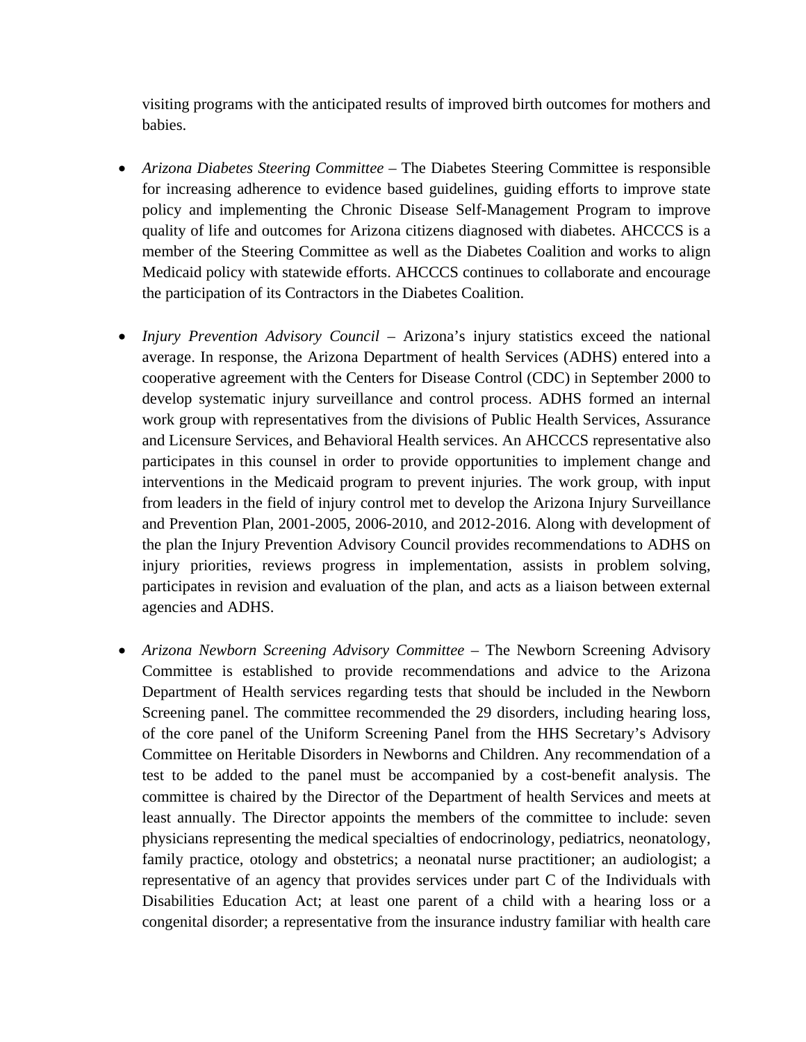visiting programs with the anticipated results of improved birth outcomes for mothers and babies.

- *Arizona Diabetes Steering Committee* – The Diabetes Steering Committee is responsible for increasing adherence to evidence based guidelines, guiding efforts to improve state policy and implementing the Chronic Disease Self-Management Program to improve quality of life and outcomes for Arizona citizens diagnosed with diabetes. AHCCCS is a member of the Steering Committee as well as the Diabetes Coalition and works to align Medicaid policy with statewide efforts. AHCCCS continues to collaborate and encourage the participation of its Contractors in the Diabetes Coalition.

- *Injury Prevention Advisory Council* – Arizona's injury statistics exceed the national average. In response, the Arizona Department of health Services (ADHS) entered into a cooperative agreement with the Centers for Disease Control (CDC) in September 2000 to develop systematic injury surveillance and control process. ADHS formed an internal work group with representatives from the divisions of Public Health Services, Assurance and Licensure Services, and Behavioral Health services. An AHCCCS representative also participates in this counsel in order to provide opportunities to implement change and interventions in the Medicaid program to prevent injuries. The work group, with input from leaders in the field of injury control met to develop the Arizona Injury Surveillance and Prevention Plan, 2001-2005, 2006-2010, and 2012-2016. Along with development of the plan the Injury Prevention Advisory Council provides recommendations to ADHS on injury priorities, reviews progress in implementation, assists in problem solving, participates in revision and evaluation of the plan, and acts as a liaison between external agencies and ADHS.

- *Arizona Newborn Screening Advisory Committee* – The Newborn Screening Advisory Committee is established to provide recommendations and advice to the Arizona Department of Health services regarding tests that should be included in the Newborn Screening panel. The committee recommended the 29 disorders, including hearing loss, of the core panel of the Uniform Screening Panel from the HHS Secretary's Advisory Committee on Heritable Disorders in Newborns and Children. Any recommendation of a test to be added to the panel must be accompanied by a cost-benefit analysis. The committee is chaired by the Director of the Department of health Services and meets at least annually. The Director appoints the members of the committee to include: seven physicians representing the medical specialties of endocrinology, pediatrics, neonatology, family practice, otology and obstetrics; a neonatal nurse practitioner; an audiologist; a representative of an agency that provides services under part C of the Individuals with Disabilities Education Act; at least one parent of a child with a hearing loss or a congenital disorder; a representative from the insurance industry familiar with health care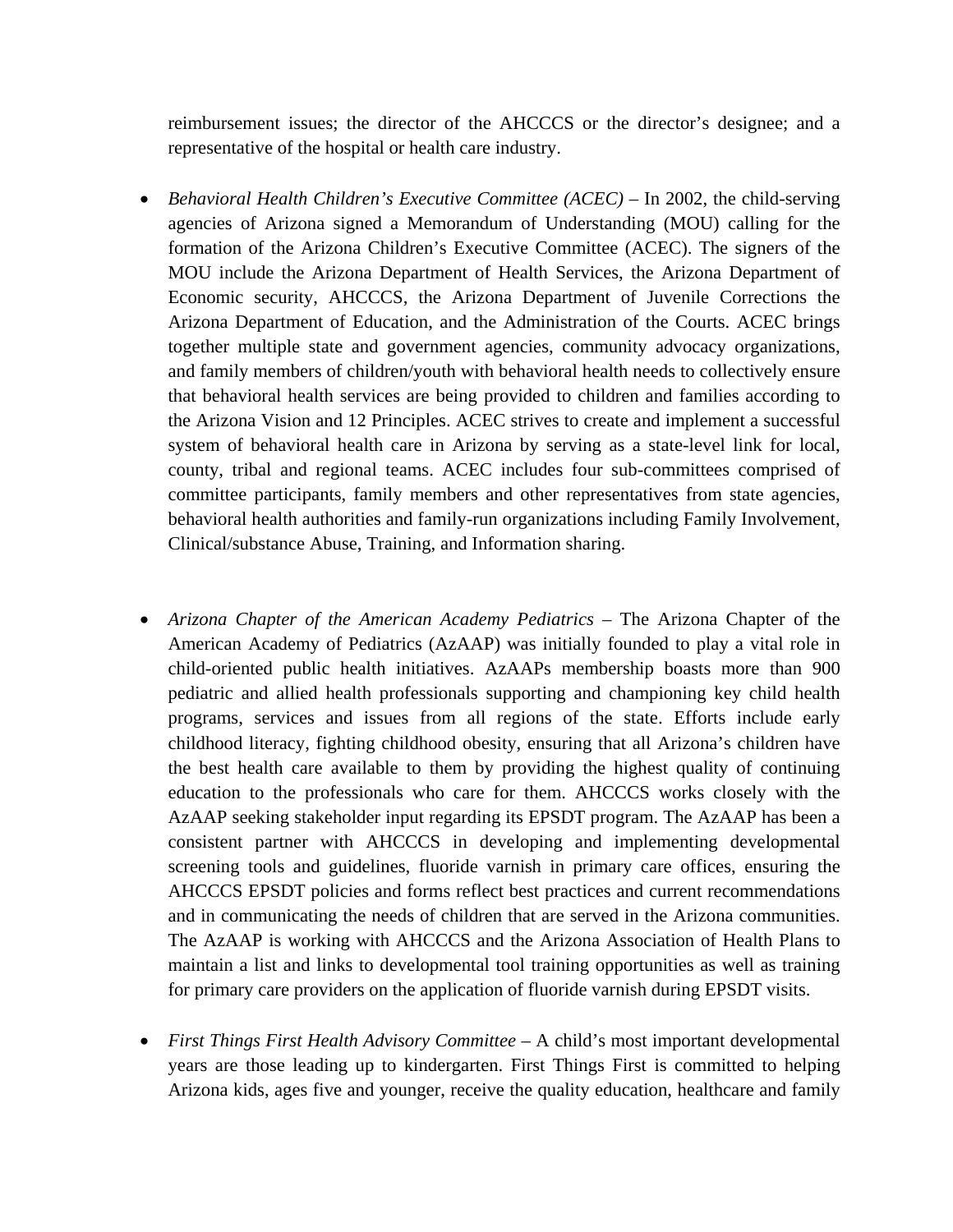reimbursement issues; the director of the AHCCCS or the director's designee; and a representative of the hospital or health care industry.

- *Behavioral Health Children's Executive Committee (ACEC)* – In 2002, the child-serving agencies of Arizona signed a Memorandum of Understanding (MOU) calling for the formation of the Arizona Children's Executive Committee (ACEC). The signers of the MOU include the Arizona Department of Health Services, the Arizona Department of Economic security, AHCCCS, the Arizona Department of Juvenile Corrections the Arizona Department of Education, and the Administration of the Courts. ACEC brings together multiple state and government agencies, community advocacy organizations, and family members of children/youth with behavioral health needs to collectively ensure that behavioral health services are being provided to children and families according to the Arizona Vision and 12 Principles. ACEC strives to create and implement a successful system of behavioral health care in Arizona by serving as a state-level link for local, county, tribal and regional teams. ACEC includes four sub-committees comprised of committee participants, family members and other representatives from state agencies, behavioral health authorities and family-run organizations including Family Involvement, Clinical/substance Abuse, Training, and Information sharing.

- *Arizona Chapter of the American Academy Pediatrics* – The Arizona Chapter of the American Academy of Pediatrics (AzAAP) was initially founded to play a vital role in child-oriented public health initiatives. AzAAPs membership boasts more than 900 pediatric and allied health professionals supporting and championing key child health programs, services and issues from all regions of the state. Efforts include early childhood literacy, fighting childhood obesity, ensuring that all Arizona's children have the best health care available to them by providing the highest quality of continuing education to the professionals who care for them. AHCCCS works closely with the AzAAP seeking stakeholder input regarding its EPSDT program. The AzAAP has been a consistent partner with AHCCCS in developing and implementing developmental screening tools and guidelines, fluoride varnish in primary care offices, ensuring the AHCCCS EPSDT policies and forms reflect best practices and current recommendations and in communicating the needs of children that are served in the Arizona communities. The AzAAP is working with AHCCCS and the Arizona Association of Health Plans to maintain a list and links to developmental tool training opportunities as well as training for primary care providers on the application of fluoride varnish during EPSDT visits.

- *First Things First Health Advisory Committee* – A child's most important developmental years are those leading up to kindergarten. First Things First is committed to helping Arizona kids, ages five and younger, receive the quality education, healthcare and family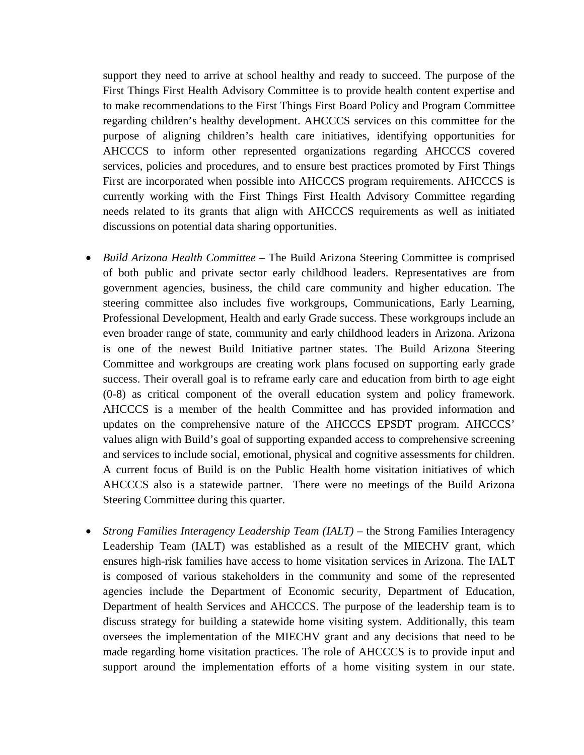support they need to arrive at school healthy and ready to succeed. The purpose of the First Things First Health Advisory Committee is to provide health content expertise and to make recommendations to the First Things First Board Policy and Program Committee regarding children's healthy development. AHCCCS services on this committee for the purpose of aligning children's health care initiatives, identifying opportunities for AHCCCS to inform other represented organizations regarding AHCCCS covered services, policies and procedures, and to ensure best practices promoted by First Things First are incorporated when possible into AHCCCS program requirements. AHCCCS is currently working with the First Things First Health Advisory Committee regarding needs related to its grants that align with AHCCCS requirements as well as initiated discussions on potential data sharing opportunities.

- *Build Arizona Health Committee* – The Build Arizona Steering Committee is comprised of both public and private sector early childhood leaders. Representatives are from government agencies, business, the child care community and higher education. The steering committee also includes five workgroups, Communications, Early Learning, Professional Development, Health and early Grade success. These workgroups include an even broader range of state, community and early childhood leaders in Arizona. Arizona is one of the newest Build Initiative partner states. The Build Arizona Steering Committee and workgroups are creating work plans focused on supporting early grade success. Their overall goal is to reframe early care and education from birth to age eight (0-8) as critical component of the overall education system and policy framework. AHCCCS is a member of the health Committee and has provided information and updates on the comprehensive nature of the AHCCCS EPSDT program. AHCCCS' values align with Build's goal of supporting expanded access to comprehensive screening and services to include social, emotional, physical and cognitive assessments for children. A current focus of Build is on the Public Health home visitation initiatives of which AHCCCS also is a statewide partner. There were no meetings of the Build Arizona Steering Committee during this quarter.

- *Strong Families Interagency Leadership Team (IALT)* – the Strong Families Interagency Leadership Team (IALT) was established as a result of the MIECHV grant, which ensures high-risk families have access to home visitation services in Arizona. The IALT is composed of various stakeholders in the community and some of the represented agencies include the Department of Economic security, Department of Education, Department of health Services and AHCCCS. The purpose of the leadership team is to discuss strategy for building a statewide home visiting system. Additionally, this team oversees the implementation of the MIECHV grant and any decisions that need to be made regarding home visitation practices. The role of AHCCCS is to provide input and support around the implementation efforts of a home visiting system in our state.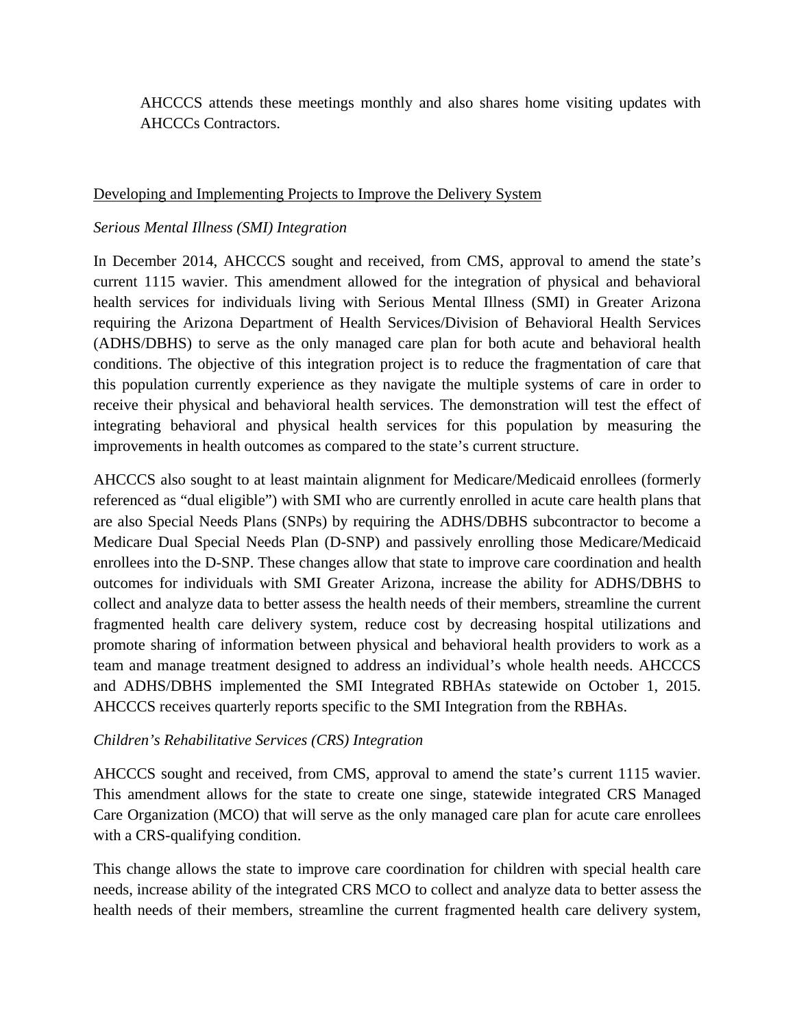AHCCCS attends these meetings monthly and also shares home visiting updates with AHCCCs Contractors.

## Developing and Implementing Projects to Improve the Delivery System

### *Serious Mental Illness (SMI) Integration*

In December 2014, AHCCCS sought and received, from CMS, approval to amend the state's current 1115 wavier. This amendment allowed for the integration of physical and behavioral health services for individuals living with Serious Mental Illness (SMI) in Greater Arizona requiring the Arizona Department of Health Services/Division of Behavioral Health Services (ADHS/DBHS) to serve as the only managed care plan for both acute and behavioral health conditions. The objective of this integration project is to reduce the fragmentation of care that this population currently experience as they navigate the multiple systems of care in order to receive their physical and behavioral health services. The demonstration will test the effect of integrating behavioral and physical health services for this population by measuring the improvements in health outcomes as compared to the state's current structure.

AHCCCS also sought to at least maintain alignment for Medicare/Medicaid enrollees (formerly referenced as "dual eligible") with SMI who are currently enrolled in acute care health plans that are also Special Needs Plans (SNPs) by requiring the ADHS/DBHS subcontractor to become a Medicare Dual Special Needs Plan (D-SNP) and passively enrolling those Medicare/Medicaid enrollees into the D-SNP. These changes allow that state to improve care coordination and health outcomes for individuals with SMI Greater Arizona, increase the ability for ADHS/DBHS to collect and analyze data to better assess the health needs of their members, streamline the current fragmented health care delivery system, reduce cost by decreasing hospital utilizations and promote sharing of information between physical and behavioral health providers to work as a team and manage treatment designed to address an individual's whole health needs. AHCCCS and ADHS/DBHS implemented the SMI Integrated RBHAs statewide on October 1, 2015. AHCCCS receives quarterly reports specific to the SMI Integration from the RBHAs.

### *Children's Rehabilitative Services (CRS) Integration*

AHCCCS sought and received, from CMS, approval to amend the state's current 1115 wavier. This amendment allows for the state to create one singe, statewide integrated CRS Managed Care Organization (MCO) that will serve as the only managed care plan for acute care enrollees with a CRS-qualifying condition.

This change allows the state to improve care coordination for children with special health care needs, increase ability of the integrated CRS MCO to collect and analyze data to better assess the health needs of their members, streamline the current fragmented health care delivery system,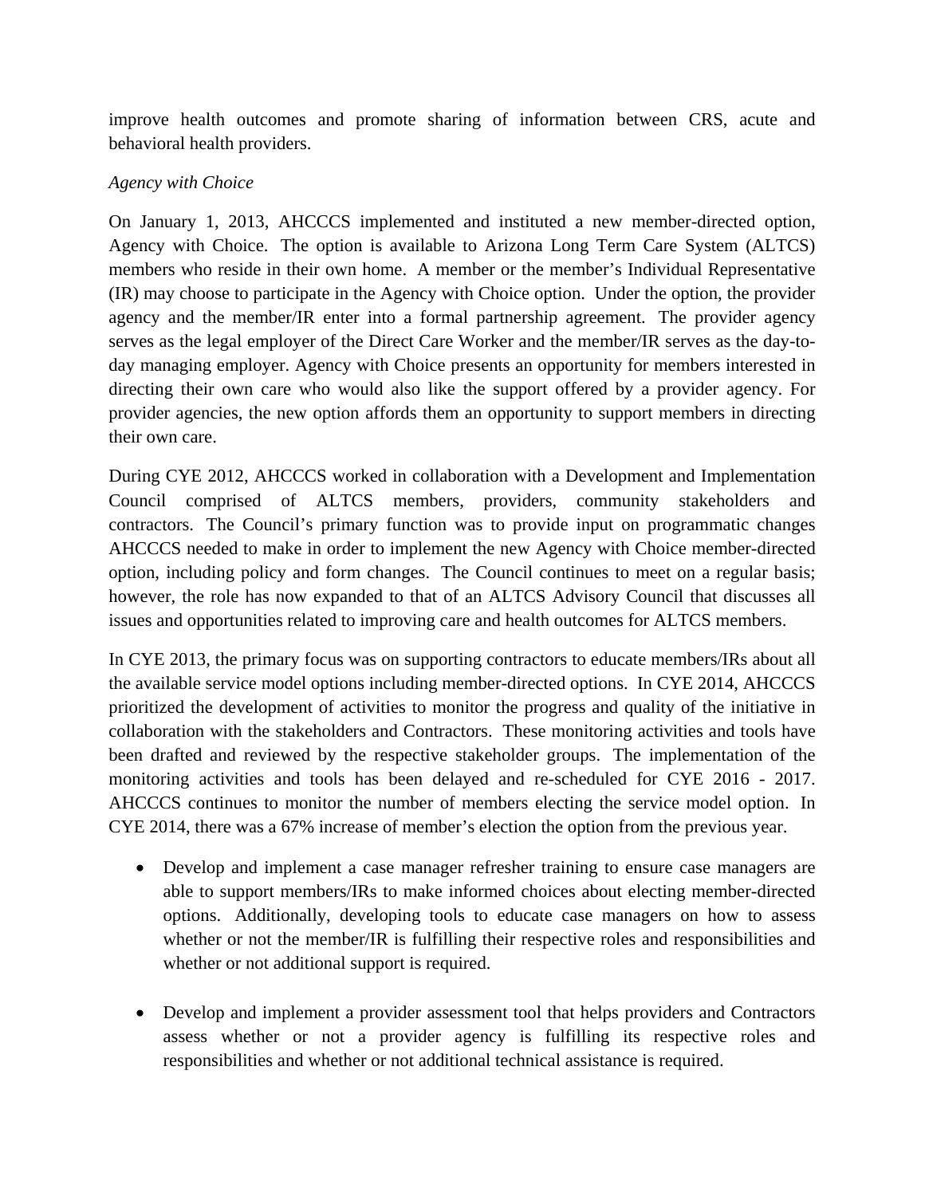improve health outcomes and promote sharing of information between CRS, acute and behavioral health providers.

*Agency with Choice*

On January 1, 2013, AHCCCS implemented and instituted a new member-directed option, Agency with Choice. The option is available to Arizona Long Term Care System (ALTCS) members who reside in their own home. A member or the member's Individual Representative (IR) may choose to participate in the Agency with Choice option. Under the option, the provider agency and the member/IR enter into a formal partnership agreement. The provider agency serves as the legal employer of the Direct Care Worker and the member/IR serves as the day-to-day managing employer. Agency with Choice presents an opportunity for members interested in directing their own care who would also like the support offered by a provider agency. For provider agencies, the new option affords them an opportunity to support members in directing their own care.

During CYE 2012, AHCCCS worked in collaboration with a Development and Implementation Council comprised of ALTCS members, providers, community stakeholders and contractors. The Council's primary function was to provide input on programmatic changes AHCCCS needed to make in order to implement the new Agency with Choice member-directed option, including policy and form changes. The Council continues to meet on a regular basis; however, the role has now expanded to that of an ALTCS Advisory Council that discusses all issues and opportunities related to improving care and health outcomes for ALTCS members.

In CYE 2013, the primary focus was on supporting contractors to educate members/IRs about all the available service model options including member-directed options. In CYE 2014, AHCCCS prioritized the development of activities to monitor the progress and quality of the initiative in collaboration with the stakeholders and Contractors. These monitoring activities and tools have been drafted and reviewed by the respective stakeholder groups. The implementation of the monitoring activities and tools has been delayed and re-scheduled for CYE 2016 - 2017. AHCCCS continues to monitor the number of members electing the service model option. In CYE 2014, there was a 67% increase of member's election the option from the previous year.

- Develop and implement a case manager refresher training to ensure case managers are able to support members/IRs to make informed choices about electing member-directed options. Additionally, developing tools to educate case managers on how to assess whether or not the member/IR is fulfilling their respective roles and responsibilities and whether or not additional support is required.

- Develop and implement a provider assessment tool that helps providers and Contractors assess whether or not a provider agency is fulfilling its respective roles and responsibilities and whether or not additional technical assistance is required.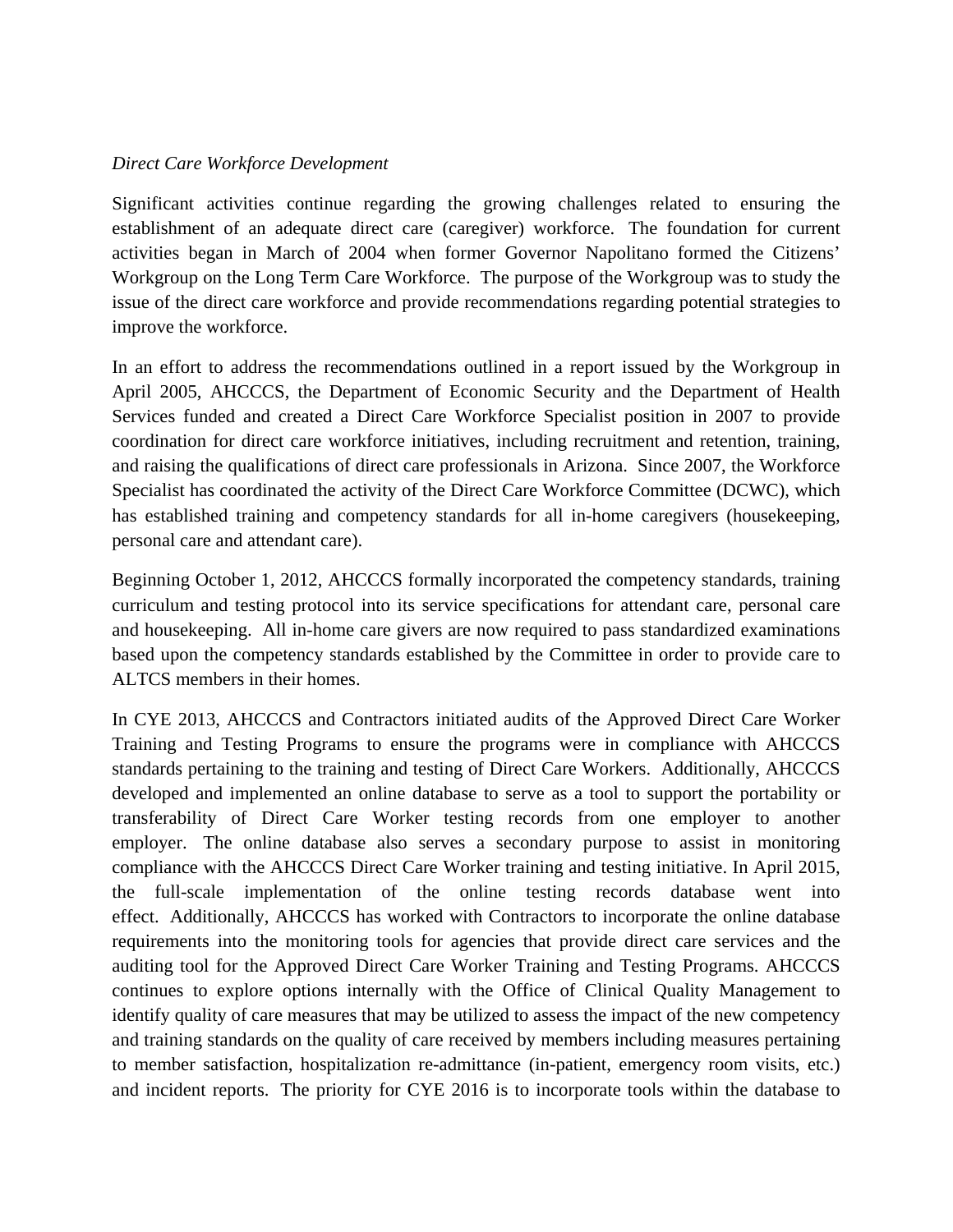*Direct Care Workforce Development*

Significant activities continue regarding the growing challenges related to ensuring the establishment of an adequate direct care (caregiver) workforce. The foundation for current activities began in March of 2004 when former Governor Napolitano formed the Citizens' Workgroup on the Long Term Care Workforce. The purpose of the Workgroup was to study the issue of the direct care workforce and provide recommendations regarding potential strategies to improve the workforce.

In an effort to address the recommendations outlined in a report issued by the Workgroup in April 2005, AHCCCS, the Department of Economic Security and the Department of Health Services funded and created a Direct Care Workforce Specialist position in 2007 to provide coordination for direct care workforce initiatives, including recruitment and retention, training, and raising the qualifications of direct care professionals in Arizona. Since 2007, the Workforce Specialist has coordinated the activity of the Direct Care Workforce Committee (DCWC), which has established training and competency standards for all in-home caregivers (housekeeping, personal care and attendant care).

Beginning October 1, 2012, AHCCCS formally incorporated the competency standards, training curriculum and testing protocol into its service specifications for attendant care, personal care and housekeeping. All in-home care givers are now required to pass standardized examinations based upon the competency standards established by the Committee in order to provide care to ALTCS members in their homes.

In CYE 2013, AHCCCS and Contractors initiated audits of the Approved Direct Care Worker Training and Testing Programs to ensure the programs were in compliance with AHCCCS standards pertaining to the training and testing of Direct Care Workers. Additionally, AHCCCS developed and implemented an online database to serve as a tool to support the portability or transferability of Direct Care Worker testing records from one employer to another employer. The online database also serves a secondary purpose to assist in monitoring compliance with the AHCCCS Direct Care Worker training and testing initiative. In April 2015, the full-scale implementation of the online testing records database went into effect. Additionally, AHCCCS has worked with Contractors to incorporate the online database requirements into the monitoring tools for agencies that provide direct care services and the auditing tool for the Approved Direct Care Worker Training and Testing Programs. AHCCCS continues to explore options internally with the Office of Clinical Quality Management to identify quality of care measures that may be utilized to assess the impact of the new competency and training standards on the quality of care received by members including measures pertaining to member satisfaction, hospitalization re-admittance (in-patient, emergency room visits, etc.) and incident reports. The priority for CYE 2016 is to incorporate tools within the database to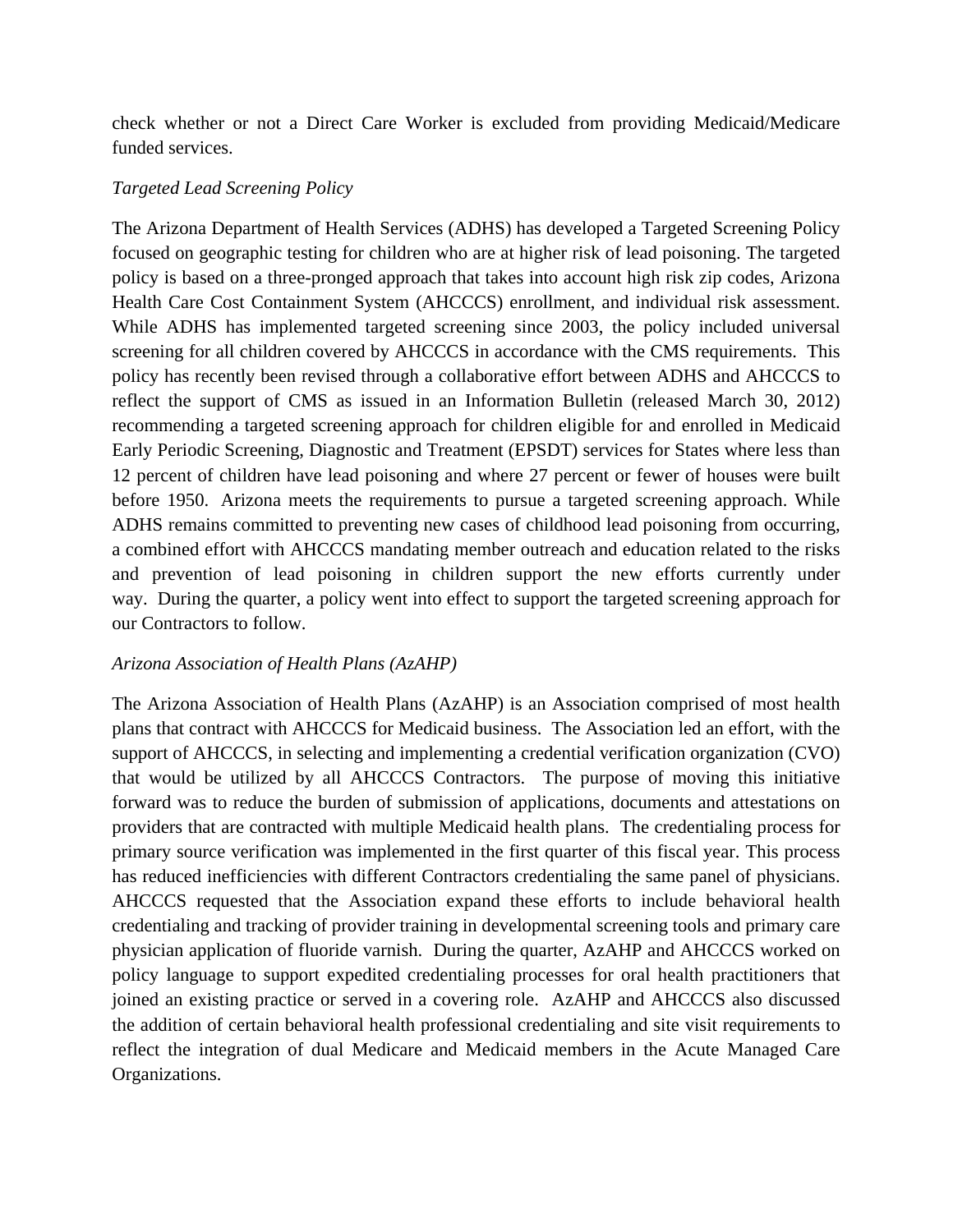check whether or not a Direct Care Worker is excluded from providing Medicaid/Medicare funded services.

*Targeted Lead Screening Policy*

The Arizona Department of Health Services (ADHS) has developed a Targeted Screening Policy focused on geographic testing for children who are at higher risk of lead poisoning. The targeted policy is based on a three-pronged approach that takes into account high risk zip codes, Arizona Health Care Cost Containment System (AHCCCS) enrollment, and individual risk assessment. While ADHS has implemented targeted screening since 2003, the policy included universal screening for all children covered by AHCCCS in accordance with the CMS requirements. This policy has recently been revised through a collaborative effort between ADHS and AHCCCS to reflect the support of CMS as issued in an Information Bulletin (released March 30, 2012) recommending a targeted screening approach for children eligible for and enrolled in Medicaid Early Periodic Screening, Diagnostic and Treatment (EPSDT) services for States where less than 12 percent of children have lead poisoning and where 27 percent or fewer of houses were built before 1950. Arizona meets the requirements to pursue a targeted screening approach. While ADHS remains committed to preventing new cases of childhood lead poisoning from occurring, a combined effort with AHCCCS mandating member outreach and education related to the risks and prevention of lead poisoning in children support the new efforts currently under way. During the quarter, a policy went into effect to support the targeted screening approach for our Contractors to follow.

*Arizona Association of Health Plans (AzAHP)*

The Arizona Association of Health Plans (AzAHP) is an Association comprised of most health plans that contract with AHCCCS for Medicaid business. The Association led an effort, with the support of AHCCCS, in selecting and implementing a credential verification organization (CVO) that would be utilized by all AHCCCS Contractors. The purpose of moving this initiative forward was to reduce the burden of submission of applications, documents and attestations on providers that are contracted with multiple Medicaid health plans. The credentialing process for primary source verification was implemented in the first quarter of this fiscal year. This process has reduced inefficiencies with different Contractors credentialing the same panel of physicians. AHCCCS requested that the Association expand these efforts to include behavioral health credentialing and tracking of provider training in developmental screening tools and primary care physician application of fluoride varnish. During the quarter, AzAHP and AHCCCS worked on policy language to support expedited credentialing processes for oral health practitioners that joined an existing practice or served in a covering role. AzAHP and AHCCCS also discussed the addition of certain behavioral health professional credentialing and site visit requirements to reflect the integration of dual Medicare and Medicaid members in the Acute Managed Care Organizations.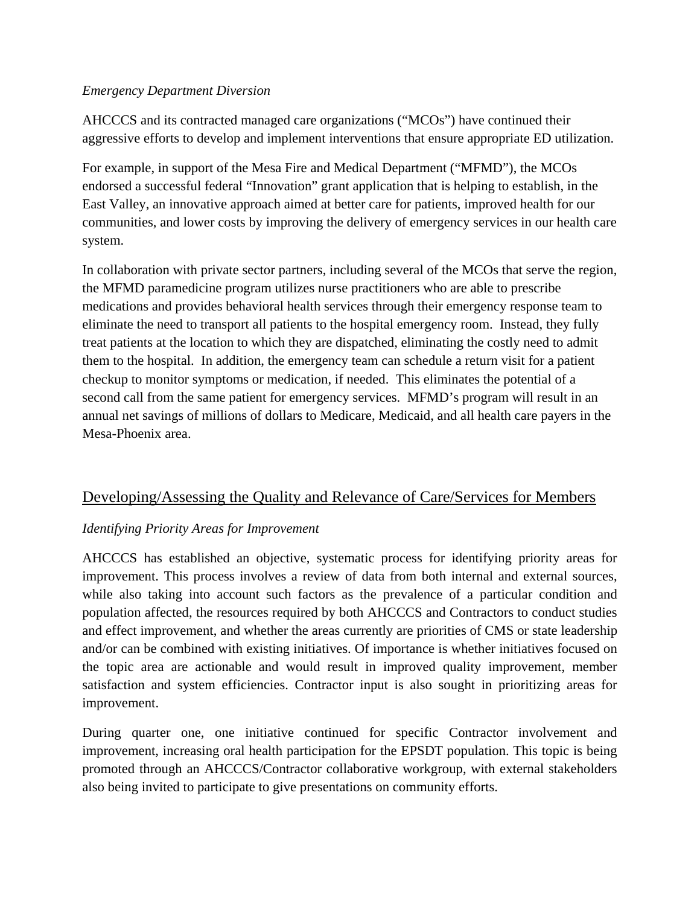*Emergency Department Diversion*

AHCCCS and its contracted managed care organizations ("MCOs") have continued their aggressive efforts to develop and implement interventions that ensure appropriate ED utilization.

For example, in support of the Mesa Fire and Medical Department ("MFMD"), the MCOs endorsed a successful federal "Innovation" grant application that is helping to establish, in the East Valley, an innovative approach aimed at better care for patients, improved health for our communities, and lower costs by improving the delivery of emergency services in our health care system.

In collaboration with private sector partners, including several of the MCOs that serve the region, the MFMD paramedicine program utilizes nurse practitioners who are able to prescribe medications and provides behavioral health services through their emergency response team to eliminate the need to transport all patients to the hospital emergency room. Instead, they fully treat patients at the location to which they are dispatched, eliminating the costly need to admit them to the hospital. In addition, the emergency team can schedule a return visit for a patient checkup to monitor symptoms or medication, if needed. This eliminates the potential of a second call from the same patient for emergency services. MFMD's program will result in an annual net savings of millions of dollars to Medicare, Medicaid, and all health care payers in the Mesa-Phoenix area.

## Developing/Assessing the Quality and Relevance of Care/Services for Members

*Identifying Priority Areas for Improvement*

AHCCCS has established an objective, systematic process for identifying priority areas for improvement. This process involves a review of data from both internal and external sources, while also taking into account such factors as the prevalence of a particular condition and population affected, the resources required by both AHCCCS and Contractors to conduct studies and effect improvement, and whether the areas currently are priorities of CMS or state leadership and/or can be combined with existing initiatives. Of importance is whether initiatives focused on the topic area are actionable and would result in improved quality improvement, member satisfaction and system efficiencies. Contractor input is also sought in prioritizing areas for improvement.

During quarter one, one initiative continued for specific Contractor involvement and improvement, increasing oral health participation for the EPSDT population. This topic is being promoted through an AHCCCS/Contractor collaborative workgroup, with external stakeholders also being invited to participate to give presentations on community efforts.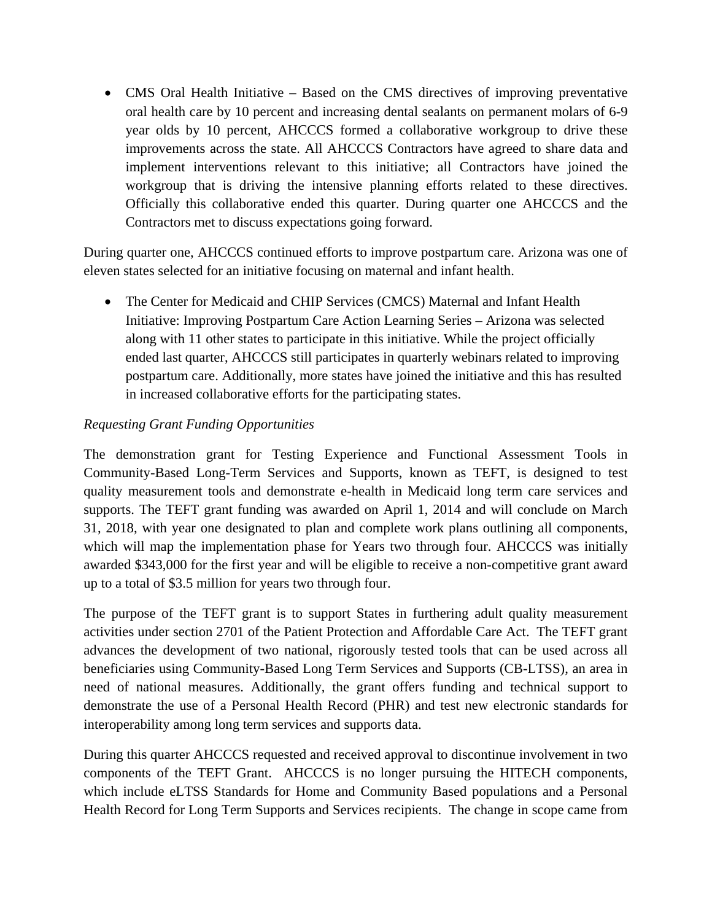- CMS Oral Health Initiative – Based on the CMS directives of improving preventative oral health care by 10 percent and increasing dental sealants on permanent molars of 6-9 year olds by 10 percent, AHCCCS formed a collaborative workgroup to drive these improvements across the state. All AHCCCS Contractors have agreed to share data and implement interventions relevant to this initiative; all Contractors have joined the workgroup that is driving the intensive planning efforts related to these directives. Officially this collaborative ended this quarter. During quarter one AHCCCS and the Contractors met to discuss expectations going forward.

During quarter one, AHCCCS continued efforts to improve postpartum care. Arizona was one of eleven states selected for an initiative focusing on maternal and infant health.

- The Center for Medicaid and CHIP Services (CMCS) Maternal and Infant Health Initiative: Improving Postpartum Care Action Learning Series – Arizona was selected along with 11 other states to participate in this initiative. While the project officially ended last quarter, AHCCCS still participates in quarterly webinars related to improving postpartum care. Additionally, more states have joined the initiative and this has resulted in increased collaborative efforts for the participating states.

*Requesting Grant Funding Opportunities*

The demonstration grant for Testing Experience and Functional Assessment Tools in Community-Based Long-Term Services and Supports, known as TEFT, is designed to test quality measurement tools and demonstrate e-health in Medicaid long term care services and supports. The TEFT grant funding was awarded on April 1, 2014 and will conclude on March 31, 2018, with year one designated to plan and complete work plans outlining all components, which will map the implementation phase for Years two through four. AHCCCS was initially awarded $343,000 for the first year and will be eligible to receive a non-competitive grant award up to a total of $3.5 million for years two through four.

The purpose of the TEFT grant is to support States in furthering adult quality measurement activities under section 2701 of the Patient Protection and Affordable Care Act. The TEFT grant advances the development of two national, rigorously tested tools that can be used across all beneficiaries using Community-Based Long Term Services and Supports (CB-LTSS), an area in need of national measures. Additionally, the grant offers funding and technical support to demonstrate the use of a Personal Health Record (PHR) and test new electronic standards for interoperability among long term services and supports data.

During this quarter AHCCCS requested and received approval to discontinue involvement in two components of the TEFT Grant. AHCCCS is no longer pursuing the HITECH components, which include eLTSS Standards for Home and Community Based populations and a Personal Health Record for Long Term Supports and Services recipients. The change in scope came from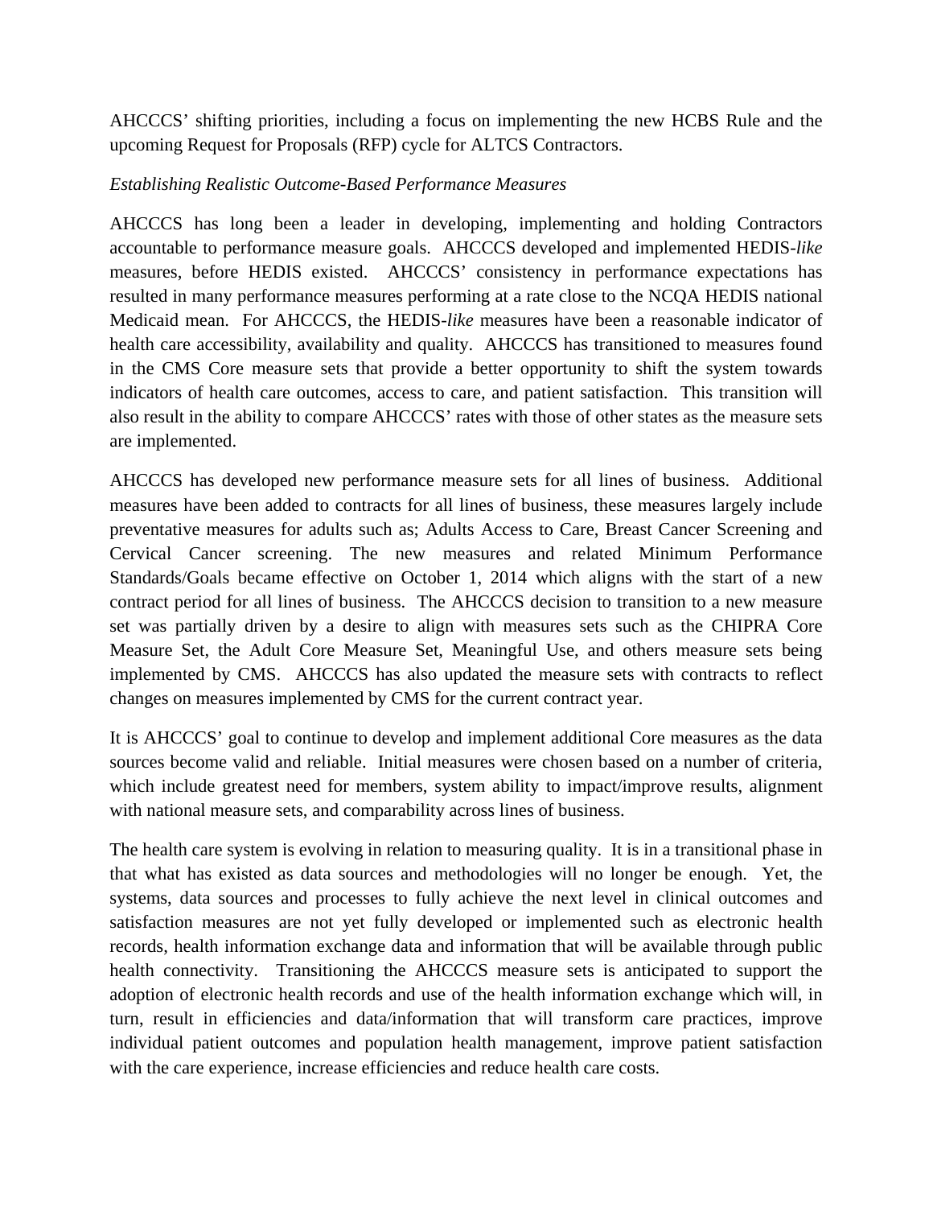AHCCCS' shifting priorities, including a focus on implementing the new HCBS Rule and the upcoming Request for Proposals (RFP) cycle for ALTCS Contractors.

*Establishing Realistic Outcome-Based Performance Measures*

AHCCCS has long been a leader in developing, implementing and holding Contractors accountable to performance measure goals. AHCCCS developed and implemented HEDIS-*like* measures, before HEDIS existed. AHCCCS' consistency in performance expectations has resulted in many performance measures performing at a rate close to the NCQA HEDIS national Medicaid mean. For AHCCCS, the HEDIS-*like* measures have been a reasonable indicator of health care accessibility, availability and quality. AHCCCS has transitioned to measures found in the CMS Core measure sets that provide a better opportunity to shift the system towards indicators of health care outcomes, access to care, and patient satisfaction. This transition will also result in the ability to compare AHCCCS' rates with those of other states as the measure sets are implemented.

AHCCCS has developed new performance measure sets for all lines of business. Additional measures have been added to contracts for all lines of business, these measures largely include preventative measures for adults such as; Adults Access to Care, Breast Cancer Screening and Cervical Cancer screening. The new measures and related Minimum Performance Standards/Goals became effective on October 1, 2014 which aligns with the start of a new contract period for all lines of business. The AHCCCS decision to transition to a new measure set was partially driven by a desire to align with measures sets such as the CHIPRA Core Measure Set, the Adult Core Measure Set, Meaningful Use, and others measure sets being implemented by CMS. AHCCCS has also updated the measure sets with contracts to reflect changes on measures implemented by CMS for the current contract year.

It is AHCCCS' goal to continue to develop and implement additional Core measures as the data sources become valid and reliable. Initial measures were chosen based on a number of criteria, which include greatest need for members, system ability to impact/improve results, alignment with national measure sets, and comparability across lines of business.

The health care system is evolving in relation to measuring quality. It is in a transitional phase in that what has existed as data sources and methodologies will no longer be enough. Yet, the systems, data sources and processes to fully achieve the next level in clinical outcomes and satisfaction measures are not yet fully developed or implemented such as electronic health records, health information exchange data and information that will be available through public health connectivity. Transitioning the AHCCCS measure sets is anticipated to support the adoption of electronic health records and use of the health information exchange which will, in turn, result in efficiencies and data/information that will transform care practices, improve individual patient outcomes and population health management, improve patient satisfaction with the care experience, increase efficiencies and reduce health care costs.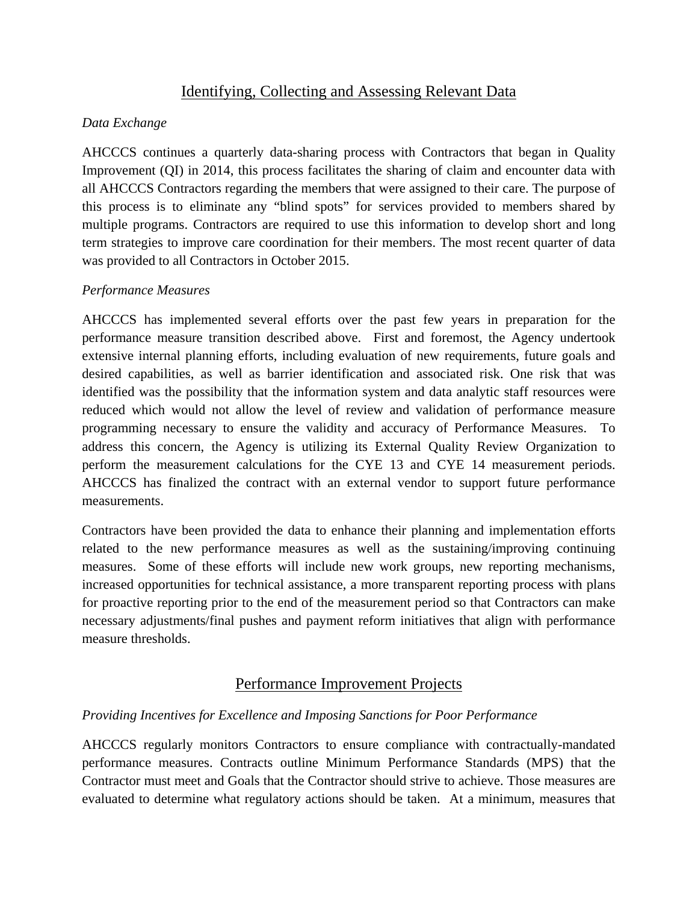## Identifying, Collecting and Assessing Relevant Data

*Data Exchange*

AHCCCS continues a quarterly data-sharing process with Contractors that began in Quality Improvement (QI) in 2014, this process facilitates the sharing of claim and encounter data with all AHCCCS Contractors regarding the members that were assigned to their care. The purpose of this process is to eliminate any "blind spots" for services provided to members shared by multiple programs. Contractors are required to use this information to develop short and long term strategies to improve care coordination for their members. The most recent quarter of data was provided to all Contractors in October 2015.

*Performance Measures*

AHCCCS has implemented several efforts over the past few years in preparation for the performance measure transition described above. First and foremost, the Agency undertook extensive internal planning efforts, including evaluation of new requirements, future goals and desired capabilities, as well as barrier identification and associated risk. One risk that was identified was the possibility that the information system and data analytic staff resources were reduced which would not allow the level of review and validation of performance measure programming necessary to ensure the validity and accuracy of Performance Measures. To address this concern, the Agency is utilizing its External Quality Review Organization to perform the measurement calculations for the CYE 13 and CYE 14 measurement periods. AHCCCS has finalized the contract with an external vendor to support future performance measurements.

Contractors have been provided the data to enhance their planning and implementation efforts related to the new performance measures as well as the sustaining/improving continuing measures. Some of these efforts will include new work groups, new reporting mechanisms, increased opportunities for technical assistance, a more transparent reporting process with plans for proactive reporting prior to the end of the measurement period so that Contractors can make necessary adjustments/final pushes and payment reform initiatives that align with performance measure thresholds.

## Performance Improvement Projects

*Providing Incentives for Excellence and Imposing Sanctions for Poor Performance*

AHCCCS regularly monitors Contractors to ensure compliance with contractually-mandated performance measures. Contracts outline Minimum Performance Standards (MPS) that the Contractor must meet and Goals that the Contractor should strive to achieve. Those measures are evaluated to determine what regulatory actions should be taken. At a minimum, measures that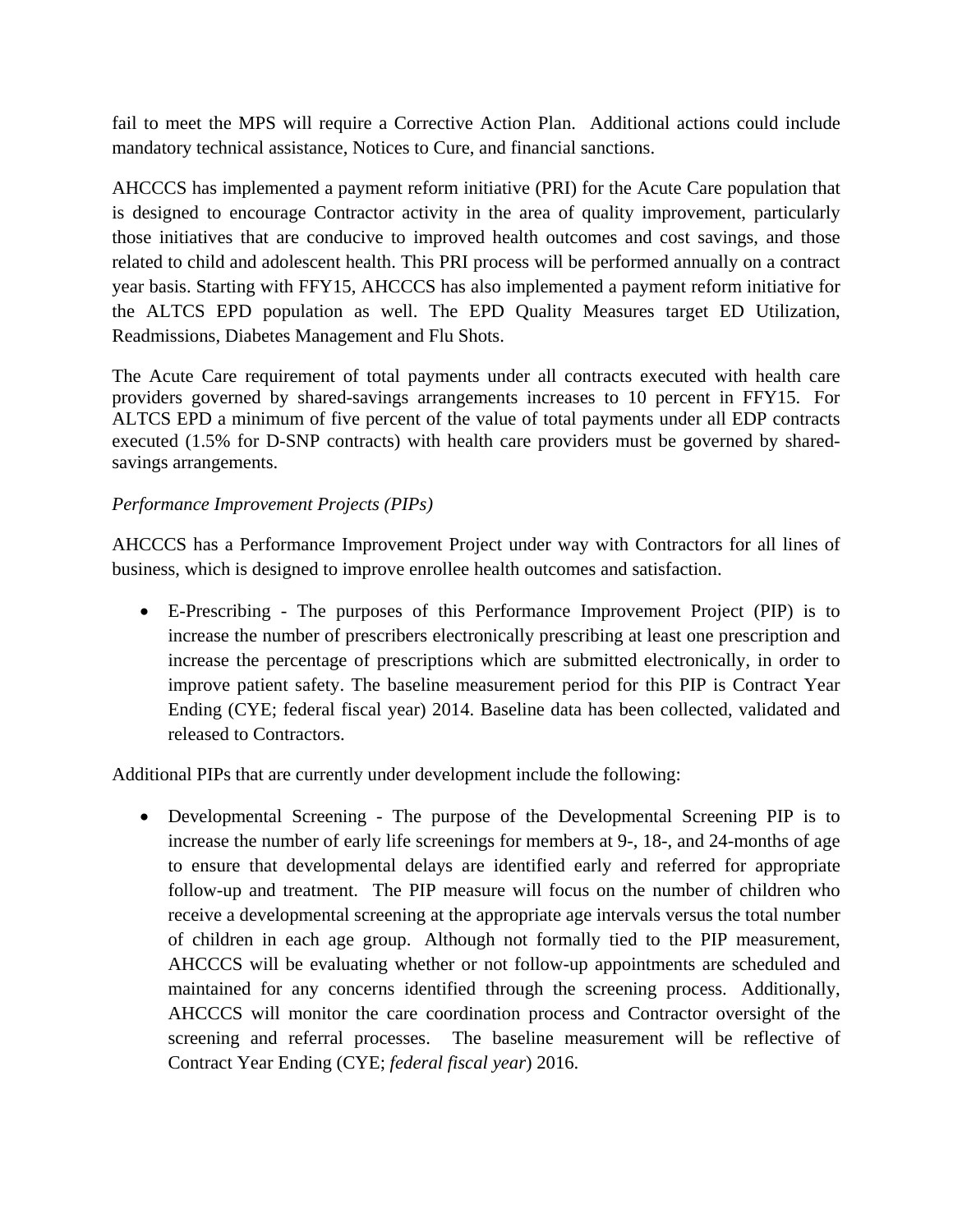fail to meet the MPS will require a Corrective Action Plan. Additional actions could include mandatory technical assistance, Notices to Cure, and financial sanctions.

AHCCCS has implemented a payment reform initiative (PRI) for the Acute Care population that is designed to encourage Contractor activity in the area of quality improvement, particularly those initiatives that are conducive to improved health outcomes and cost savings, and those related to child and adolescent health. This PRI process will be performed annually on a contract year basis. Starting with FFY15, AHCCCS has also implemented a payment reform initiative for the ALTCS EPD population as well. The EPD Quality Measures target ED Utilization, Readmissions, Diabetes Management and Flu Shots.

The Acute Care requirement of total payments under all contracts executed with health care providers governed by shared-savings arrangements increases to 10 percent in FFY15. For ALTCS EPD a minimum of five percent of the value of total payments under all EDP contracts executed (1.5% for D-SNP contracts) with health care providers must be governed by shared-savings arrangements.

*Performance Improvement Projects (PIPs)*

AHCCCS has a Performance Improvement Project under way with Contractors for all lines of business, which is designed to improve enrollee health outcomes and satisfaction.

- E-Prescribing - The purposes of this Performance Improvement Project (PIP) is to increase the number of prescribers electronically prescribing at least one prescription and increase the percentage of prescriptions which are submitted electronically, in order to improve patient safety. The baseline measurement period for this PIP is Contract Year Ending (CYE; federal fiscal year) 2014. Baseline data has been collected, validated and released to Contractors.

Additional PIPs that are currently under development include the following:

- Developmental Screening - The purpose of the Developmental Screening PIP is to increase the number of early life screenings for members at 9-, 18-, and 24-months of age to ensure that developmental delays are identified early and referred for appropriate follow-up and treatment. The PIP measure will focus on the number of children who receive a developmental screening at the appropriate age intervals versus the total number of children in each age group. Although not formally tied to the PIP measurement, AHCCCS will be evaluating whether or not follow-up appointments are scheduled and maintained for any concerns identified through the screening process. Additionally, AHCCCS will monitor the care coordination process and Contractor oversight of the screening and referral processes. The baseline measurement will be reflective of Contract Year Ending (CYE; *federal fiscal year*) 2016.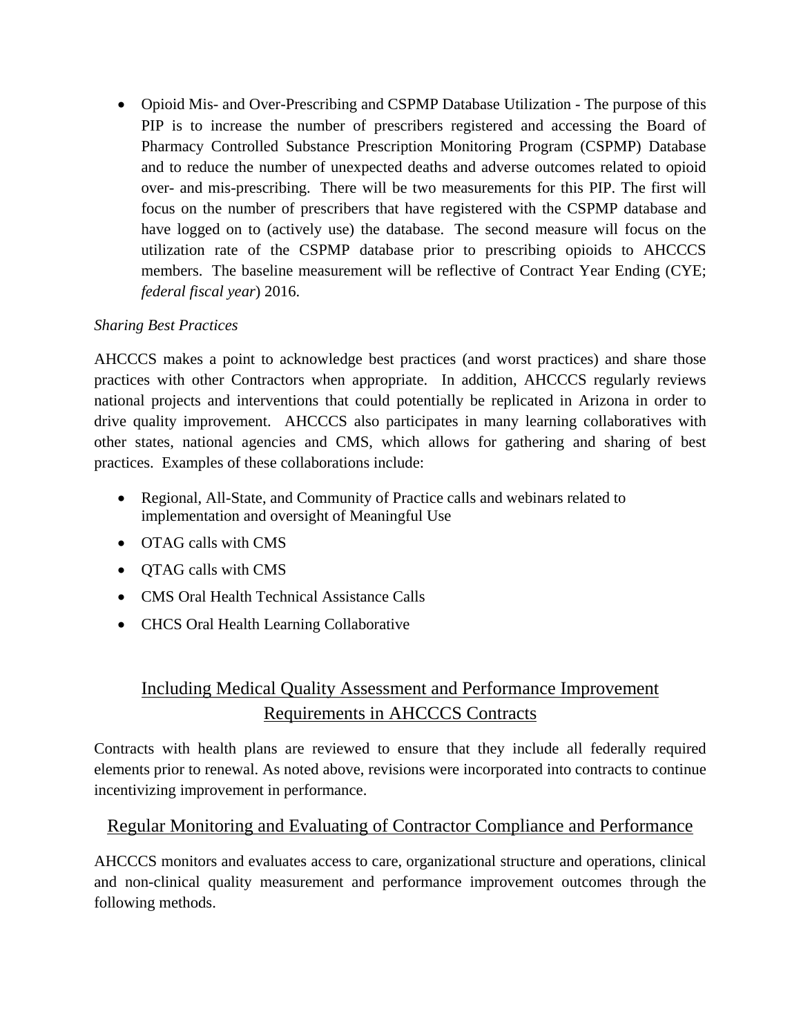- Opioid Mis- and Over-Prescribing and CSPMP Database Utilization - The purpose of this PIP is to increase the number of prescribers registered and accessing the Board of Pharmacy Controlled Substance Prescription Monitoring Program (CSPMP) Database and to reduce the number of unexpected deaths and adverse outcomes related to opioid over- and mis-prescribing. There will be two measurements for this PIP. The first will focus on the number of prescribers that have registered with the CSPMP database and have logged on to (actively use) the database. The second measure will focus on the utilization rate of the CSPMP database prior to prescribing opioids to AHCCCS members. The baseline measurement will be reflective of Contract Year Ending (CYE; *federal fiscal year*) 2016.

*Sharing Best Practices*

AHCCCS makes a point to acknowledge best practices (and worst practices) and share those practices with other Contractors when appropriate. In addition, AHCCCS regularly reviews national projects and interventions that could potentially be replicated in Arizona in order to drive quality improvement. AHCCCS also participates in many learning collaboratives with other states, national agencies and CMS, which allows for gathering and sharing of best practices. Examples of these collaborations include:

- Regional, All-State, and Community of Practice calls and webinars related to implementation and oversight of Meaningful Use
- OTAG calls with CMS
- QTAG calls with CMS
- CMS Oral Health Technical Assistance Calls
- CHCS Oral Health Learning Collaborative

## Including Medical Quality Assessment and Performance Improvement Requirements in AHCCCS Contracts

Contracts with health plans are reviewed to ensure that they include all federally required elements prior to renewal. As noted above, revisions were incorporated into contracts to continue incentivizing improvement in performance.

## Regular Monitoring and Evaluating of Contractor Compliance and Performance

AHCCCS monitors and evaluates access to care, organizational structure and operations, clinical and non-clinical quality measurement and performance improvement outcomes through the following methods.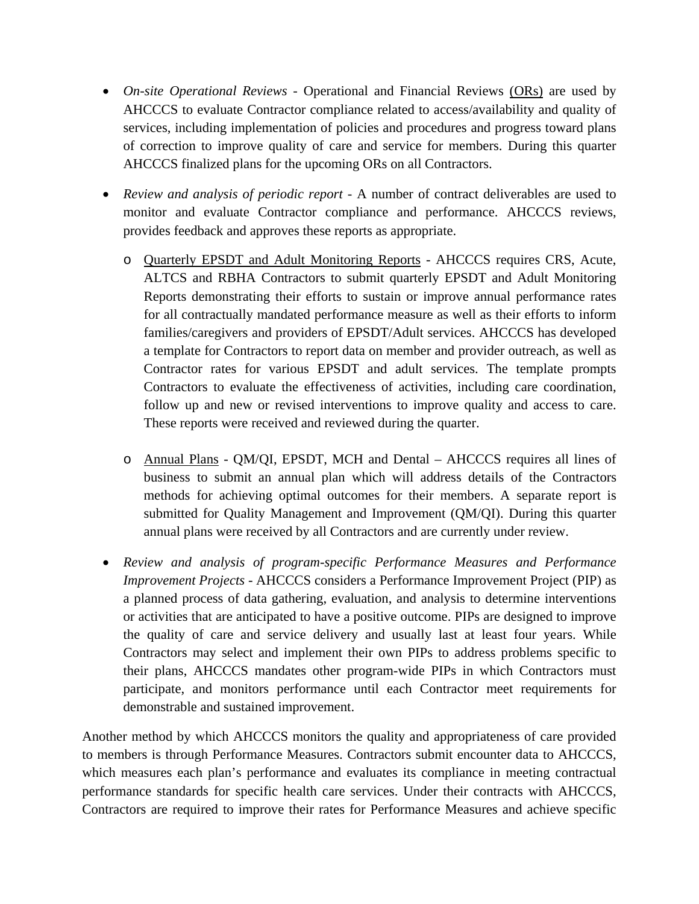- *On-site Operational Reviews* - Operational and Financial Reviews (ORs) are used by AHCCCS to evaluate Contractor compliance related to access/availability and quality of services, including implementation of policies and procedures and progress toward plans of correction to improve quality of care and service for members. During this quarter AHCCCS finalized plans for the upcoming ORs on all Contractors.

- *Review and analysis of periodic report* - A number of contract deliverables are used to monitor and evaluate Contractor compliance and performance. AHCCCS reviews, provides feedback and approves these reports as appropriate.

  - Quarterly EPSDT and Adult Monitoring Reports - AHCCCS requires CRS, Acute, ALTCS and RBHA Contractors to submit quarterly EPSDT and Adult Monitoring Reports demonstrating their efforts to sustain or improve annual performance rates for all contractually mandated performance measure as well as their efforts to inform families/caregivers and providers of EPSDT/Adult services. AHCCCS has developed a template for Contractors to report data on member and provider outreach, as well as Contractor rates for various EPSDT and adult services. The template prompts Contractors to evaluate the effectiveness of activities, including care coordination, follow up and new or revised interventions to improve quality and access to care. These reports were received and reviewed during the quarter.

  - Annual Plans - QM/QI, EPSDT, MCH and Dental – AHCCCS requires all lines of business to submit an annual plan which will address details of the Contractors methods for achieving optimal outcomes for their members. A separate report is submitted for Quality Management and Improvement (QM/QI). During this quarter annual plans were received by all Contractors and are currently under review.

- *Review and analysis of program-specific Performance Measures and Performance Improvement Projects* - AHCCCS considers a Performance Improvement Project (PIP) as a planned process of data gathering, evaluation, and analysis to determine interventions or activities that are anticipated to have a positive outcome. PIPs are designed to improve the quality of care and service delivery and usually last at least four years. While Contractors may select and implement their own PIPs to address problems specific to their plans, AHCCCS mandates other program-wide PIPs in which Contractors must participate, and monitors performance until each Contractor meet requirements for demonstrable and sustained improvement.

Another method by which AHCCCS monitors the quality and appropriateness of care provided to members is through Performance Measures. Contractors submit encounter data to AHCCCS, which measures each plan's performance and evaluates its compliance in meeting contractual performance standards for specific health care services. Under their contracts with AHCCCS, Contractors are required to improve their rates for Performance Measures and achieve specific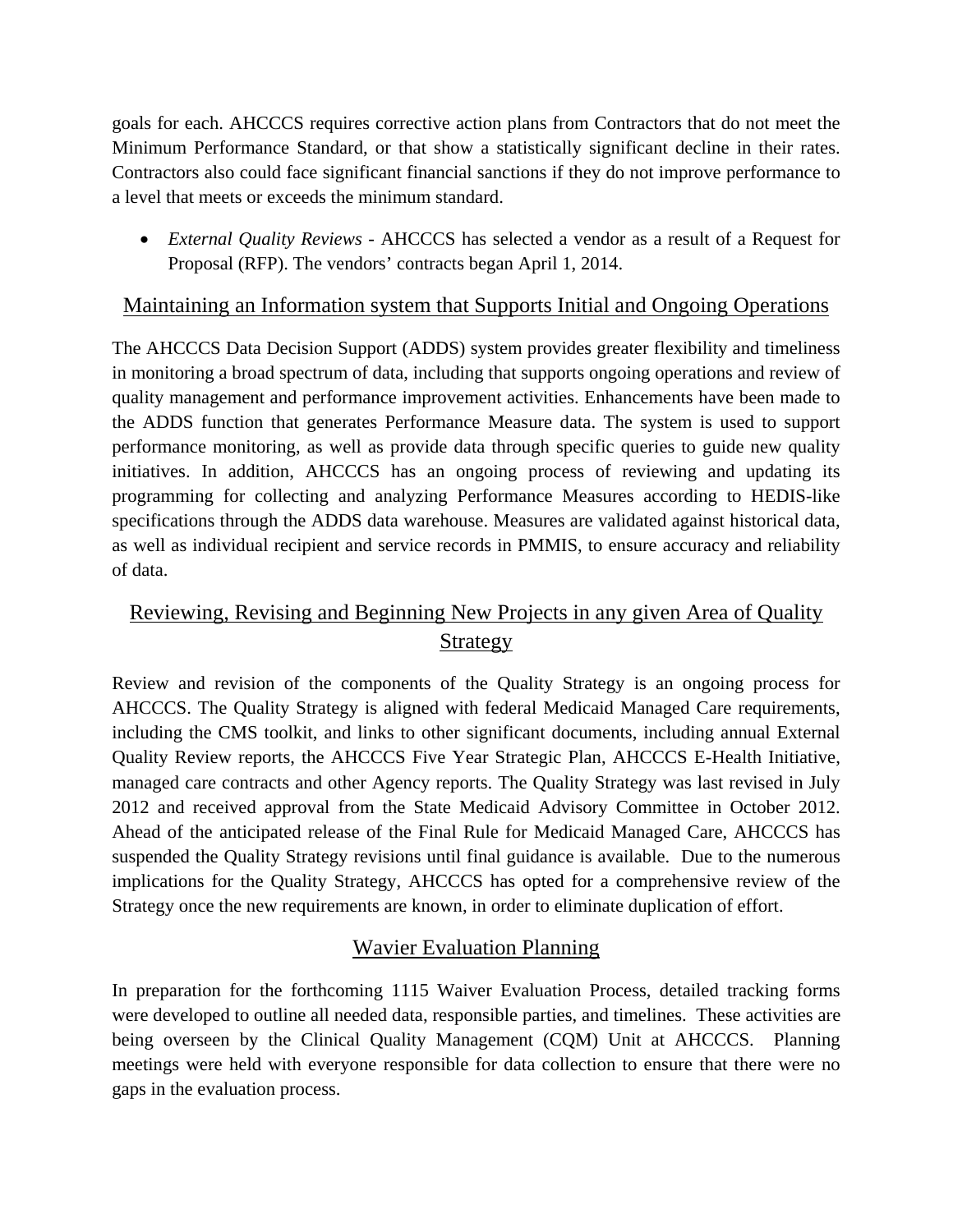goals for each. AHCCCS requires corrective action plans from Contractors that do not meet the Minimum Performance Standard, or that show a statistically significant decline in their rates. Contractors also could face significant financial sanctions if they do not improve performance to a level that meets or exceeds the minimum standard.

- *External Quality Reviews* - AHCCCS has selected a vendor as a result of a Request for Proposal (RFP). The vendors' contracts began April 1, 2014.

## Maintaining an Information system that Supports Initial and Ongoing Operations

The AHCCCS Data Decision Support (ADDS) system provides greater flexibility and timeliness in monitoring a broad spectrum of data, including that supports ongoing operations and review of quality management and performance improvement activities. Enhancements have been made to the ADDS function that generates Performance Measure data. The system is used to support performance monitoring, as well as provide data through specific queries to guide new quality initiatives. In addition, AHCCCS has an ongoing process of reviewing and updating its programming for collecting and analyzing Performance Measures according to HEDIS-like specifications through the ADDS data warehouse. Measures are validated against historical data, as well as individual recipient and service records in PMMIS, to ensure accuracy and reliability of data.

## Reviewing, Revising and Beginning New Projects in any given Area of Quality Strategy

Review and revision of the components of the Quality Strategy is an ongoing process for AHCCCS. The Quality Strategy is aligned with federal Medicaid Managed Care requirements, including the CMS toolkit, and links to other significant documents, including annual External Quality Review reports, the AHCCCS Five Year Strategic Plan, AHCCCS E-Health Initiative, managed care contracts and other Agency reports. The Quality Strategy was last revised in July 2012 and received approval from the State Medicaid Advisory Committee in October 2012. Ahead of the anticipated release of the Final Rule for Medicaid Managed Care, AHCCCS has suspended the Quality Strategy revisions until final guidance is available. Due to the numerous implications for the Quality Strategy, AHCCCS has opted for a comprehensive review of the Strategy once the new requirements are known, in order to eliminate duplication of effort.

## Wavier Evaluation Planning

In preparation for the forthcoming 1115 Waiver Evaluation Process, detailed tracking forms were developed to outline all needed data, responsible parties, and timelines. These activities are being overseen by the Clinical Quality Management (CQM) Unit at AHCCCS. Planning meetings were held with everyone responsible for data collection to ensure that there were no gaps in the evaluation process.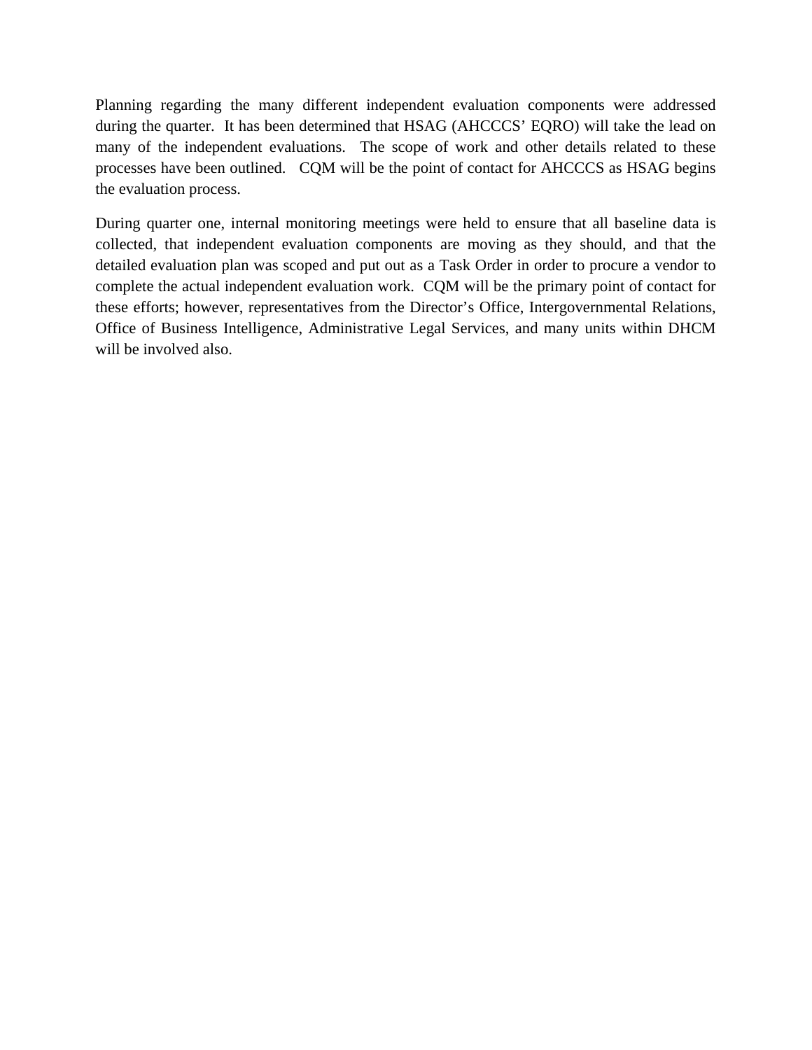Planning regarding the many different independent evaluation components were addressed during the quarter.  It has been determined that HSAG (AHCCCS' EQRO) will take the lead on many of the independent evaluations.  The scope of work and other details related to these processes have been outlined.   CQM will be the point of contact for AHCCCS as HSAG begins the evaluation process.

During quarter one, internal monitoring meetings were held to ensure that all baseline data is collected, that independent evaluation components are moving as they should, and that the detailed evaluation plan was scoped and put out as a Task Order in order to procure a vendor to complete the actual independent evaluation work.  CQM will be the primary point of contact for these efforts; however, representatives from the Director's Office, Intergovernmental Relations, Office of Business Intelligence, Administrative Legal Services, and many units within DHCM will be involved also.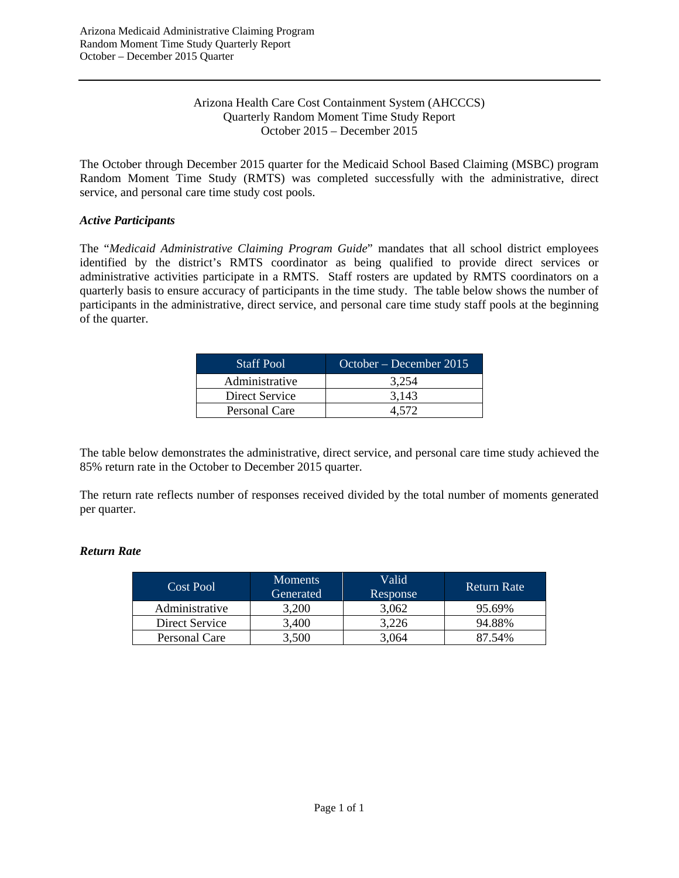Arizona Health Care Cost Containment System (AHCCCS)
Quarterly Random Moment Time Study Report
October 2015 – December 2015

The October through December 2015 quarter for the Medicaid School Based Claiming (MSBC) program Random Moment Time Study (RMTS) was completed successfully with the administrative, direct service, and personal care time study cost pools.

***Active Participants***

The "*Medicaid Administrative Claiming Program Guide*" mandates that all school district employees identified by the district's RMTS coordinator as being qualified to provide direct services or administrative activities participate in a RMTS. Staff rosters are updated by RMTS coordinators on a quarterly basis to ensure accuracy of participants in the time study. The table below shows the number of participants in the administrative, direct service, and personal care time study staff pools at the beginning of the quarter.

| Staff Pool | October – December 2015 |
|---|---|
| Administrative | 3,254 |
| Direct Service | 3,143 |
| Personal Care | 4,572 |

The table below demonstrates the administrative, direct service, and personal care time study achieved the 85% return rate in the October to December 2015 quarter.

The return rate reflects number of responses received divided by the total number of moments generated per quarter.

***Return Rate***

| Cost Pool | Moments Generated | Valid Response | Return Rate |
|---|---|---|---|
| Administrative | 3,200 | 3,062 | 95.69% |
| Direct Service | 3,400 | 3,226 | 94.88% |
| Personal Care | 3,500 | 3,064 | 87.54% |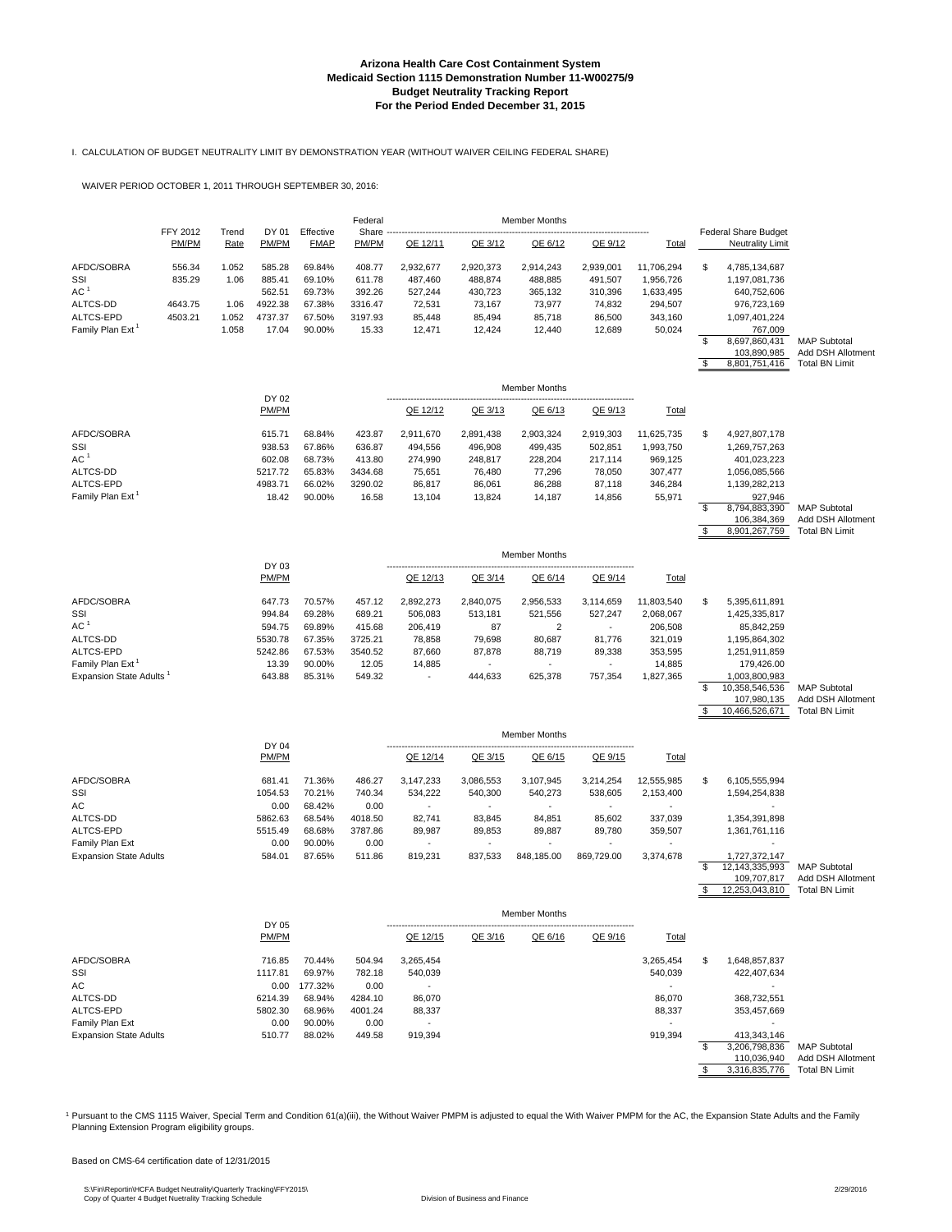# Arizona Health Care Cost Containment System
## Medicaid Section 1115 Demonstration Number 11-W00275/9
## Budget Neutrality Tracking Report
## For the Period Ended December 31, 2015

I. CALCULATION OF BUDGET NEUTRALITY LIMIT BY DEMONSTRATION YEAR (WITHOUT WAIVER CEILING FEDERAL SHARE)

WAIVER PERIOD OCTOBER 1, 2011 THROUGH SEPTEMBER 30, 2016:

| | FFY 2012 PM/PM | Trend Rate | DY 01 PM/PM | Effective FMAP | Federal Share PM/PM | Member Months QE 12/11 | QE 3/12 | QE 6/12 | QE 9/12 | Total | Federal Share Budget Neutrality Limit | |
|---|---|---|---|---|---|---|---|---|---|---|---|---|
| AFDC/SOBRA | 556.34 | 1.052 | 585.28 | 69.84% | 408.77 | 2,932,677 | 2,920,373 | 2,914,243 | 2,939,001 | 11,706,294 | $ 4,785,134,687 | |
| SSI | 835.29 | 1.06 | 885.41 | 69.10% | 611.78 | 487,460 | 488,874 | 488,885 | 491,507 | 1,956,726 | 1,197,081,736 | |
| AC [1] | | | 562.51 | 69.73% | 392.26 | 527,244 | 430,723 | 365,132 | 310,396 | 1,633,495 | 640,752,606 | |
| ALTCS-DD | 4643.75 | 1.06 | 4922.38 | 67.38% | 3316.47 | 72,531 | 73,167 | 73,977 | 74,832 | 294,507 | 976,723,169 | |
| ALTCS-EPD | 4503.21 | 1.052 | 4737.37 | 67.50% | 3197.93 | 85,448 | 85,494 | 85,718 | 86,500 | 343,160 | 1,097,401,224 | |
| Family Plan Ext [1] | | 1.058 | 17.04 | 90.00% | 15.33 | 12,471 | 12,424 | 12,440 | 12,689 | 50,024 | 767,009 | |
| | | | | | | | | | | | $ 8,697,860,431 | MAP Subtotal |
| | | | | | | | | | | | 103,890,985 | Add DSH Allotment |
| | | | | | | | | | | | $ 8,801,751,416 | Total BN Limit |

| | DY 02 PM/PM | | | Member Months QE 12/12 | QE 3/13 | QE 6/13 | QE 9/13 | Total | | |
|---|---|---|---|---|---|---|---|---|---|---|
| AFDC/SOBRA | 615.71 | 68.84% | 423.87 | 2,911,670 | 2,891,438 | 2,903,324 | 2,919,303 | 11,625,735 | $ 4,927,807,178 | |
| SSI | 938.53 | 67.86% | 636.87 | 494,556 | 496,908 | 499,435 | 502,851 | 1,993,750 | 1,269,757,263 | |
| AC [1] | 602.08 | 68.73% | 413.80 | 274,990 | 248,817 | 228,204 | 217,114 | 969,125 | 401,023,223 | |
| ALTCS-DD | 5217.72 | 65.83% | 3434.68 | 75,651 | 76,480 | 77,296 | 78,050 | 307,477 | 1,056,085,566 | |
| ALTCS-EPD | 4983.71 | 66.02% | 3290.02 | 86,817 | 86,061 | 86,288 | 87,118 | 346,284 | 1,139,282,213 | |
| Family Plan Ext [1] | 18.42 | 90.00% | 16.58 | 13,104 | 13,824 | 14,187 | 14,856 | 55,971 | 927,946 | |
| | | | | | | | | | $ 8,794,883,390 | MAP Subtotal |
| | | | | | | | | | 106,384,369 | Add DSH Allotment |
| | | | | | | | | | $ 8,901,267,759 | Total BN Limit |

| | DY 03 PM/PM | | | Member Months QE 12/13 | QE 3/14 | QE 6/14 | QE 9/14 | Total | | |
|---|---|---|---|---|---|---|---|---|---|---|
| AFDC/SOBRA | 647.73 | 70.57% | 457.12 | 2,892,273 | 2,840,075 | 2,956,533 | 3,114,659 | 11,803,540 | $ 5,395,611,891 | |
| SSI | 994.84 | 69.28% | 689.21 | 506,083 | 513,181 | 521,556 | 527,247 | 2,068,067 | 1,425,335,817 | |
| AC [1] | 594.75 | 69.89% | 415.68 | 206,419 | 87 | 2 | - | 206,508 | 85,842,259 | |
| ALTCS-DD | 5530.78 | 67.35% | 3725.21 | 78,858 | 79,698 | 80,687 | 81,776 | 321,019 | 1,195,864,302 | |
| ALTCS-EPD | 5242.86 | 67.53% | 3540.52 | 87,660 | 87,878 | 88,719 | 89,338 | 353,595 | 1,251,911,859 | |
| Family Plan Ext [1] | 13.39 | 90.00% | 12.05 | 14,885 | - | - | - | 14,885 | 179,426.00 | |
| Expansion State Adults [1] | 643.88 | 85.31% | 549.32 | - | 444,633 | 625,378 | 757,354 | 1,827,365 | 1,003,800,983 | |
| | | | | | | | | | $ 10,358,546,536 | MAP Subtotal |
| | | | | | | | | | 107,980,135 | Add DSH Allotment |
| | | | | | | | | | $ 10,466,526,671 | Total BN Limit |

| | DY 04 PM/PM | | | Member Months QE 12/14 | QE 3/15 | QE 6/15 | QE 9/15 | Total | | |
|---|---|---|---|---|---|---|---|---|---|---|
| AFDC/SOBRA | 681.41 | 71.36% | 486.27 | 3,147,233 | 3,086,553 | 3,107,945 | 3,214,254 | 12,555,985 | $ 6,105,555,994 | |
| SSI | 1054.53 | 70.21% | 740.34 | 534,222 | 540,300 | 540,273 | 538,605 | 2,153,400 | 1,594,254,838 | |
| AC | 0.00 | 68.42% | 0.00 | - | - | - | - | - | - | |
| ALTCS-DD | 5862.63 | 68.54% | 4018.50 | 82,741 | 83,845 | 84,851 | 85,602 | 337,039 | 1,354,391,898 | |
| ALTCS-EPD | 5515.49 | 68.68% | 3787.86 | 89,987 | 89,853 | 89,887 | 89,780 | 359,507 | 1,361,761,116 | |
| Family Plan Ext | 0.00 | 90.00% | 0.00 | - | - | - | - | - | - | |
| Expansion State Adults | 584.01 | 87.65% | 511.86 | 819,231 | 837,533 | 848,185.00 | 869,729.00 | 3,374,678 | 1,727,372,147 | |
| | | | | | | | | | $ 12,143,335,993 | MAP Subtotal |
| | | | | | | | | | 109,707,817 | Add DSH Allotment |
| | | | | | | | | | $ 12,253,043,810 | Total BN Limit |

| | DY 05 PM/PM | | | Member Months QE 12/15 | QE 3/16 | QE 6/16 | QE 9/16 | Total | | |
|---|---|---|---|---|---|---|---|---|---|---|
| AFDC/SOBRA | 716.85 | 70.44% | 504.94 | 3,265,454 | | | | 3,265,454 | $ 1,648,857,837 | |
| SSI | 1117.81 | 69.97% | 782.18 | 540,039 | | | | 540,039 | 422,407,634 | |
| AC | 0.00 | 177.32% | 0.00 | - | | | | - | - | |
| ALTCS-DD | 6214.39 | 68.94% | 4284.10 | 86,070 | | | | 86,070 | 368,732,551 | |
| ALTCS-EPD | 5802.30 | 68.96% | 4001.24 | 88,337 | | | | 88,337 | 353,457,669 | |
| Family Plan Ext | 0.00 | 90.00% | 0.00 | - | | | | - | - | |
| Expansion State Adults | 510.77 | 88.02% | 449.58 | 919,394 | | | | 919,394 | 413,343,146 | |
| | | | | | | | | | $ 3,206,798,836 | MAP Subtotal |
| | | | | | | | | | 110,036,940 | Add DSH Allotment |
| | | | | | | | | | $ 3,316,835,776 | Total BN Limit |

[1] Pursuant to the CMS 1115 Waiver, Special Term and Condition 61(a)(iii), the Without Waiver PMPM is adjusted to equal the With Waiver PMPM for the AC, the Expansion State Adults and the Family Planning Extension Program eligibility groups.

Based on CMS-64 certification date of 12/31/2015

S:\Fin\Reportin\HCFA Budget Neutrality\Quarterly Tracking\FFY2015\
Copy of Quarter 4 Budget Nuetrality Tracking Schedule

Division of Business and Finance

2/29/2016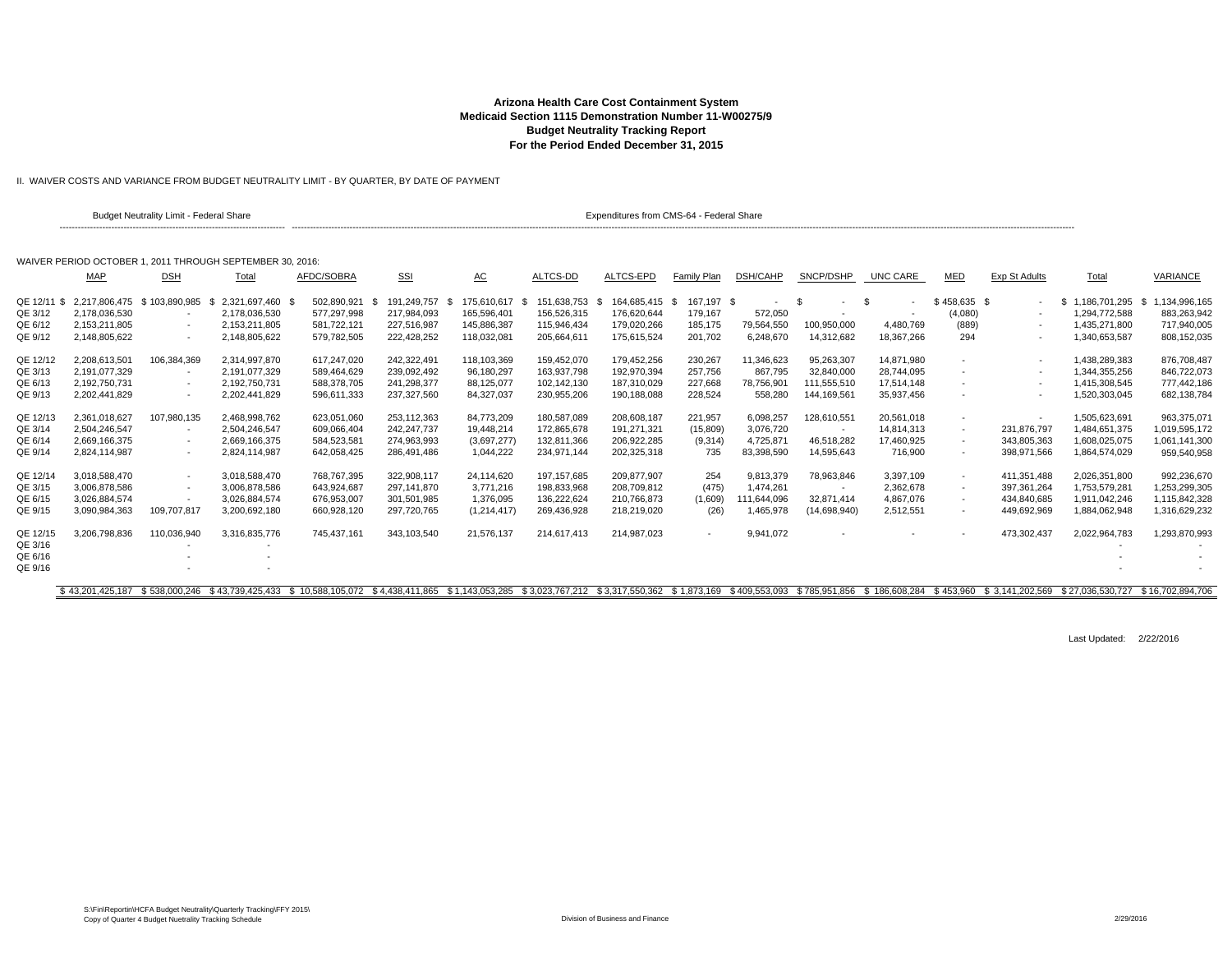**Arizona Health Care Cost Containment System**
**Medicaid Section 1115 Demonstration Number 11-W00275/9**
**Budget Neutrality Tracking Report**
**For the Period Ended December 31, 2015**

II. WAIVER COSTS AND VARIANCE FROM BUDGET NEUTRALITY LIMIT - BY QUARTER, BY DATE OF PAYMENT

Budget Neutrality Limit - Federal Share | Expenditures from CMS-64 - Federal Share

WAIVER PERIOD OCTOBER 1, 2011 THROUGH SEPTEMBER 30, 2016:

| | MAP | DSH | Total | AFDC/SOBRA | SSI | AC | ALTCS-DD | ALTCS-EPD | Family Plan | DSH/CAHP | SNCP/DSHP | UNC CARE | MED | Exp St Adults | Total | VARIANCE |
|---|---|---|---|---|---|---|---|---|---|---|---|---|---|---|---|---|
| QE 12/11 | $ 2,217,806,475 | $ 103,890,985 | $ 2,321,697,460 | $ 502,890,921 | $ 191,249,757 | $ 175,610,617 | $ 151,638,753 | $ 164,685,415 | $ 167,197 | $ - | $ - | $ - | $ 458,635 | $ - | $ 1,186,701,295 | $ 1,134,996,165 |
| QE 3/12 | 2,178,036,530 | - | 2,178,036,530 | 577,297,998 | 217,984,093 | 165,596,401 | 156,526,315 | 176,620,644 | 179,167 | 572,050 | - | - | (4,080) | - | 1,294,772,588 | 883,263,942 |
| QE 6/12 | 2,153,211,805 | - | 2,153,211,805 | 581,722,121 | 227,516,987 | 145,886,387 | 115,946,434 | 179,020,266 | 185,175 | 79,564,550 | 100,950,000 | 4,480,769 | (889) | - | 1,435,271,800 | 717,940,005 |
| QE 9/12 | 2,148,805,622 | - | 2,148,805,622 | 579,782,505 | 222,428,252 | 118,032,081 | 205,664,611 | 175,615,524 | 201,702 | 6,248,670 | 14,312,682 | 18,367,266 | 294 | - | 1,340,653,587 | 808,152,035 |
| QE 12/12 | 2,208,613,501 | 106,384,369 | 2,314,997,870 | 617,247,020 | 242,322,491 | 118,103,369 | 159,452,070 | 179,452,256 | 230,267 | 11,346,623 | 95,263,307 | 14,871,980 | - | - | 1,438,289,383 | 876,708,487 |
| QE 3/13 | 2,191,077,329 | - | 2,191,077,329 | 589,464,629 | 239,092,492 | 96,180,297 | 163,937,798 | 192,970,394 | 257,756 | 867,795 | 32,840,000 | 28,744,095 | - | - | 1,344,355,256 | 846,722,073 |
| QE 6/13 | 2,192,750,731 | - | 2,192,750,731 | 588,378,705 | 241,298,377 | 88,125,077 | 102,142,130 | 187,310,029 | 227,668 | 78,756,901 | 111,555,510 | 17,514,148 | - | - | 1,415,308,545 | 777,442,186 |
| QE 9/13 | 2,202,441,829 | - | 2,202,441,829 | 596,611,333 | 237,327,560 | 84,327,037 | 230,955,206 | 190,188,088 | 228,524 | 558,280 | 144,169,561 | 35,937,456 | - | - | 1,520,303,045 | 682,138,784 |
| QE 12/13 | 2,361,018,627 | 107,980,135 | 2,468,998,762 | 623,051,060 | 253,112,363 | 84,773,209 | 180,587,089 | 208,608,187 | 221,957 | 6,098,257 | 128,610,551 | 20,561,018 | - | - | 1,505,623,691 | 963,375,071 |
| QE 3/14 | 2,504,246,547 | - | 2,504,246,547 | 609,066,404 | 242,247,737 | 19,448,214 | 172,865,678 | 191,271,321 | (15,809) | 3,076,720 | - | 14,814,313 | - | 231,876,797 | 1,484,651,375 | 1,019,595,172 |
| QE 6/14 | 2,669,166,375 | - | 2,669,166,375 | 584,523,581 | 274,963,993 | (3,697,277) | 132,811,366 | 206,922,285 | (9,314) | 4,725,871 | 46,518,282 | 17,460,925 | - | 343,805,363 | 1,608,025,075 | 1,061,141,300 |
| QE 9/14 | 2,824,114,987 | - | 2,824,114,987 | 642,058,425 | 286,491,486 | 1,044,222 | 234,971,144 | 202,325,318 | 735 | 83,398,590 | 14,595,643 | 716,900 | - | 398,971,566 | 1,864,574,029 | 959,540,958 |
| QE 12/14 | 3,018,588,470 | - | 3,018,588,470 | 768,767,395 | 322,908,117 | 24,114,620 | 197,157,685 | 209,877,907 | 254 | 9,813,379 | 78,963,846 | 3,397,109 | - | 411,351,488 | 2,026,351,800 | 992,236,670 |
| QE 3/15 | 3,006,878,586 | - | 3,006,878,586 | 643,924,687 | 297,141,870 | 3,771,216 | 198,833,968 | 208,709,812 | (475) | 1,474,261 | - | 2,362,678 | - | 397,361,264 | 1,753,579,281 | 1,253,299,305 |
| QE 6/15 | 3,026,884,574 | - | 3,026,884,574 | 676,953,007 | 301,501,985 | 1,376,095 | 136,222,624 | 210,766,873 | (1,609) | 111,644,096 | 32,871,414 | 4,867,076 | - | 434,840,685 | 1,911,042,246 | 1,115,842,328 |
| QE 9/15 | 3,090,984,363 | 109,707,817 | 3,200,692,180 | 660,928,120 | 297,720,765 | (1,214,417) | 269,436,928 | 218,219,020 | (26) | 1,465,978 | (14,698,940) | 2,512,551 | - | 449,692,969 | 1,884,062,948 | 1,316,629,232 |
| QE 12/15 | 3,206,798,836 | 110,036,940 | 3,316,835,776 | 745,437,161 | 343,103,540 | 21,576,137 | 214,617,413 | 214,987,023 | - | 9,941,072 | - | - | - | 473,302,437 | 2,022,964,783 | 1,293,870,993 |
| QE 3/16 | | - | - | | | | | | | | | | | | - | - |
| QE 6/16 | | - | - | | | | | | | | | | | | - | - |
| QE 9/16 | | - | - | | | | | | | | | | | | - | - |
| | $ 43,201,425,187 | $ 538,000,246 | $ 43,739,425,433 | $ 10,588,105,072 | $ 4,438,411,865 | $ 1,143,053,285 | $ 3,023,767,212 | $ 3,317,550,362 | $ 1,873,169 | $ 409,553,093 | $ 785,951,856 | $ 186,608,284 | $ 453,960 | $ 3,141,202,569 | $ 27,036,530,727 | $ 16,702,894,706 |

Last Updated: 2/22/2016

S:\Fin\Reportin\HCFA Budget Neutrality\Quarterly Tracking\FFY 2015\
Copy of Quarter 4 Budget Nuetrality Tracking Schedule

Division of Business and Finance

2/29/2016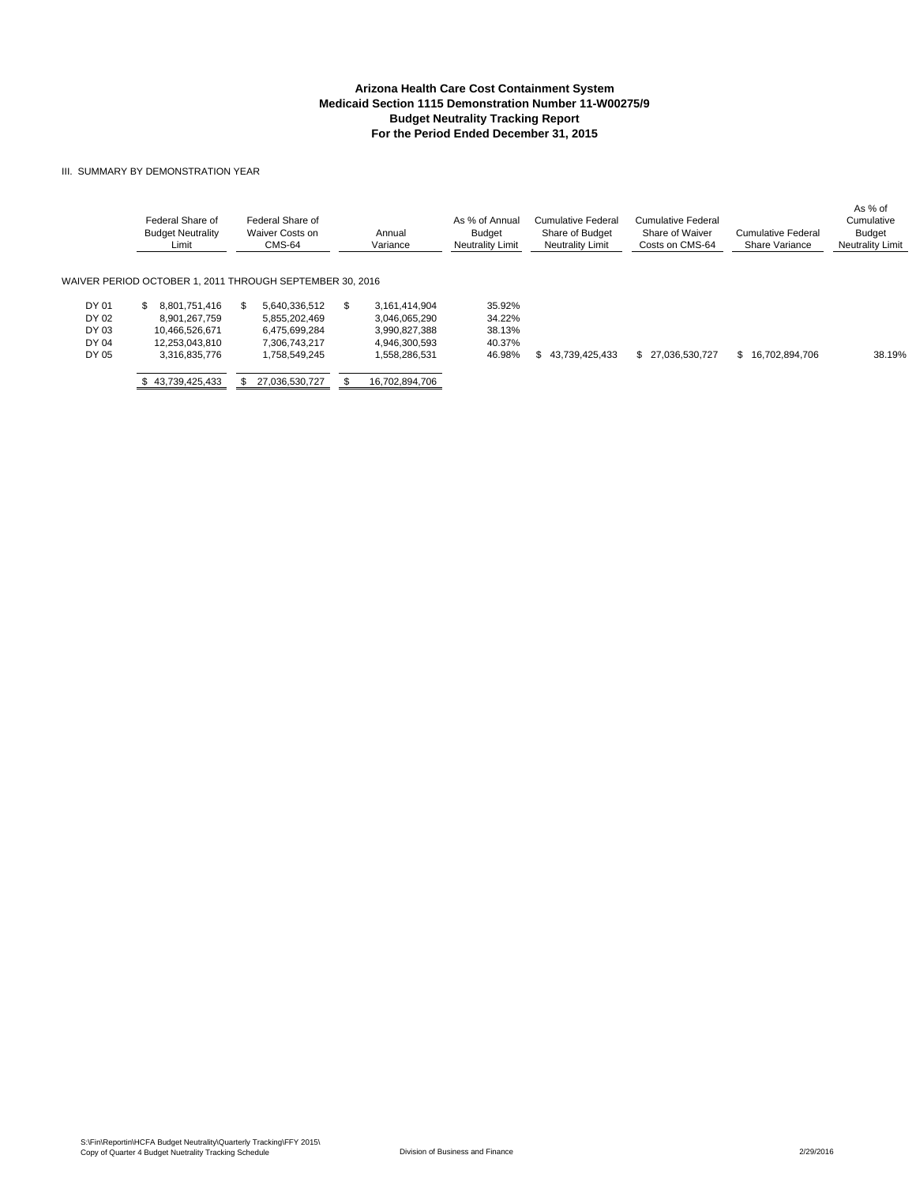**Arizona Health Care Cost Containment System**
**Medicaid Section 1115 Demonstration Number 11-W00275/9**
**Budget Neutrality Tracking Report**
**For the Period Ended December 31, 2015**

III. SUMMARY BY DEMONSTRATION YEAR

| | Federal Share of Budget Neutrality Limit | Federal Share of Waiver Costs on CMS-64 | Annual Variance | As % of Annual Budget Neutrality Limit | Cumulative Federal Share of Budget Neutrality Limit | Cumulative Federal Share of Waiver Costs on CMS-64 | Cumulative Federal Share Variance | As % of Cumulative Budget Neutrality Limit |
|---|---|---|---|---|---|---|---|---|
| WAIVER PERIOD OCTOBER 1, 2011 THROUGH SEPTEMBER 30, 2016 | | | | | | | | |
| DY 01 | $ 8,801,751,416 | $ 5,640,336,512 | $ 3,161,414,904 | 35.92% | | | | |
| DY 02 | 8,901,267,759 | 5,855,202,469 | 3,046,065,290 | 34.22% | | | | |
| DY 03 | 10,466,526,671 | 6,475,699,284 | 3,990,827,388 | 38.13% | | | | |
| DY 04 | 12,253,043,810 | 7,306,743,217 | 4,946,300,593 | 40.37% | | | | |
| DY 05 | 3,316,835,776 | 1,758,549,245 | 1,558,286,531 | 46.98% | $ 43,739,425,433 | $ 27,036,530,727 | $ 16,702,894,706 | 38.19% |
| | $ 43,739,425,433 | $ 27,036,530,727 | $ 16,702,894,706 | | | | | |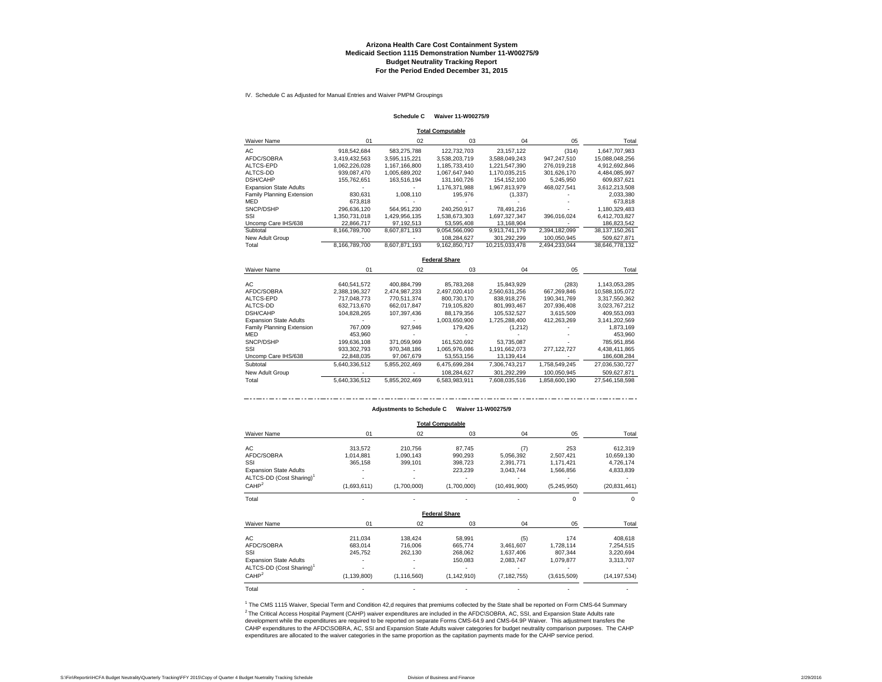**Arizona Health Care Cost Containment System**
**Medicaid Section 1115 Demonstration Number 11-W00275/9**
**Budget Neutrality Tracking Report**
**For the Period Ended December 31, 2015**

IV. Schedule C as Adjusted for Manual Entries and Waiver PMPM Groupings

**Schedule C Waiver 11-W00275/9**

**Total Computable**

| Waiver Name | 01 | 02 | 03 | 04 | 05 | Total |
|---|---|---|---|---|---|---|
| AC | 918,542,684 | 583,275,788 | 122,732,703 | 23,157,122 | (314) | 1,647,707,983 |
| AFDC/SOBRA | 3,419,432,563 | 3,595,115,221 | 3,538,203,719 | 3,588,049,243 | 947,247,510 | 15,088,048,256 |
| ALTCS-EPD | 1,062,226,028 | 1,167,166,800 | 1,185,733,410 | 1,221,547,390 | 276,019,218 | 4,912,692,846 |
| ALTCS-DD | 939,087,470 | 1,005,689,202 | 1,067,647,940 | 1,170,035,215 | 301,626,170 | 4,484,085,997 |
| DSH/CAHP | 155,762,651 | 163,516,194 | 131,160,726 | 154,152,100 | 5,245,950 | 609,837,621 |
| Expansion State Adults | - | - | 1,176,371,988 | 1,967,813,979 | 468,027,541 | 3,612,213,508 |
| Family Planning Extension | 830,631 | 1,008,110 | 195,976 | (1,337) | - | 2,033,380 |
| MED | 673,818 | - | - | - | - | 673,818 |
| SNCP/DSHP | 296,636,120 | 564,951,230 | 240,250,917 | 78,491,216 | - | 1,180,329,483 |
| SSI | 1,350,731,018 | 1,429,956,135 | 1,538,673,303 | 1,697,327,347 | 396,016,024 | 6,412,703,827 |
| Uncomp Care IHS/638 | 22,866,717 | 97,192,513 | 53,595,408 | 13,168,904 | - | 186,823,542 |
| Subtotal | 8,166,789,700 | 8,607,871,193 | 9,054,566,090 | 9,913,741,179 | 2,394,182,099 | 38,137,150,261 |
| New Adult Group | - | - | 108,284,627 | 301,292,299 | 100,050,945 | 509,627,871 |
| Total | 8,166,789,700 | 8,607,871,193 | 9,162,850,717 | 10,215,033,478 | 2,494,233,044 | 38,646,778,132 |

**Federal Share**

| Waiver Name | 01 | 02 | 03 | 04 | 05 | Total |
|---|---|---|---|---|---|---|
| AC | 640,541,572 | 400,884,799 | 85,783,268 | 15,843,929 | (283) | 1,143,053,285 |
| AFDC/SOBRA | 2,388,196,327 | 2,474,987,233 | 2,497,020,410 | 2,560,631,256 | 667,269,846 | 10,588,105,072 |
| ALTCS-EPD | 717,048,773 | 770,511,374 | 800,730,170 | 838,918,276 | 190,341,769 | 3,317,550,362 |
| ALTCS-DD | 632,713,670 | 662,017,847 | 719,105,820 | 801,993,467 | 207,936,408 | 3,023,767,212 |
| DSH/CAHP | 104,828,265 | 107,397,436 | 88,179,356 | 105,532,527 | 3,615,509 | 409,553,093 |
| Expansion State Adults | - | - | 1,003,650,900 | 1,725,288,400 | 412,263,269 | 3,141,202,569 |
| Family Planning Extension | 767,009 | 927,946 | 179,426 | (1,212) | - | 1,873,169 |
| MED | 453,960 | - | - | - | - | 453,960 |
| SNCP/DSHP | 199,636,108 | 371,059,969 | 161,520,692 | 53,735,087 | - | 785,951,856 |
| SSI | 933,302,793 | 970,348,186 | 1,065,976,086 | 1,191,662,073 | 277,122,727 | 4,438,411,865 |
| Uncomp Care IHS/638 | 22,848,035 | 97,067,679 | 53,553,156 | 13,139,414 | - | 186,608,284 |
| Subtotal | 5,640,336,512 | 5,855,202,469 | 6,475,699,284 | 7,306,743,217 | 1,758,549,245 | 27,036,530,727 |
| New Adult Group | - | - | 108,284,627 | 301,292,299 | 100,050,945 | 509,627,871 |
| Total | 5,640,336,512 | 5,855,202,469 | 6,583,983,911 | 7,608,035,516 | 1,858,600,190 | 27,546,158,598 |

**Adjustments to Schedule C Waiver 11-W00275/9**

**Total Computable**

| Waiver Name | 01 | 02 | 03 | 04 | 05 | Total |
|---|---|---|---|---|---|---|
| AC | 313,572 | 210,756 | 87,745 | (7) | 253 | 612,319 |
| AFDC/SOBRA | 1,014,881 | 1,090,143 | 990,293 | 5,056,392 | 2,507,421 | 10,659,130 |
| SSI | 365,158 | 399,101 | 398,723 | 2,391,771 | 1,171,421 | 4,726,174 |
| Expansion State Adults | - | - | 223,239 | 3,043,744 | 1,566,856 | 4,833,839 |
| ALTCS-DD (Cost Sharing)[1] | - | - | - | - | - | - |
| CAHP[2] | (1,693,611) | (1,700,000) | (1,700,000) | (10,491,900) | (5,245,950) | (20,831,461) |
| Total | - | - | - | - | 0 | 0 |

**Federal Share**

| Waiver Name | 01 | 02 | 03 | 04 | 05 | Total |
|---|---|---|---|---|---|---|
| AC | 211,034 | 138,424 | 58,991 | (5) | 174 | 408,618 |
| AFDC/SOBRA | 683,014 | 716,006 | 665,774 | 3,461,607 | 1,728,114 | 7,254,515 |
| SSI | 245,752 | 262,130 | 268,062 | 1,637,406 | 807,344 | 3,220,694 |
| Expansion State Adults | - | - | 150,083 | 2,083,747 | 1,079,877 | 3,313,707 |
| ALTCS-DD (Cost Sharing)[1] | - | - | - | - | - | - |
| CAHP[2] | (1,139,800) | (1,116,560) | (1,142,910) | (7,182,755) | (3,615,509) | (14,197,534) |
| Total | - | - | - | - | - | - |

[1] The CMS 1115 Waiver, Special Term and Condition 42,d requires that premiums collected by the State shall be reported on Form CMS-64 Summary

[2] The Critical Access Hospital Payment (CAHP) waiver expenditures are included in the AFDC\SOBRA, AC, SSI, and Expansion State Adults rate development while the expenditures are required to be reported on separate Forms CMS-64.9 and CMS-64.9P Waiver. This adjustment transfers the CAHP expenditures to the AFDC\SOBRA, AC, SSI and Expansion State Adults waiver categories for budget neutrality comparison purposes. The CAHP expenditures are allocated to the waiver categories in the same proportion as the capitation payments made for the CAHP service period.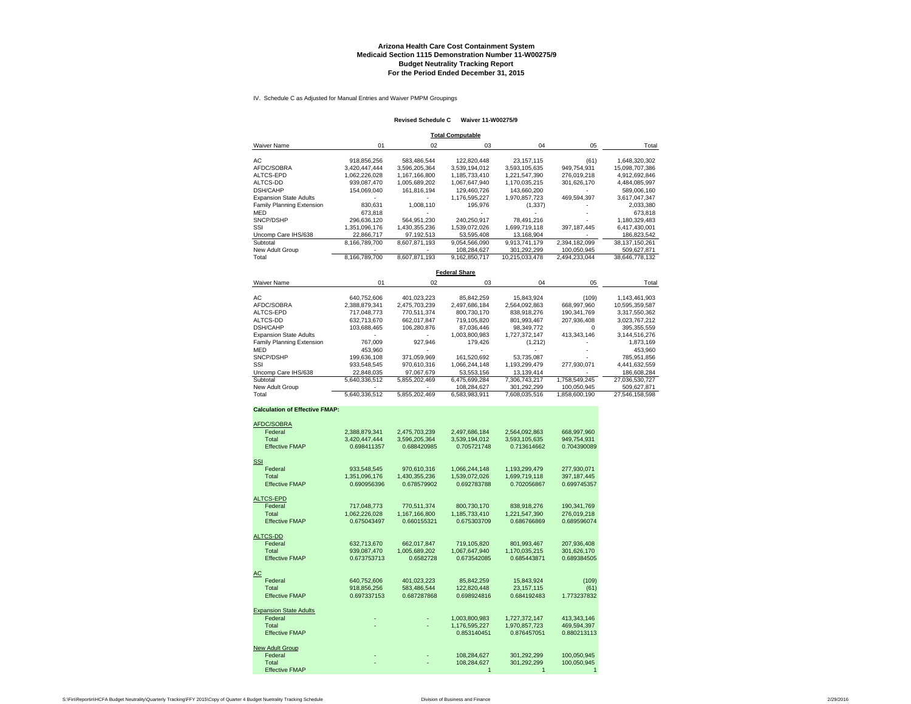# Arizona Health Care Cost Containment System
## Medicaid Section 1115 Demonstration Number 11-W00275/9
## Budget Neutrality Tracking Report
## For the Period Ended December 31, 2015

IV. Schedule C as Adjusted for Manual Entries and Waiver PMPM Groupings

**Revised Schedule C Waiver 11-W00275/9**

**Total Computable**

| Waiver Name | 01 | 02 | 03 | 04 | 05 | Total |
|---|---|---|---|---|---|---|
| AC | 918,856,256 | 583,486,544 | 122,820,448 | 23,157,115 | (61) | 1,648,320,302 |
| AFDC/SOBRA | 3,420,447,444 | 3,596,205,364 | 3,539,194,012 | 3,593,105,635 | 949,754,931 | 15,098,707,386 |
| ALTCS-EPD | 1,062,226,028 | 1,167,166,800 | 1,185,733,410 | 1,221,547,390 | 276,019,218 | 4,912,692,846 |
| ALTCS-DD | 939,087,470 | 1,005,689,202 | 1,067,647,940 | 1,170,035,215 | 301,626,170 | 4,484,085,997 |
| DSH/CAHP | 154,069,040 | 161,816,194 | 129,460,726 | 143,660,200 | - | 589,006,160 |
| Expansion State Adults | - | - | 1,176,595,227 | 1,970,857,723 | 469,594,397 | 3,617,047,347 |
| Family Planning Extension | 830,631 | 1,008,110 | 195,976 | (1,337) | - | 2,033,380 |
| MED | 673,818 | - | - | - | - | 673,818 |
| SNCP/DSHP | 296,636,120 | 564,951,230 | 240,250,917 | 78,491,216 | - | 1,180,329,483 |
| SSI | 1,351,096,176 | 1,430,355,236 | 1,539,072,026 | 1,699,719,118 | 397,187,445 | 6,417,430,001 |
| Uncomp Care IHS/638 | 22,866,717 | 97,192,513 | 53,595,408 | 13,168,904 | - | 186,823,542 |
| Subtotal | 8,166,789,700 | 8,607,871,193 | 9,054,566,090 | 9,913,741,179 | 2,394,182,099 | 38,137,150,261 |
| New Adult Group | - | - | 108,284,627 | 301,292,299 | 100,050,945 | 509,627,871 |
| Total | 8,166,789,700 | 8,607,871,193 | 9,162,850,717 | 10,215,033,478 | 2,494,233,044 | 38,646,778,132 |

**Federal Share**

| Waiver Name | 01 | 02 | 03 | 04 | 05 | Total |
|---|---|---|---|---|---|---|
| AC | 640,752,606 | 401,023,223 | 85,842,259 | 15,843,924 | (109) | 1,143,461,903 |
| AFDC/SOBRA | 2,388,879,341 | 2,475,703,239 | 2,497,686,184 | 2,564,092,863 | 668,997,960 | 10,595,359,587 |
| ALTCS-EPD | 717,048,773 | 770,511,374 | 800,730,170 | 838,918,276 | 190,341,769 | 3,317,550,362 |
| ALTCS-DD | 632,713,670 | 662,017,847 | 719,105,820 | 801,993,467 | 207,936,408 | 3,023,767,212 |
| DSH/CAHP | 103,688,465 | 106,280,876 | 87,036,446 | 98,349,772 | 0 | 395,355,559 |
| Expansion State Adults | - | - | 1,003,800,983 | 1,727,372,147 | 413,343,146 | 3,144,516,276 |
| Family Planning Extension | 767,009 | 927,946 | 179,426 | (1,212) | - | 1,873,169 |
| MED | 453,960 | - | - | - | - | 453,960 |
| SNCP/DSHP | 199,636,108 | 371,059,969 | 161,520,692 | 53,735,087 | - | 785,951,856 |
| SSI | 933,548,545 | 970,610,316 | 1,066,244,148 | 1,193,299,479 | 277,930,071 | 4,441,632,559 |
| Uncomp Care IHS/638 | 22,848,035 | 97,067,679 | 53,553,156 | 13,139,414 | - | 186,608,284 |
| Subtotal | 5,640,336,512 | 5,855,202,469 | 6,475,699,284 | 7,306,743,217 | 1,758,549,245 | 27,036,530,727 |
| New Adult Group | - | - | 108,284,627 | 301,292,299 | 100,050,945 | 509,627,871 |
| Total | 5,640,336,512 | 5,855,202,469 | 6,583,983,911 | 7,608,035,516 | 1,858,600,190 | 27,546,158,598 |

**Calculation of Effective FMAP:**

| | 01 | 02 | 03 | 04 | 05 |
|---|---|---|---|---|---|
| **AFDC/SOBRA** | | | | | |
| Federal | 2,388,879,341 | 2,475,703,239 | 2,497,686,184 | 2,564,092,863 | 668,997,960 |
| Total | 3,420,447,444 | 3,596,205,364 | 3,539,194,012 | 3,593,105,635 | 949,754,931 |
| Effective FMAP | 0.698411357 | 0.688420985 | 0.705721748 | 0.713614662 | 0.704390089 |
| **SSI** | | | | | |
| Federal | 933,548,545 | 970,610,316 | 1,066,244,148 | 1,193,299,479 | 277,930,071 |
| Total | 1,351,096,176 | 1,430,355,236 | 1,539,072,026 | 1,699,719,118 | 397,187,445 |
| Effective FMAP | 0.690956396 | 0.678579902 | 0.692783788 | 0.702056867 | 0.699745357 |
| **ALTCS-EPD** | | | | | |
| Federal | 717,048,773 | 770,511,374 | 800,730,170 | 838,918,276 | 190,341,769 |
| Total | 1,062,226,028 | 1,167,166,800 | 1,185,733,410 | 1,221,547,390 | 276,019,218 |
| Effective FMAP | 0.675043497 | 0.660155321 | 0.675303709 | 0.686766869 | 0.689596074 |
| **ALTCS-DD** | | | | | |
| Federal | 632,713,670 | 662,017,847 | 719,105,820 | 801,993,467 | 207,936,408 |
| Total | 939,087,470 | 1,005,689,202 | 1,067,647,940 | 1,170,035,215 | 301,626,170 |
| Effective FMAP | 0.673753713 | 0.6582728 | 0.673542085 | 0.685443871 | 0.689384505 |
| **AC** | | | | | |
| Federal | 640,752,606 | 401,023,223 | 85,842,259 | 15,843,924 | (109) |
| Total | 918,856,256 | 583,486,544 | 122,820,448 | 23,157,115 | (61) |
| Effective FMAP | 0.697337153 | 0.687287868 | 0.698924816 | 0.684192483 | 1.773237832 |
| **Expansion State Adults** | | | | | |
| Federal | - | - | 1,003,800,983 | 1,727,372,147 | 413,343,146 |
| Total | - | - | 1,176,595,227 | 1,970,857,723 | 469,594,397 |
| Effective FMAP | | | 0.853140451 | 0.876457051 | 0.880213113 |
| **New Adult Group** | | | | | |
| Federal | - | - | 108,284,627 | 301,292,299 | 100,050,945 |
| Total | - | - | 108,284,627 | 301,292,299 | 100,050,945 |
| Effective FMAP | | | 1 | 1 | 1 |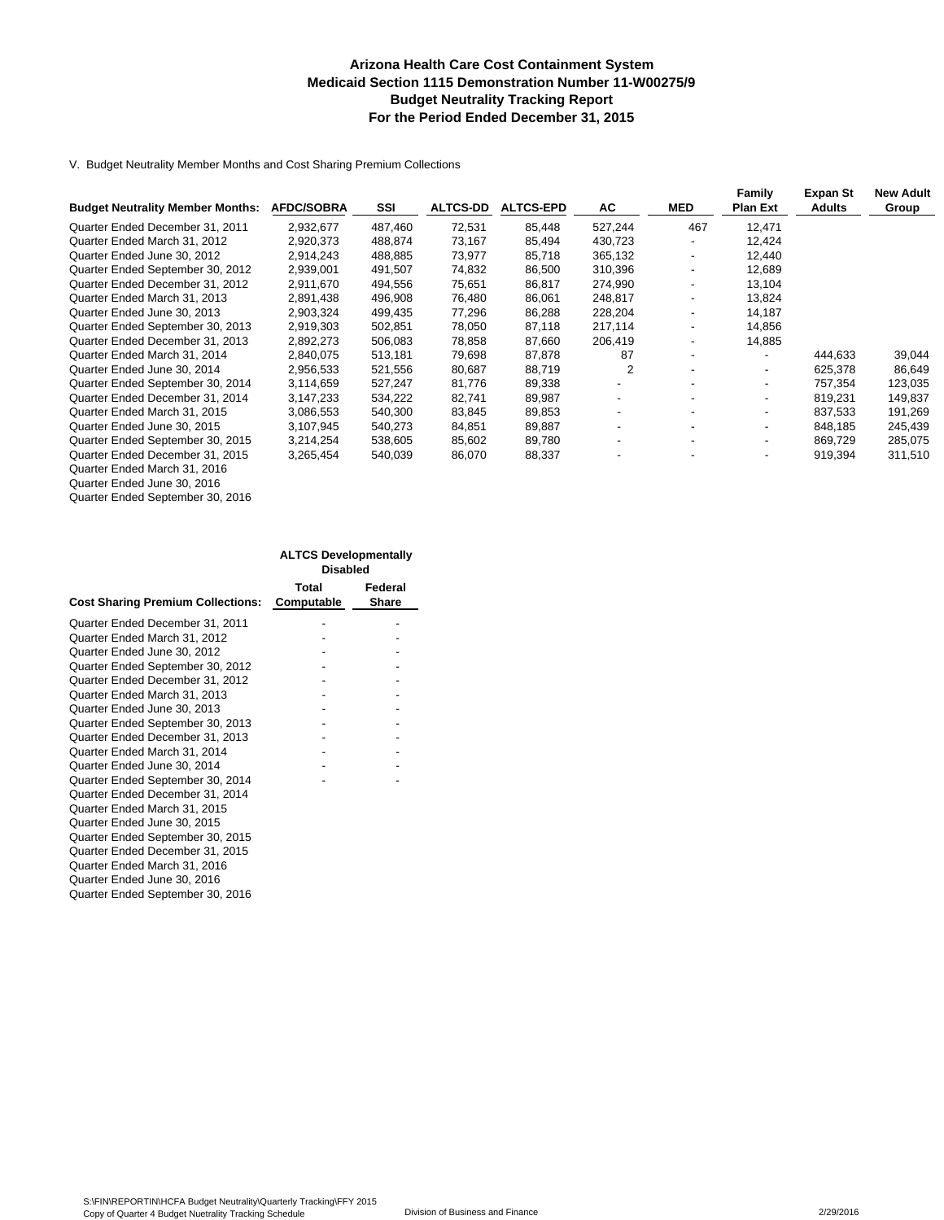# Arizona Health Care Cost Containment System
## Medicaid Section 1115 Demonstration Number 11-W00275/9
## Budget Neutrality Tracking Report
## For the Period Ended December 31, 2015

V. Budget Neutrality Member Months and Cost Sharing Premium Collections

| Budget Neutrality Member Months: | AFDC/SOBRA | SSI | ALTCS-DD | ALTCS-EPD | AC | MED | Family Plan Ext | Expan St Adults | New Adult Group |
|---|---|---|---|---|---|---|---|---|---|
| Quarter Ended December 31, 2011 | 2,932,677 | 487,460 | 72,531 | 85,448 | 527,244 | 467 | 12,471 | | |
| Quarter Ended March 31, 2012 | 2,920,373 | 488,874 | 73,167 | 85,494 | 430,723 | - | 12,424 | | |
| Quarter Ended June 30, 2012 | 2,914,243 | 488,885 | 73,977 | 85,718 | 365,132 | - | 12,440 | | |
| Quarter Ended September 30, 2012 | 2,939,001 | 491,507 | 74,832 | 86,500 | 310,396 | - | 12,689 | | |
| Quarter Ended December 31, 2012 | 2,911,670 | 494,556 | 75,651 | 86,817 | 274,990 | - | 13,104 | | |
| Quarter Ended March 31, 2013 | 2,891,438 | 496,908 | 76,480 | 86,061 | 248,817 | - | 13,824 | | |
| Quarter Ended June 30, 2013 | 2,903,324 | 499,435 | 77,296 | 86,288 | 228,204 | - | 14,187 | | |
| Quarter Ended September 30, 2013 | 2,919,303 | 502,851 | 78,050 | 87,118 | 217,114 | - | 14,856 | | |
| Quarter Ended December 31, 2013 | 2,892,273 | 506,083 | 78,858 | 87,660 | 206,419 | - | 14,885 | | |
| Quarter Ended March 31, 2014 | 2,840,075 | 513,181 | 79,698 | 87,878 | 87 | - | - | 444,633 | 39,044 |
| Quarter Ended June 30, 2014 | 2,956,533 | 521,556 | 80,687 | 88,719 | 2 | - | - | 625,378 | 86,649 |
| Quarter Ended September 30, 2014 | 3,114,659 | 527,247 | 81,776 | 89,338 | - | - | - | 757,354 | 123,035 |
| Quarter Ended December 31, 2014 | 3,147,233 | 534,222 | 82,741 | 89,987 | - | - | - | 819,231 | 149,837 |
| Quarter Ended March 31, 2015 | 3,086,553 | 540,300 | 83,845 | 89,853 | - | - | - | 837,533 | 191,269 |
| Quarter Ended June 30, 2015 | 3,107,945 | 540,273 | 84,851 | 89,887 | - | - | - | 848,185 | 245,439 |
| Quarter Ended September 30, 2015 | 3,214,254 | 538,605 | 85,602 | 89,780 | - | - | - | 869,729 | 285,075 |
| Quarter Ended December 31, 2015 | 3,265,454 | 540,039 | 86,070 | 88,337 | - | - | - | 919,394 | 311,510 |
| Quarter Ended March 31, 2016 | | | | | | | | | |
| Quarter Ended June 30, 2016 | | | | | | | | | |
| Quarter Ended September 30, 2016 | | | | | | | | | |

| | ALTCS Developmentally Disabled | |
|---|---|---|
| Cost Sharing Premium Collections: | Total Computable | Federal Share |
| Quarter Ended December 31, 2011 | - | - |
| Quarter Ended March 31, 2012 | - | - |
| Quarter Ended June 30, 2012 | - | - |
| Quarter Ended September 30, 2012 | - | - |
| Quarter Ended December 31, 2012 | - | - |
| Quarter Ended March 31, 2013 | - | - |
| Quarter Ended June 30, 2013 | - | - |
| Quarter Ended September 30, 2013 | - | - |
| Quarter Ended December 31, 2013 | - | - |
| Quarter Ended March 31, 2014 | - | - |
| Quarter Ended June 30, 2014 | - | - |
| Quarter Ended September 30, 2014 | - | - |
| Quarter Ended December 31, 2014 | | |
| Quarter Ended March 31, 2015 | | |
| Quarter Ended June 30, 2015 | | |
| Quarter Ended September 30, 2015 | | |
| Quarter Ended December 31, 2015 | | |
| Quarter Ended March 31, 2016 | | |
| Quarter Ended June 30, 2016 | | |
| Quarter Ended September 30, 2016 | | |

S:\FIN\REPORTIN\HCFA Budget Neutrality\Quarterly Tracking\FFY 2015
Copy of Quarter 4 Budget Nuetrality Tracking Schedule — Division of Business and Finance — 2/29/2016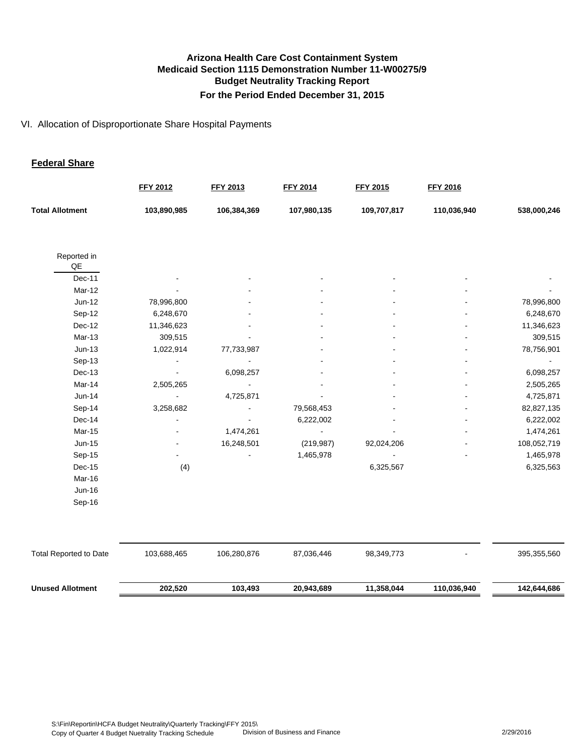**Arizona Health Care Cost Containment System**
**Medicaid Section 1115 Demonstration Number 11-W00275/9**
**Budget Neutrality Tracking Report**
**For the Period Ended December 31, 2015**

VI. Allocation of Disproportionate Share Hospital Payments

**Federal Share**

| | FFY 2012 | FFY 2013 | FFY 2014 | FFY 2015 | FFY 2016 | |
|---|---|---|---|---|---|---|
| **Total Allotment** | **103,890,985** | **106,384,369** | **107,980,135** | **109,707,817** | **110,036,940** | **538,000,246** |
| Reported in QE | | | | | | |
| Dec-11 | - | - | - | - | - | - |
| Mar-12 | - | - | - | - | - | - |
| Jun-12 | 78,996,800 | - | - | - | - | 78,996,800 |
| Sep-12 | 6,248,670 | - | - | - | - | 6,248,670 |
| Dec-12 | 11,346,623 | - | - | - | - | 11,346,623 |
| Mar-13 | 309,515 | - | - | - | - | 309,515 |
| Jun-13 | 1,022,914 | 77,733,987 | - | - | - | 78,756,901 |
| Sep-13 | - | - | - | - | - | - |
| Dec-13 | - | 6,098,257 | - | - | - | 6,098,257 |
| Mar-14 | 2,505,265 | - | - | - | - | 2,505,265 |
| Jun-14 | - | 4,725,871 | - | - | - | 4,725,871 |
| Sep-14 | 3,258,682 | - | 79,568,453 | - | - | 82,827,135 |
| Dec-14 | - | - | 6,222,002 | - | - | 6,222,002 |
| Mar-15 | - | 1,474,261 | - | - | - | 1,474,261 |
| Jun-15 | - | 16,248,501 | (219,987) | 92,024,206 | - | 108,052,719 |
| Sep-15 | - | - | 1,465,978 | - | - | 1,465,978 |
| Dec-15 | (4) | | | 6,325,567 | | 6,325,563 |
| Mar-16 | | | | | | |
| Jun-16 | | | | | | |
| Sep-16 | | | | | | |
| Total Reported to Date | 103,688,465 | 106,280,876 | 87,036,446 | 98,349,773 | - | 395,355,560 |
| **Unused Allotment** | **202,520** | **103,493** | **20,943,689** | **11,358,044** | **110,036,940** | **142,644,686** |

S:\Fin\Reportin\HCFA Budget Neutrality\Quarterly Tracking\FFY 2015\
Copy of Quarter 4 Budget Nuetrality Tracking Schedule — Division of Business and Finance — 2/29/2016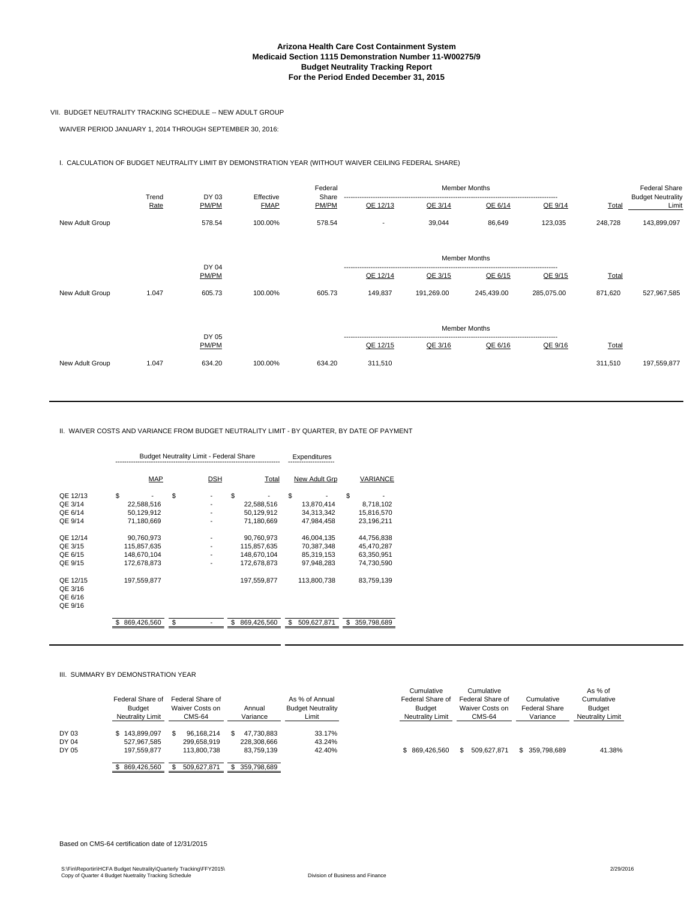# Arizona Health Care Cost Containment System
## Medicaid Section 1115 Demonstration Number 11-W00275/9
## Budget Neutrality Tracking Report
## For the Period Ended December 31, 2015

VII. BUDGET NEUTRALITY TRACKING SCHEDULE -- NEW ADULT GROUP

WAIVER PERIOD JANUARY 1, 2014 THROUGH SEPTEMBER 30, 2016:

I. CALCULATION OF BUDGET NEUTRALITY LIMIT BY DEMONSTRATION YEAR (WITHOUT WAIVER CEILING FEDERAL SHARE)

| | Trend Rate | DY 03 PM/PM | Effective FMAP | Federal Share PM/PM | Member Months QE 12/13 | QE 3/14 | QE 6/14 | QE 9/14 | Total | Federal Share Budget Neutrality Limit |
|---|---|---|---|---|---|---|---|---|---|---|
| New Adult Group | | 578.54 | 100.00% | 578.54 | - | 39,044 | 86,649 | 123,035 | 248,728 | 143,899,097 |
| | | **DY 04 PM/PM** | | | **QE 12/14** | **QE 3/15** | **QE 6/15** | **QE 9/15** | **Total** | |
| New Adult Group | 1.047 | 605.73 | 100.00% | 605.73 | 149,837 | 191,269.00 | 245,439.00 | 285,075.00 | 871,620 | 527,967,585 |
| | | **DY 05 PM/PM** | | | **QE 12/15** | **QE 3/16** | **QE 6/16** | **QE 9/16** | **Total** | |
| New Adult Group | 1.047 | 634.20 | 100.00% | 634.20 | 311,510 | | | | 311,510 | 197,559,877 |

II. WAIVER COSTS AND VARIANCE FROM BUDGET NEUTRALITY LIMIT - BY QUARTER, BY DATE OF PAYMENT

| | Budget Neutrality Limit - Federal Share MAP | DSH | Total | Expenditures New Adult Grp | VARIANCE |
|---|---|---|---|---|---|
| QE 12/13 | $ - | $ - | $ - | $ - | $ - |
| QE 3/14 | 22,588,516 | - | 22,588,516 | 13,870,414 | 8,718,102 |
| QE 6/14 | 50,129,912 | - | 50,129,912 | 34,313,342 | 15,816,570 |
| QE 9/14 | 71,180,669 | - | 71,180,669 | 47,984,458 | 23,196,211 |
| QE 12/14 | 90,760,973 | - | 90,760,973 | 46,004,135 | 44,756,838 |
| QE 3/15 | 115,857,635 | - | 115,857,635 | 70,387,348 | 45,470,287 |
| QE 6/15 | 148,670,104 | - | 148,670,104 | 85,319,153 | 63,350,951 |
| QE 9/15 | 172,678,873 | - | 172,678,873 | 97,948,283 | 74,730,590 |
| QE 12/15 | 197,559,877 | | 197,559,877 | 113,800,738 | 83,759,139 |
| QE 3/16 | | | | | |
| QE 6/16 | | | | | |
| QE 9/16 | | | | | |
| | $ 869,426,560 | $ - | $ 869,426,560 | $ 509,627,871 | $ 359,798,689 |

III. SUMMARY BY DEMONSTRATION YEAR

| | Federal Share of Budget Neutrality Limit | Federal Share of Waiver Costs on CMS-64 | Annual Variance | As % of Annual Budget Neutrality Limit | Cumulative Federal Share of Budget Neutrality Limit | Cumulative Federal Share of Waiver Costs on CMS-64 | Cumulative Federal Share Variance | As % of Cumulative Budget Neutrality Limit |
|---|---|---|---|---|---|---|---|---|
| DY 03 | $ 143,899,097 | $ 96,168,214 | $ 47,730,883 | 33.17% | | | | |
| DY 04 | 527,967,585 | 299,658,919 | 228,308,666 | 43.24% | | | | |
| DY 05 | 197,559,877 | 113,800,738 | 83,759,139 | 42.40% | $ 869,426,560 | $ 509,627,871 | $ 359,798,689 | 41.38% |
| | $ 869,426,560 | $ 509,627,871 | $ 359,798,689 | | | | | |

Based on CMS-64 certification date of 12/31/2015

S:\Fin\Reportin\HCFA Budget Neutrality\Quarterly Tracking\FFY2015\
Copy of Quarter 4 Budget Nuetrality Tracking Schedule

Division of Business and Finance

2/29/2016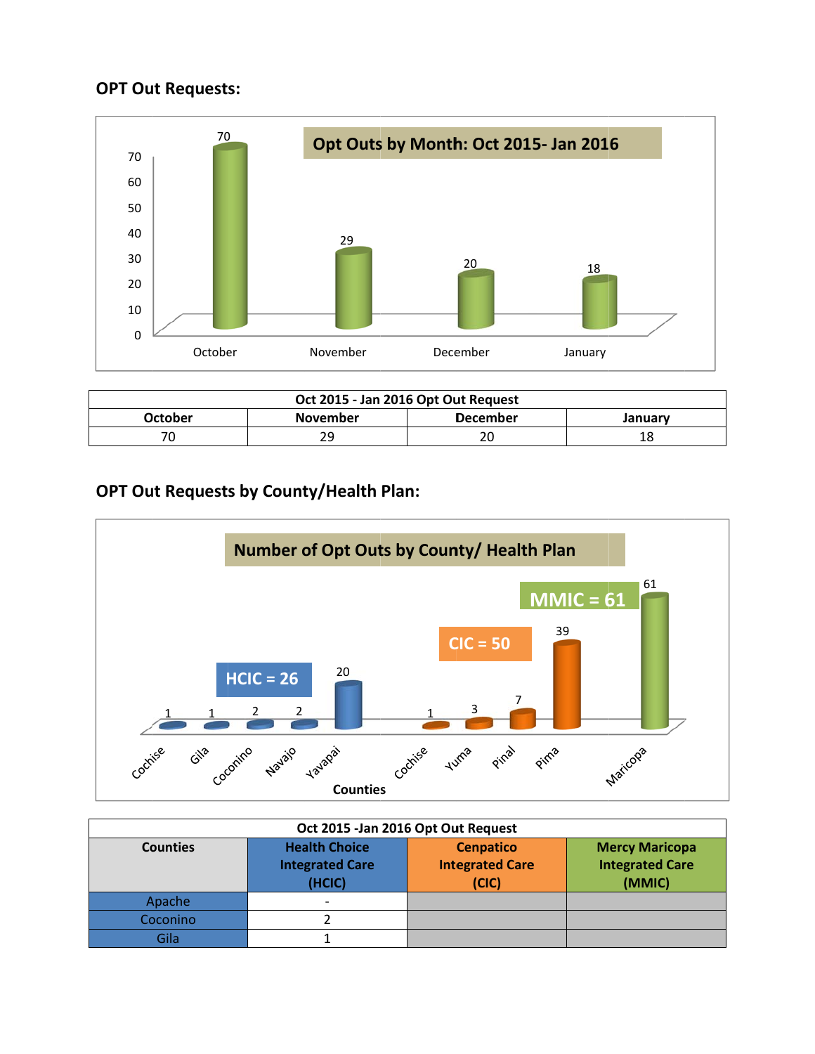## OPT Out Requests:

Opt Outs by Month: Oct 2015- Jan 2016

| Oct 2015 - Jan 2016 Opt Out Request | | | |
|---|---|---|---|
| October | November | December | January |
| 70 | 29 | 20 | 18 |

## OPT Out Requests by County/Health Plan:

Number of Opt Outs by County/ Health Plan

| Oct 2015 -Jan 2016 Opt Out Request | | | |
|---|---|---|---|
| Counties | Health Choice Integrated Care (HCIC) | Cenpatico Integrated Care (CIC) | Mercy Maricopa Integrated Care (MMIC) |
| Apache | - | | |
| Coconino | 2 | | |
| Gila | 1 | | |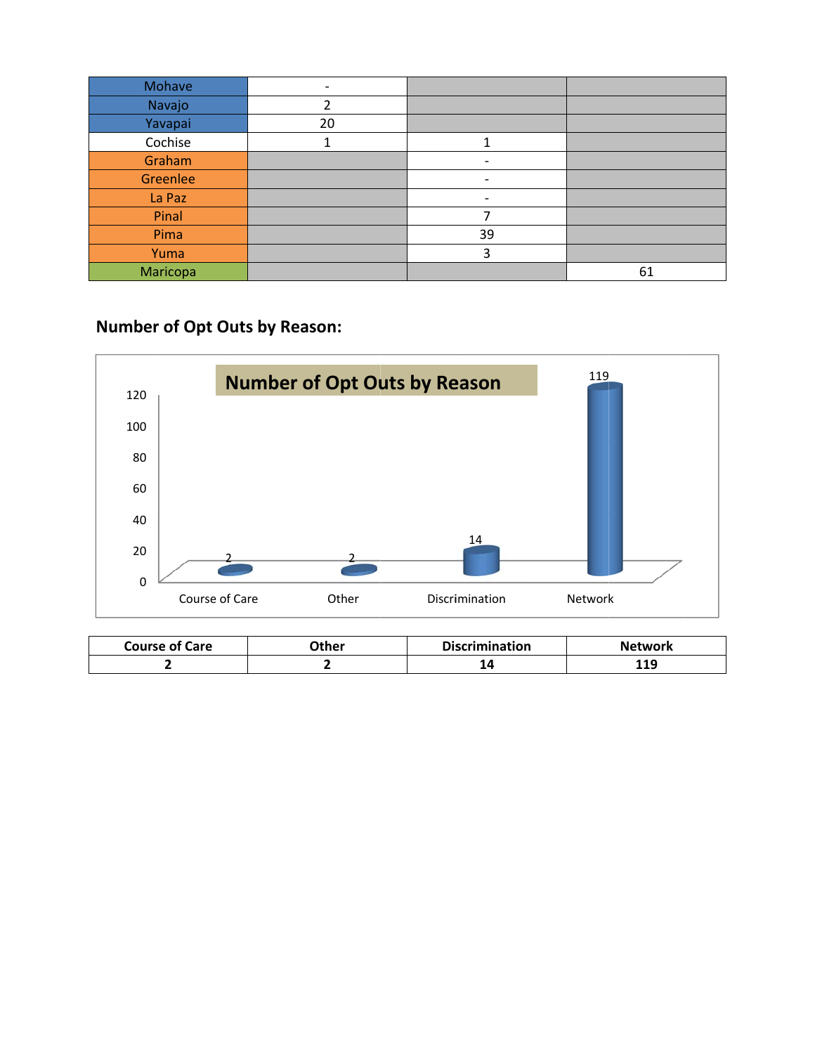| | | | |
|---|---|---|---|
| Mohave | - | | |
| Navajo | 2 | | |
| Yavapai | 20 | | |
| Cochise | 1 | 1 | |
| Graham | | - | |
| Greenlee | | - | |
| La Paz | | - | |
| Pinal | | 7 | |
| Pima | | 39 | |
| Yuma | | 3 | |
| Maricopa | | | 61 |

**Number of Opt Outs by Reason:**

Number of Opt Outs by Reason

| Course of Care | Other | Discrimination | Network |
|---|---|---|---|
| 2 | 2 | 14 | 119 |

| Course of Care | Other | Discrimination | Network |
|---|---|---|---|
| **2** | **2** | **14** | **119** |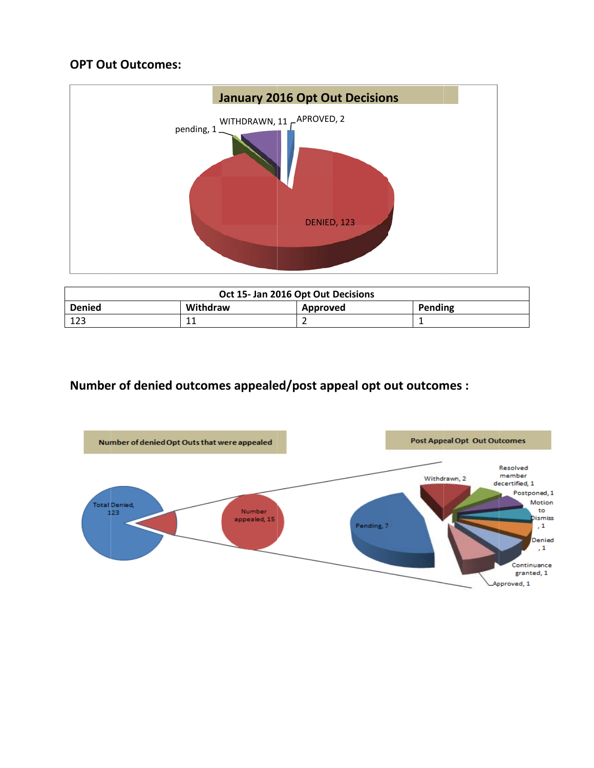## OPT Out Outcomes:

**January 2016 Opt Out Decisions**

pending, 1

WITHDRAWN, 11

APROVED, 2

DENIED, 123

| Oct 15- Jan 2016 Opt Out Decisions | | | |
|---|---|---|---|
| **Denied** | **Withdraw** | **Approved** | **Pending** |
| 123 | 11 | 2 | 1 |

## Number of denied outcomes appealed/post appeal opt out outcomes :

**Number of denied Opt Outs that were appealed**

Total Denied, 123

Number appealed, 15

**Post Appeal Opt Out Outcomes**

Pending, 7

Withdrawn, 2

Resolved member decertified, 1

Postponed, 1

Motion to Dismiss, 1

Denied, 1

Continuance granted, 1

Approved, 1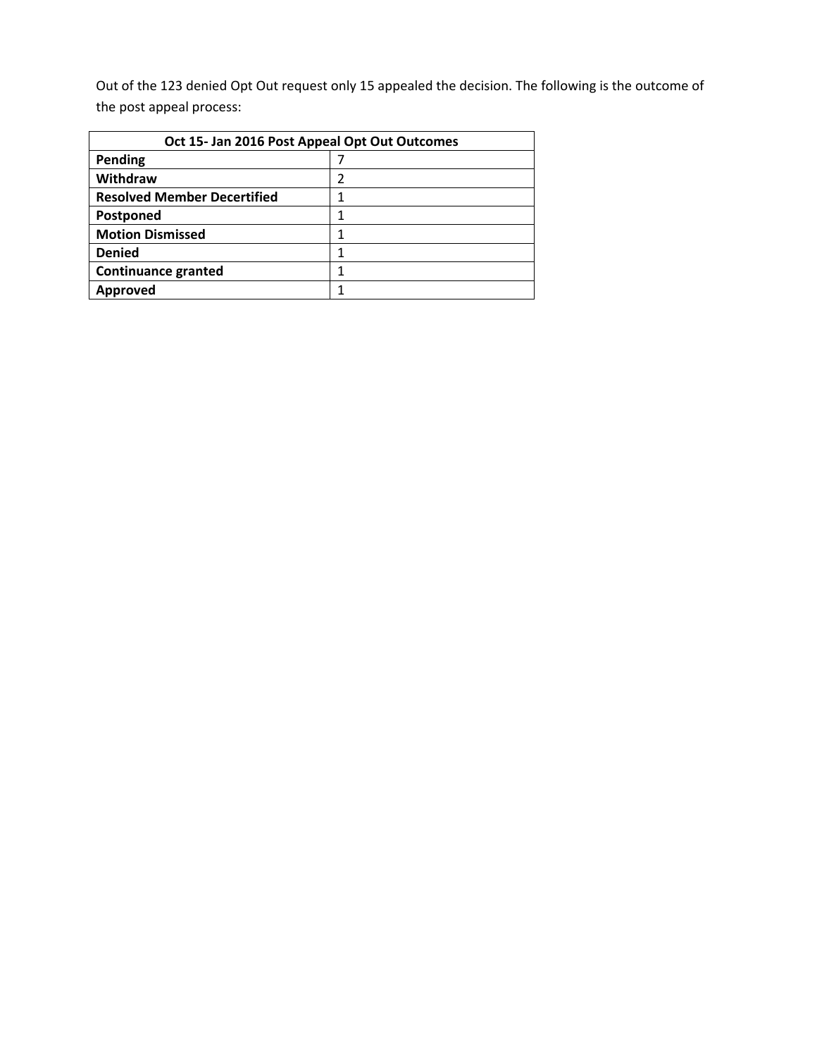Out of the 123 denied Opt Out request only 15 appealed the decision. The following is the outcome of the post appeal process:

| Oct 15- Jan 2016 Post Appeal Opt Out Outcomes | |
|---|---|
| **Pending** | 7 |
| **Withdraw** | 2 |
| **Resolved Member Decertified** | 1 |
| **Postponed** | 1 |
| **Motion Dismissed** | 1 |
| **Denied** | 1 |
| **Continuance granted** | 1 |
| **Approved** | 1 |